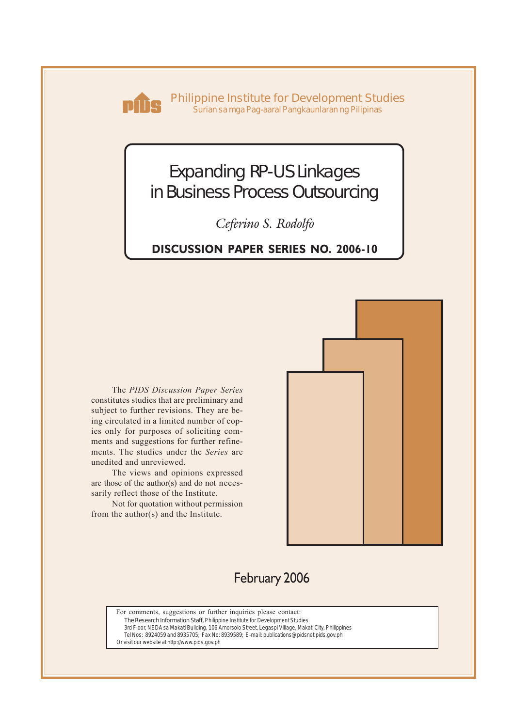Philippine Institute for Development Studies
Surian sa mga Pag-aaral Pangkaunlaran ng Pilipinas

# Expanding RP-US Linkages in Business Process Outsourcing

*Ceferino S. Rodolfo*

**DISCUSSION PAPER SERIES NO. 2006-10**

The *PIDS Discussion Paper Series* constitutes studies that are preliminary and subject to further revisions. They are being circulated in a limited number of copies only for purposes of soliciting comments and suggestions for further refinements. The studies under the *Series* are unedited and unreviewed.

The views and opinions expressed are those of the author(s) and do not necessarily reflect those of the Institute.

Not for quotation without permission from the author(s) and the Institute.

February 2006

For comments, suggestions or further inquiries please contact:
The Research Information Staff, Philippine Institute for Development Studies
3rd Floor, NEDA sa Makati Building, 106 Amorsolo Street, Legaspi Village, Makati City, Philippines
Tel Nos: 8924059 and 8935705; Fax No: 8939589; E-mail: publications@pidsnet.pids.gov.ph
Or visit our website at http://www.pids.gov.ph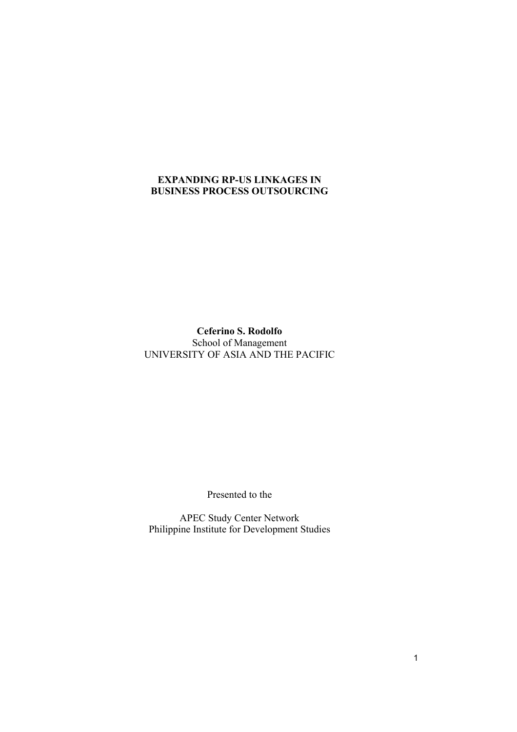**EXPANDING RP-US LINKAGES IN BUSINESS PROCESS OUTSOURCING**

**Ceferino S. Rodolfo**
School of Management
UNIVERSITY OF ASIA AND THE PACIFIC

Presented to the

APEC Study Center Network
Philippine Institute for Development Studies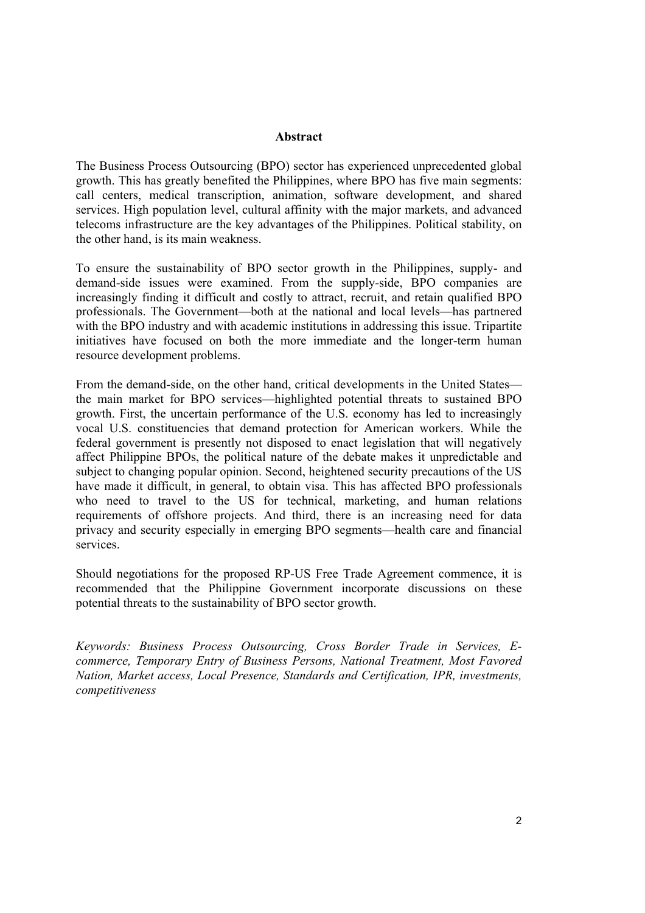## Abstract

The Business Process Outsourcing (BPO) sector has experienced unprecedented global growth. This has greatly benefited the Philippines, where BPO has five main segments: call centers, medical transcription, animation, software development, and shared services. High population level, cultural affinity with the major markets, and advanced telecoms infrastructure are the key advantages of the Philippines. Political stability, on the other hand, is its main weakness.

To ensure the sustainability of BPO sector growth in the Philippines, supply- and demand-side issues were examined. From the supply-side, BPO companies are increasingly finding it difficult and costly to attract, recruit, and retain qualified BPO professionals. The Government—both at the national and local levels—has partnered with the BPO industry and with academic institutions in addressing this issue. Tripartite initiatives have focused on both the more immediate and the longer-term human resource development problems.

From the demand-side, on the other hand, critical developments in the United States—the main market for BPO services—highlighted potential threats to sustained BPO growth. First, the uncertain performance of the U.S. economy has led to increasingly vocal U.S. constituencies that demand protection for American workers. While the federal government is presently not disposed to enact legislation that will negatively affect Philippine BPOs, the political nature of the debate makes it unpredictable and subject to changing popular opinion. Second, heightened security precautions of the US have made it difficult, in general, to obtain visa. This has affected BPO professionals who need to travel to the US for technical, marketing, and human relations requirements of offshore projects. And third, there is an increasing need for data privacy and security especially in emerging BPO segments—health care and financial services.

Should negotiations for the proposed RP-US Free Trade Agreement commence, it is recommended that the Philippine Government incorporate discussions on these potential threats to the sustainability of BPO sector growth.

*Keywords: Business Process Outsourcing, Cross Border Trade in Services, E-commerce, Temporary Entry of Business Persons, National Treatment, Most Favored Nation, Market access, Local Presence, Standards and Certification, IPR, investments, competitiveness*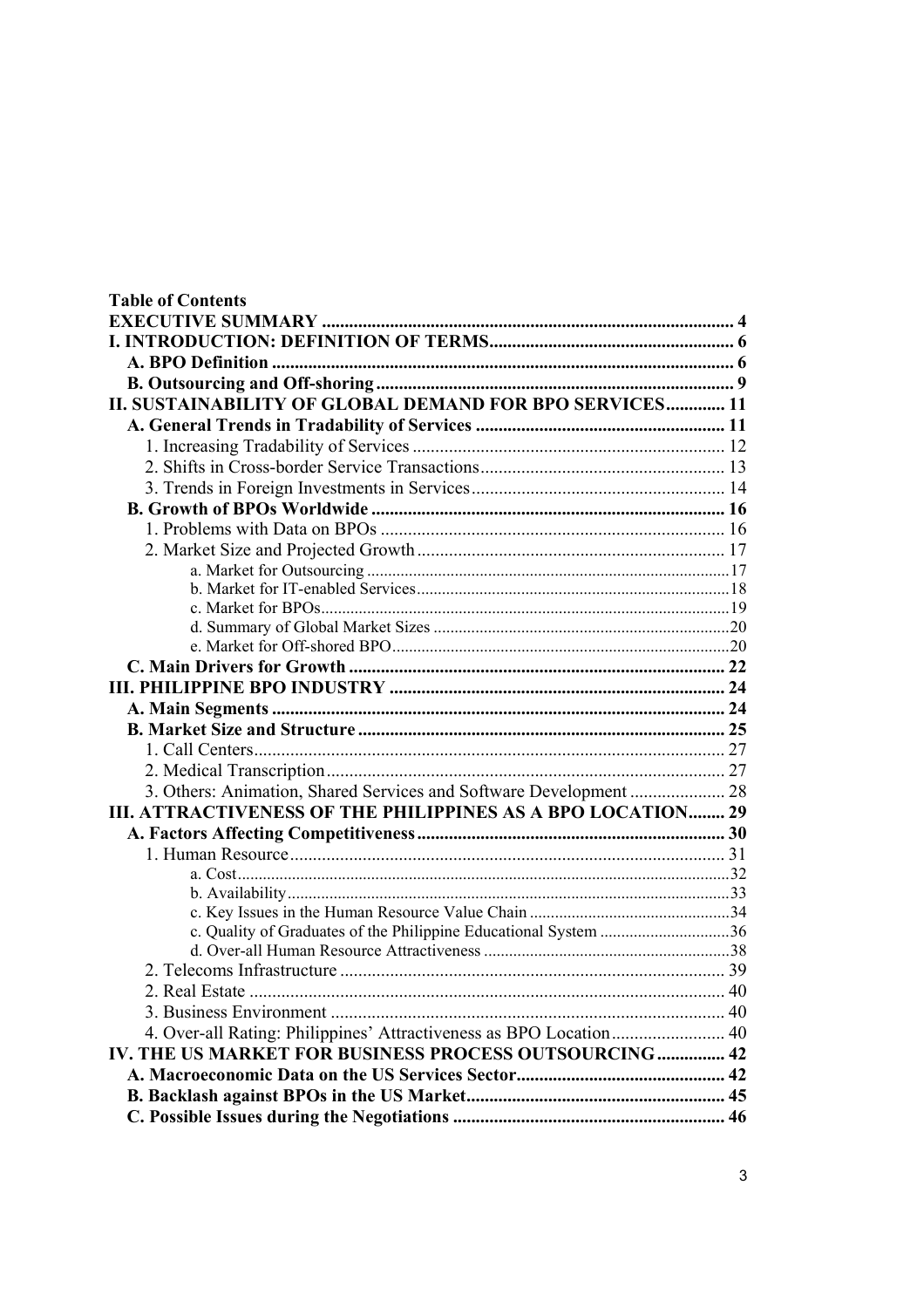**Table of Contents**

**EXECUTIVE SUMMARY** .......... 4

**I. INTRODUCTION: DEFINITION OF TERMS** .......... 6

- **A. BPO Definition** .......... 6
- **B. Outsourcing and Off-shoring** .......... 9

**II. SUSTAINABILITY OF GLOBAL DEMAND FOR BPO SERVICES** .......... 11

- **A. General Trends in Tradability of Services** .......... 11
  - 1. Increasing Tradability of Services .......... 12
  - 2. Shifts in Cross-border Service Transactions .......... 13
  - 3. Trends in Foreign Investments in Services .......... 14
- **B. Growth of BPOs Worldwide** .......... 16
  - 1. Problems with Data on BPOs .......... 16
  - 2. Market Size and Projected Growth .......... 17
    - a. Market for Outsourcing .......... 17
    - b. Market for IT-enabled Services .......... 18
    - c. Market for BPOs .......... 19
    - d. Summary of Global Market Sizes .......... 20
    - e. Market for Off-shored BPO .......... 20
- **C. Main Drivers for Growth** .......... 22

**III. PHILIPPINE BPO INDUSTRY** .......... 24

- **A. Main Segments** .......... 24
- **B. Market Size and Structure** .......... 25
  - 1. Call Centers .......... 27
  - 2. Medical Transcription .......... 27
  - 3. Others: Animation, Shared Services and Software Development .......... 28

**III. ATTRACTIVENESS OF THE PHILIPPINES AS A BPO LOCATION** .......... 29

- **A. Factors Affecting Competitiveness** .......... 30
  - 1. Human Resource .......... 31
    - a. Cost .......... 32
    - b. Availability .......... 33
    - c. Key Issues in the Human Resource Value Chain .......... 34
    - c. Quality of Graduates of the Philippine Educational System .......... 36
    - d. Over-all Human Resource Attractiveness .......... 38
  - 2. Telecoms Infrastructure .......... 39
  - 2. Real Estate .......... 40
  - 3. Business Environment .......... 40
  - 4. Over-all Rating: Philippines' Attractiveness as BPO Location .......... 40

**IV. THE US MARKET FOR BUSINESS PROCESS OUTSOURCING** .......... 42

- **A. Macroeconomic Data on the US Services Sector** .......... 42
- **B. Backlash against BPOs in the US Market** .......... 45
- **C. Possible Issues during the Negotiations** .......... 46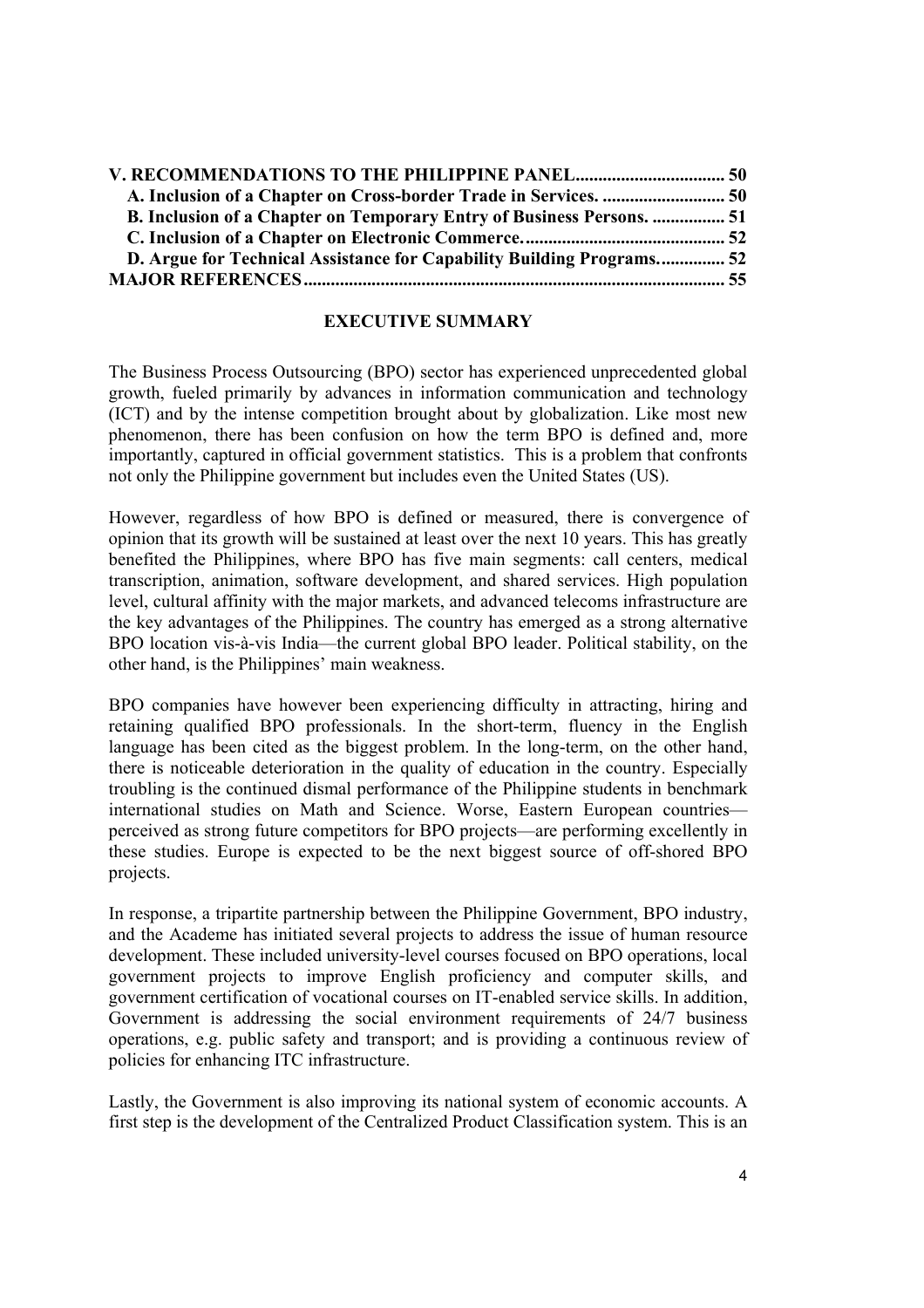**V. RECOMMENDATIONS TO THE PHILIPPINE PANEL................................ 50**
  **A. Inclusion of a Chapter on Cross-border Trade in Services. .......................... 50**
  **B. Inclusion of a Chapter on Temporary Entry of Business Persons. ................ 51**
  **C. Inclusion of a Chapter on Electronic Commerce............................................ 52**
  **D. Argue for Technical Assistance for Capability Building Programs.............. 52**
**MAJOR REFERENCES............................................................................................ 55**

## EXECUTIVE SUMMARY

The Business Process Outsourcing (BPO) sector has experienced unprecedented global growth, fueled primarily by advances in information communication and technology (ICT) and by the intense competition brought about by globalization. Like most new phenomenon, there has been confusion on how the term BPO is defined and, more importantly, captured in official government statistics. This is a problem that confronts not only the Philippine government but includes even the United States (US).

However, regardless of how BPO is defined or measured, there is convergence of opinion that its growth will be sustained at least over the next 10 years. This has greatly benefited the Philippines, where BPO has five main segments: call centers, medical transcription, animation, software development, and shared services. High population level, cultural affinity with the major markets, and advanced telecoms infrastructure are the key advantages of the Philippines. The country has emerged as a strong alternative BPO location vis-à-vis India—the current global BPO leader. Political stability, on the other hand, is the Philippines' main weakness.

BPO companies have however been experiencing difficulty in attracting, hiring and retaining qualified BPO professionals. In the short-term, fluency in the English language has been cited as the biggest problem. In the long-term, on the other hand, there is noticeable deterioration in the quality of education in the country. Especially troubling is the continued dismal performance of the Philippine students in benchmark international studies on Math and Science. Worse, Eastern European countries—perceived as strong future competitors for BPO projects—are performing excellently in these studies. Europe is expected to be the next biggest source of off-shored BPO projects.

In response, a tripartite partnership between the Philippine Government, BPO industry, and the Academe has initiated several projects to address the issue of human resource development. These included university-level courses focused on BPO operations, local government projects to improve English proficiency and computer skills, and government certification of vocational courses on IT-enabled service skills. In addition, Government is addressing the social environment requirements of 24/7 business operations, e.g. public safety and transport; and is providing a continuous review of policies for enhancing ITC infrastructure.

Lastly, the Government is also improving its national system of economic accounts. A first step is the development of the Centralized Product Classification system. This is an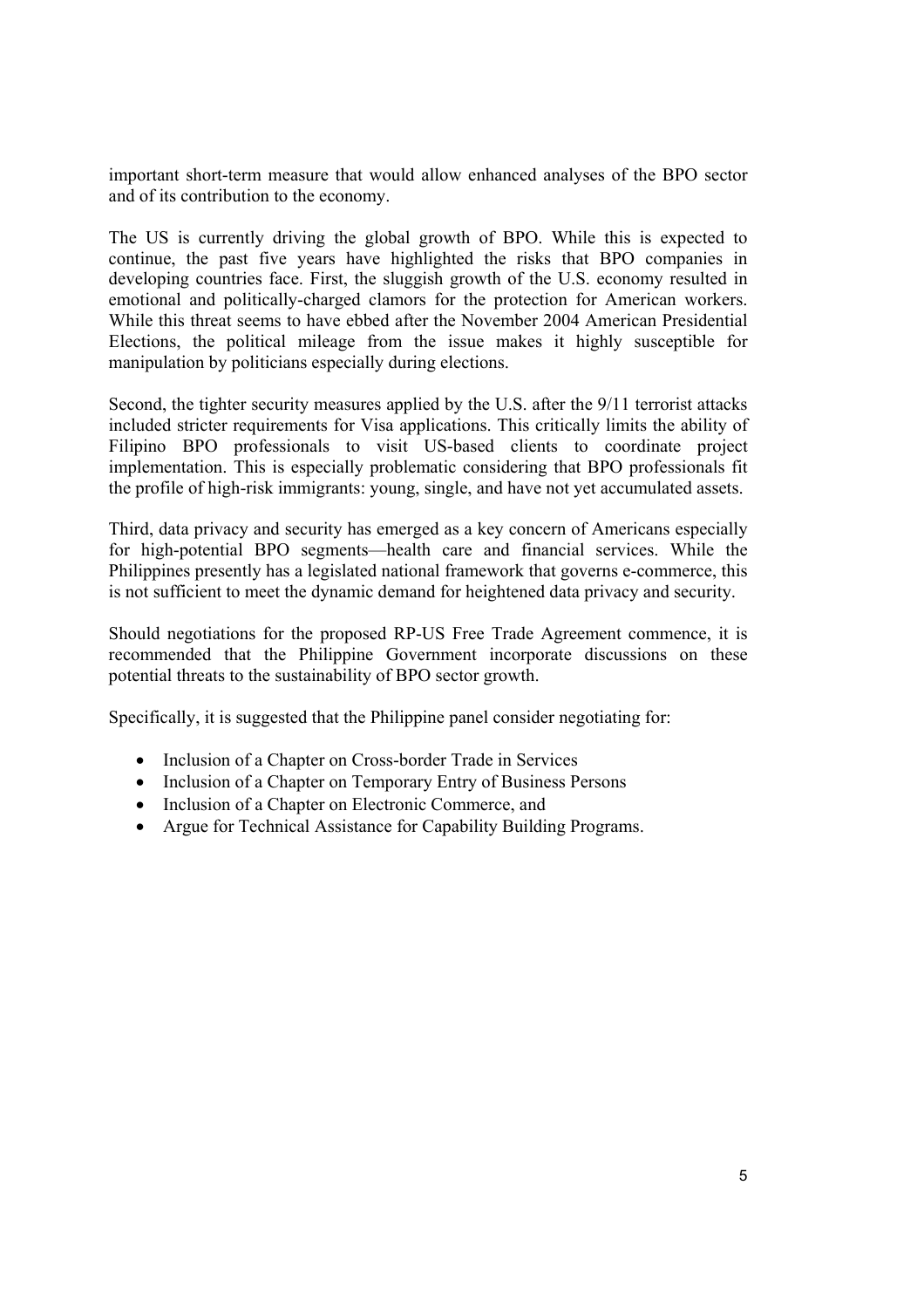important short-term measure that would allow enhanced analyses of the BPO sector and of its contribution to the economy.

The US is currently driving the global growth of BPO. While this is expected to continue, the past five years have highlighted the risks that BPO companies in developing countries face. First, the sluggish growth of the U.S. economy resulted in emotional and politically-charged clamors for the protection for American workers. While this threat seems to have ebbed after the November 2004 American Presidential Elections, the political mileage from the issue makes it highly susceptible for manipulation by politicians especially during elections.

Second, the tighter security measures applied by the U.S. after the 9/11 terrorist attacks included stricter requirements for Visa applications. This critically limits the ability of Filipino BPO professionals to visit US-based clients to coordinate project implementation. This is especially problematic considering that BPO professionals fit the profile of high-risk immigrants: young, single, and have not yet accumulated assets.

Third, data privacy and security has emerged as a key concern of Americans especially for high-potential BPO segments—health care and financial services. While the Philippines presently has a legislated national framework that governs e-commerce, this is not sufficient to meet the dynamic demand for heightened data privacy and security.

Should negotiations for the proposed RP-US Free Trade Agreement commence, it is recommended that the Philippine Government incorporate discussions on these potential threats to the sustainability of BPO sector growth.

Specifically, it is suggested that the Philippine panel consider negotiating for:

- Inclusion of a Chapter on Cross-border Trade in Services
- Inclusion of a Chapter on Temporary Entry of Business Persons
- Inclusion of a Chapter on Electronic Commerce, and
- Argue for Technical Assistance for Capability Building Programs.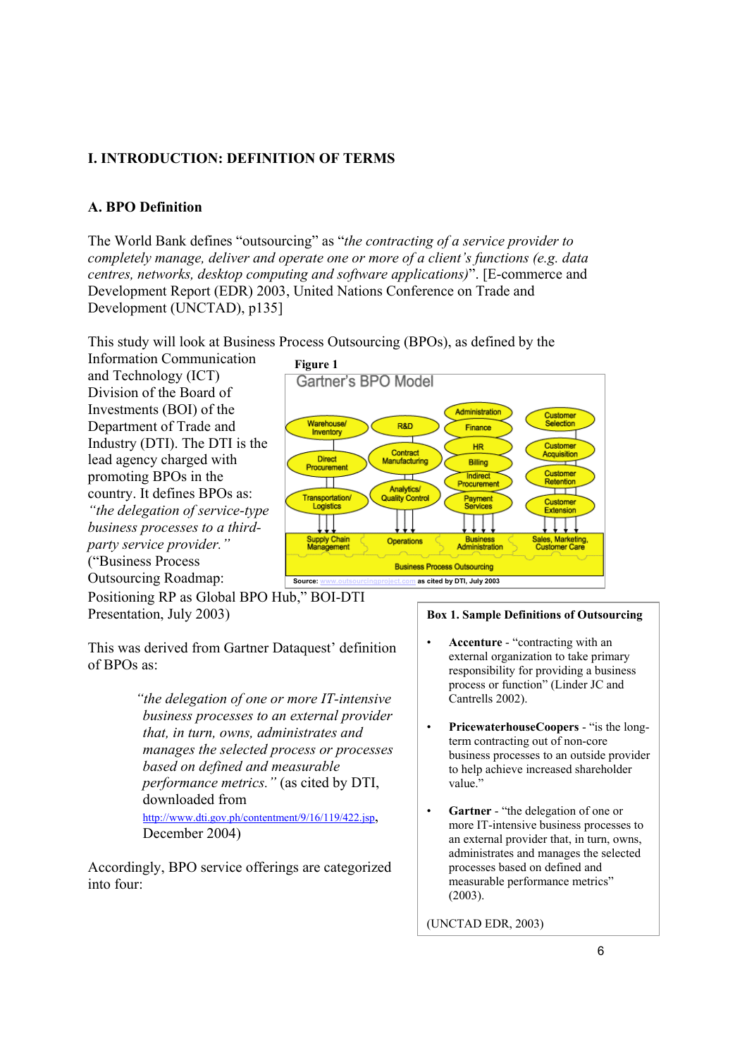# I. INTRODUCTION: DEFINITION OF TERMS

## A. BPO Definition

The World Bank defines "outsourcing" as "*the contracting of a service provider to completely manage, deliver and operate one or more of a client's functions (e.g. data centres, networks, desktop computing and software applications)*". [E-commerce and Development Report (EDR) 2003, United Nations Conference on Trade and Development (UNCTAD), p135]

This study will look at Business Process Outsourcing (BPOs), as defined by the Information Communication and Technology (ICT) Division of the Board of Investments (BOI) of the Department of Trade and Industry (DTI). The DTI is the lead agency charged with promoting BPOs in the country. It defines BPOs as: *"the delegation of service-type business processes to a third-party service provider."* ("Business Process Outsourcing Roadmap: Positioning RP as Global BPO Hub," BOI-DTI Presentation, July 2003)

**Figure 1**

Gartner's BPO Model

| Supply Chain Management | Operations | Business Administration | Sales, Marketing, Customer Care |
|---|---|---|---|
| Warehouse/ Inventory | R&D | Administration | Customer Selection |
| Direct Procurement | Contract Manufacturing | Finance | Customer Acquisition |
| Transportation/ Logistics | Analytics/ Quality Control | HR | Customer Retention |
| | | Billing | Customer Extension |
| | | Indirect Procurement | |
| | | Payment Services | |

Business Process Outsourcing

Source: www.outsourcingproject.com as cited by DTI, July 2003

This was derived from Gartner Dataquest' definition of BPOs as:

> *"the delegation of one or more IT-intensive business processes to an external provider that, in turn, owns, administrates and manages the selected process or processes based on defined and measurable performance metrics."* (as cited by DTI, downloaded from http://www.dti.gov.ph/contentment/9/16/119/422.jsp, December 2004)

Accordingly, BPO service offerings are categorized into four:

**Box 1. Sample Definitions of Outsourcing**

- **Accenture** - "contracting with an external organization to take primary responsibility for providing a business process or function" (Linder JC and Cantrells 2002).
- **PricewaterhouseCoopers** - "is the long-term contracting out of non-core business processes to an outside provider to help achieve increased shareholder value."
- **Gartner** - "the delegation of one or more IT-intensive business processes to an external provider that, in turn, owns, administrates and manages the selected processes based on defined and measurable performance metrics" (2003).

(UNCTAD EDR, 2003)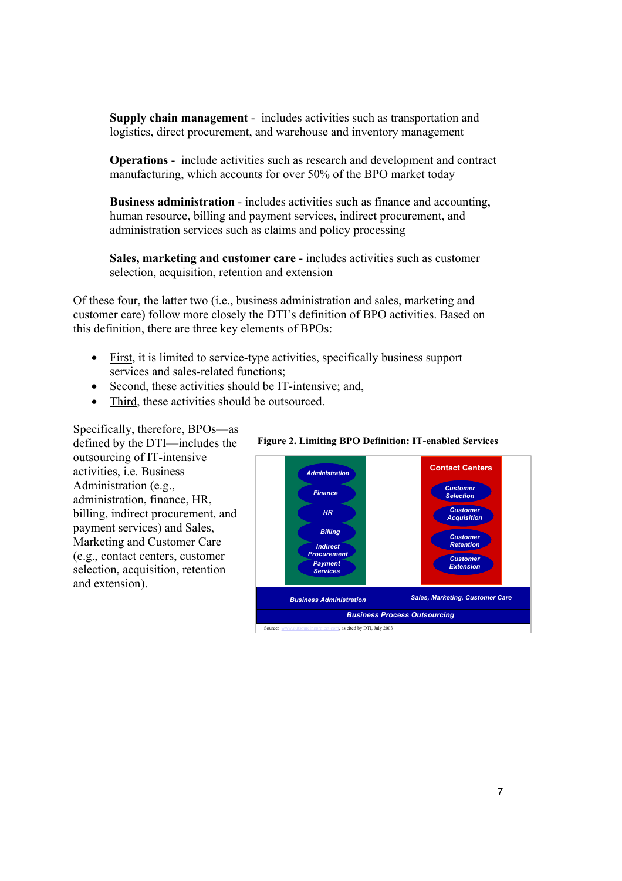**Supply chain management** - includes activities such as transportation and logistics, direct procurement, and warehouse and inventory management

**Operations** - include activities such as research and development and contract manufacturing, which accounts for over 50% of the BPO market today

**Business administration** - includes activities such as finance and accounting, human resource, billing and payment services, indirect procurement, and administration services such as claims and policy processing

**Sales, marketing and customer care** - includes activities such as customer selection, acquisition, retention and extension

Of these four, the latter two (i.e., business administration and sales, marketing and customer care) follow more closely the DTI's definition of BPO activities. Based on this definition, there are three key elements of BPOs:

- First, it is limited to service-type activities, specifically business support services and sales-related functions;
- Second, these activities should be IT-intensive; and,
- Third, these activities should be outsourced.

Specifically, therefore, BPOs—as defined by the DTI—includes the outsourcing of IT-intensive activities, i.e. Business Administration (e.g., administration, finance, HR, billing, indirect procurement, and payment services) and Sales, Marketing and Customer Care (e.g., contact centers, customer selection, acquisition, retention and extension).

**Figure 2. Limiting BPO Definition: IT-enabled Services**

| Business Administration | Sales, Marketing, Customer Care |
|---|---|
| Administration | Contact Centers |
| Finance | Customer Selection |
| HR | Customer Acquisition |
| Billing | Customer Retention |
| Indirect Procurement | Customer Extension |
| Payment Services | |

Business Process Outsourcing

Source: www.outsourcingproject.com, as cited by DTI, July 2003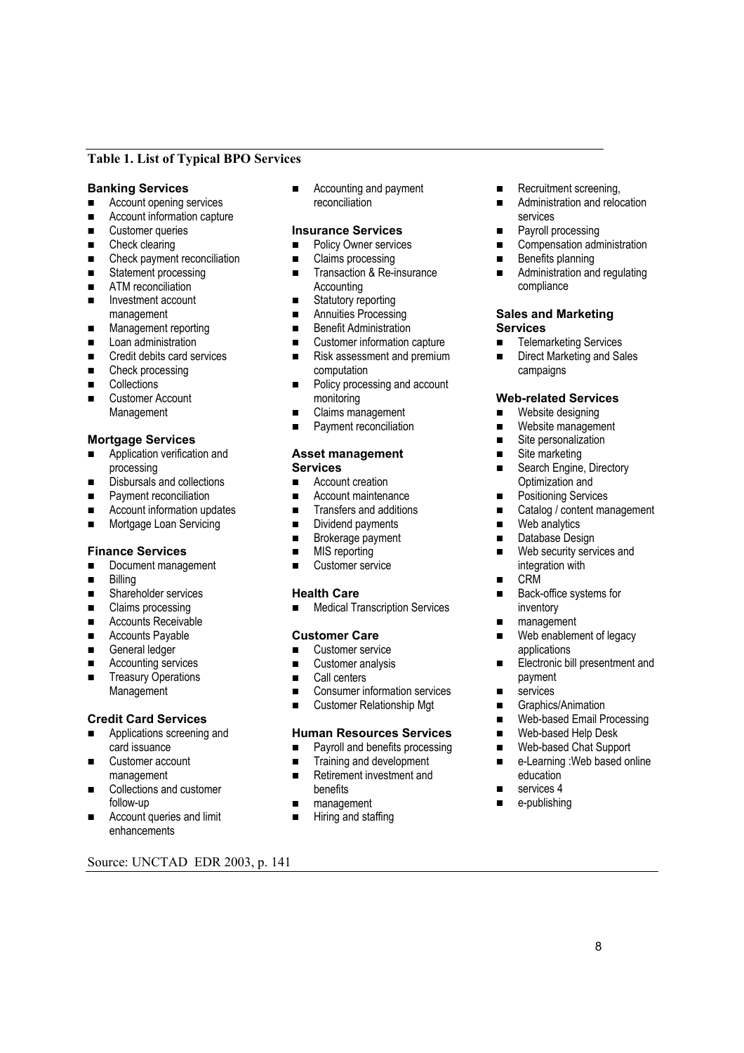**Table 1. List of Typical BPO Services**

**Banking Services**

- Account opening services
- Account information capture
- Customer queries
- Check clearing
- Check payment reconciliation
- Statement processing
- ATM reconciliation
- Investment account management
- Management reporting
- Loan administration
- Credit debits card services
- Check processing
- Collections
- Customer Account Management

**Mortgage Services**

- Application verification and processing
- Disbursals and collections
- Payment reconciliation
- Account information updates
- Mortgage Loan Servicing

**Finance Services**

- Document management
- Billing
- Shareholder services
- Claims processing
- Accounts Receivable
- Accounts Payable
- General ledger
- Accounting services
- Treasury Operations Management

**Credit Card Services**

- Applications screening and card issuance
- Customer account management
- Collections and customer follow-up
- Account queries and limit enhancements
- Accounting and payment reconciliation

**Insurance Services**

- Policy Owner services
- Claims processing
- Transaction & Re-insurance Accounting
- Statutory reporting
- Annuities Processing
- Benefit Administration
- Customer information capture
- Risk assessment and premium computation
- Policy processing and account monitoring
- Claims management
- Payment reconciliation

**Asset management Services**

- Account creation
- Account maintenance
- Transfers and additions
- Dividend payments
- Brokerage payment
- MIS reporting
- Customer service

**Health Care**

- Medical Transcription Services

**Customer Care**

- Customer service
- Customer analysis
- Call centers
- Consumer information services
- Customer Relationship Mgt

**Human Resources Services**

- Payroll and benefits processing
- Training and development
- Retirement investment and benefits
- management
- Hiring and staffing
- Recruitment screening,
- Administration and relocation services
- Payroll processing
- Compensation administration
- Benefits planning
- Administration and regulating compliance

**Sales and Marketing Services**

- Telemarketing Services
- Direct Marketing and Sales campaigns

**Web-related Services**

- Website designing
- Website management
- Site personalization
- Site marketing
- Search Engine, Directory Optimization and
- Positioning Services
- Catalog / content management
- Web analytics
- Database Design
- Web security services and integration with
- CRM
- Back-office systems for inventory
- management
- Web enablement of legacy applications
- Electronic bill presentment and payment
- services
- Graphics/Animation
- Web-based Email Processing
- Web-based Help Desk
- Web-based Chat Support
- e-Learning :Web based online education
- services 4
- e-publishing

Source: UNCTAD EDR 2003, p. 141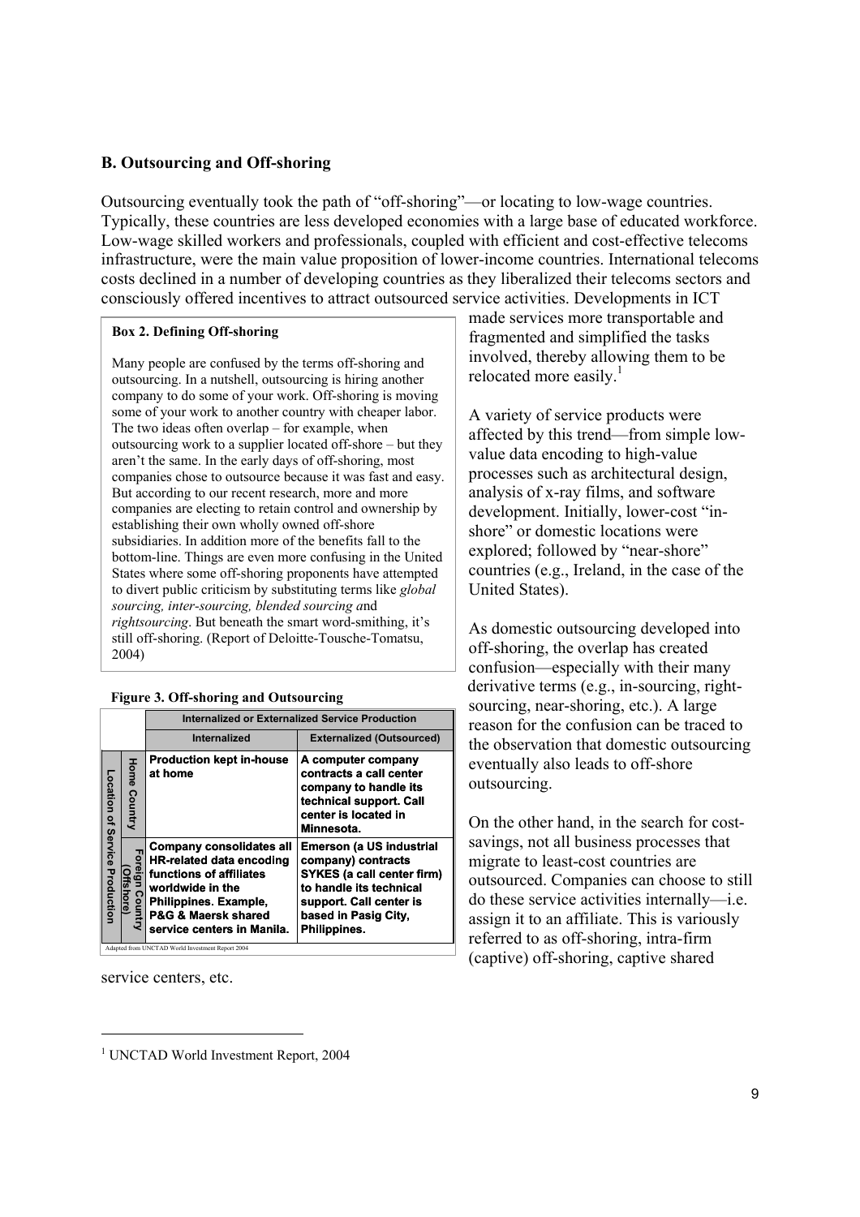## B. Outsourcing and Off-shoring

Outsourcing eventually took the path of "off-shoring"—or locating to low-wage countries. Typically, these countries are less developed economies with a large base of educated workforce. Low-wage skilled workers and professionals, coupled with efficient and cost-effective telecoms infrastructure, were the main value proposition of lower-income countries. International telecoms costs declined in a number of developing countries as they liberalized their telecoms sectors and consciously offered incentives to attract outsourced service activities. Developments in ICT made services more transportable and fragmented and simplified the tasks involved, thereby allowing them to be relocated more easily.[1]

> **Box 2. Defining Off-shoring**
>
> Many people are confused by the terms off-shoring and outsourcing. In a nutshell, outsourcing is hiring another company to do some of your work. Off-shoring is moving some of your work to another country with cheaper labor. The two ideas often overlap – for example, when outsourcing work to a supplier located off-shore – but they aren't the same. In the early days of off-shoring, most companies chose to outsource because it was fast and easy. But according to our recent research, more and more companies are electing to retain control and ownership by establishing their own wholly owned off-shore subsidiaries. In addition more of the benefits fall to the bottom-line. Things are even more confusing in the United States where some off-shoring proponents have attempted to divert public criticism by substituting terms like *global sourcing, inter-sourcing, blended sourcing a*nd *rightsourcing*. But beneath the smart word-smithing, it's still off-shoring. (Report of Deloitte-Tousche-Tomatsu, 2004)

**Figure 3. Off-shoring and Outsourcing**

| | | Internalized or Externalized Service Production | |
|---|---|---|---|
| | | **Internalized** | **Externalized (Outsourced)** |
| **Location of Service Production** | **Home Country** | **Production kept in-house at home** | **A computer company contracts a call center company to handle its technical support. Call center is located in Minnesota.** |
| | **Foreign Country (Offshore)** | **Company consolidates all HR-related data encoding functions of affiliates worldwide in the Philippines. Example, P&G & Maersk shared service centers in Manila.** | **Emerson (a US industrial company) contracts SYKES (a call center firm) to handle its technical support. Call center is based in Pasig City, Philippines.** |

Adapted from UNCTAD World Investment Report 2004

A variety of service products were affected by this trend—from simple low-value data encoding to high-value processes such as architectural design, analysis of x-ray films, and software development. Initially, lower-cost "in-shore" or domestic locations were explored; followed by "near-shore" countries (e.g., Ireland, in the case of the United States).

As domestic outsourcing developed into off-shoring, the overlap has created confusion—especially with their many derivative terms (e.g., in-sourcing, right-sourcing, near-shoring, etc.). A large reason for the confusion can be traced to the observation that domestic outsourcing eventually also leads to off-shore outsourcing.

On the other hand, in the search for cost-savings, not all business processes that migrate to least-cost countries are outsourced. Companies can choose to still do these service activities internally—i.e. assign it to an affiliate. This is variously referred to as off-shoring, intra-firm (captive) off-shoring, captive shared service centers, etc.

---

[1] UNCTAD World Investment Report, 2004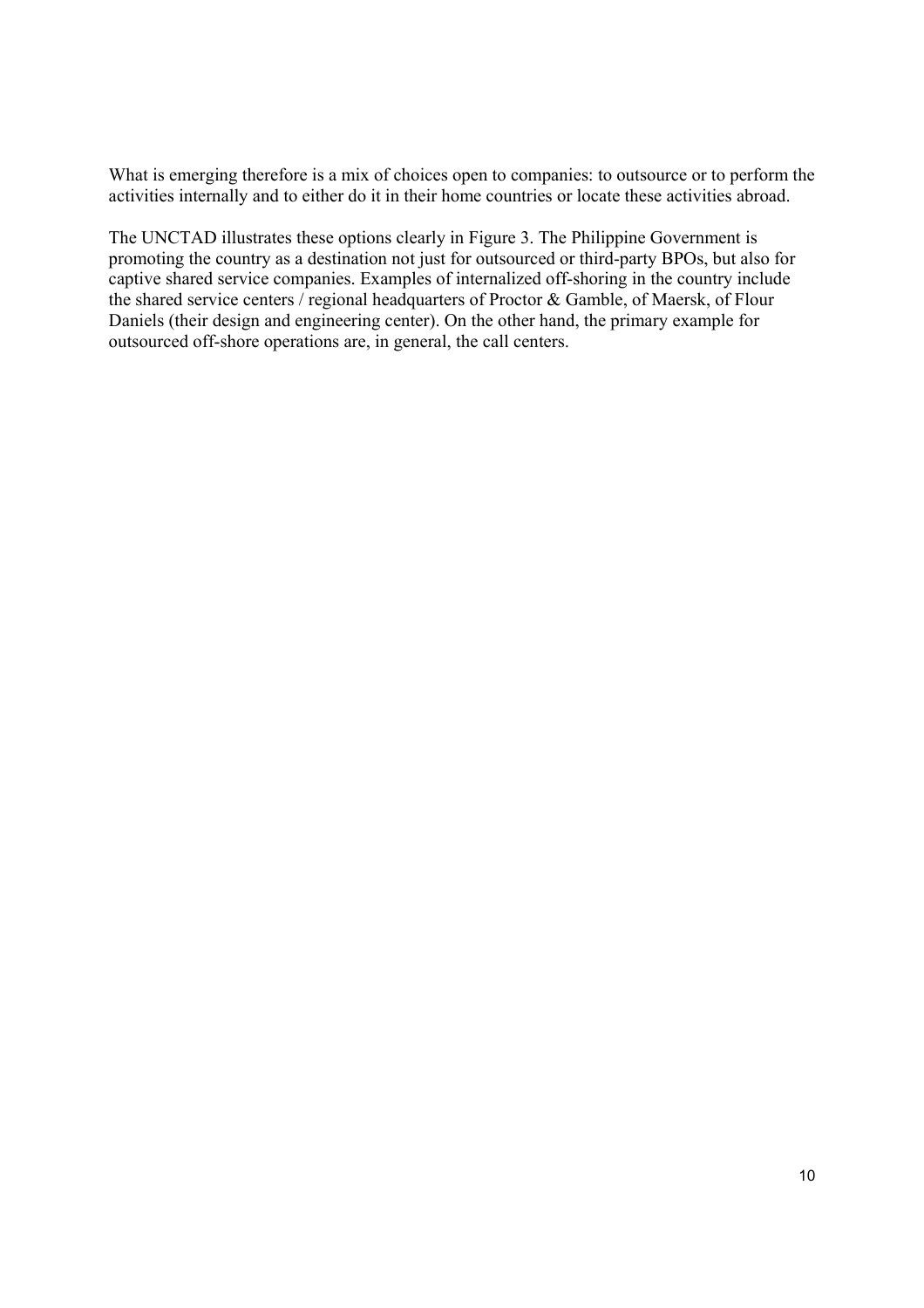What is emerging therefore is a mix of choices open to companies: to outsource or to perform the activities internally and to either do it in their home countries or locate these activities abroad.

The UNCTAD illustrates these options clearly in Figure 3. The Philippine Government is promoting the country as a destination not just for outsourced or third-party BPOs, but also for captive shared service companies. Examples of internalized off-shoring in the country include the shared service centers / regional headquarters of Proctor & Gamble, of Maersk, of Flour Daniels (their design and engineering center). On the other hand, the primary example for outsourced off-shore operations are, in general, the call centers.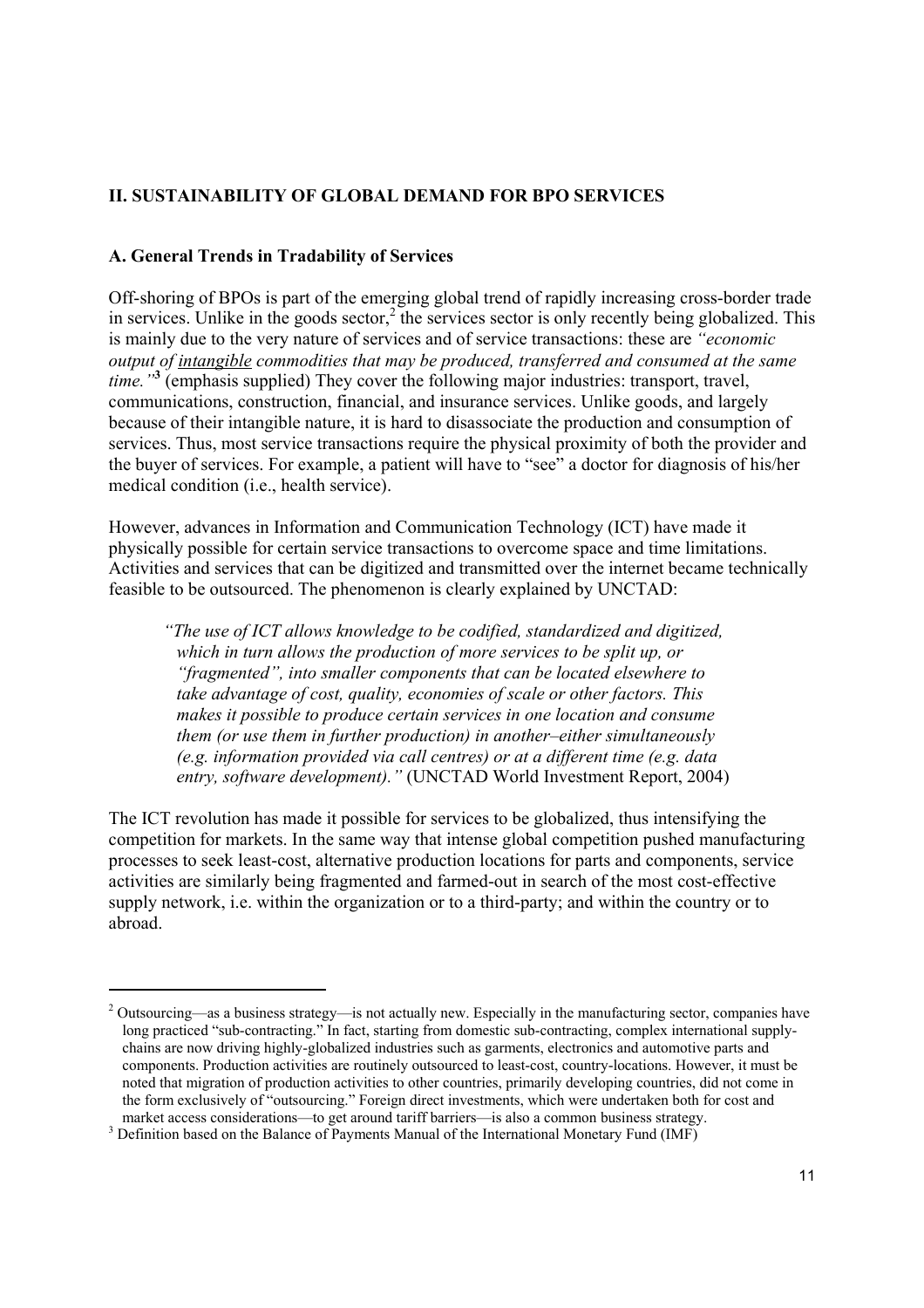## II. SUSTAINABILITY OF GLOBAL DEMAND FOR BPO SERVICES

### A. General Trends in Tradability of Services

Off-shoring of BPOs is part of the emerging global trend of rapidly increasing cross-border trade in services. Unlike in the goods sector,[2] the services sector is only recently being globalized. This is mainly due to the very nature of services and of service transactions: these are *"economic output of intangible commodities that may be produced, transferred and consumed at the same time."*[3] (emphasis supplied) They cover the following major industries: transport, travel, communications, construction, financial, and insurance services. Unlike goods, and largely because of their intangible nature, it is hard to disassociate the production and consumption of services. Thus, most service transactions require the physical proximity of both the provider and the buyer of services. For example, a patient will have to "see" a doctor for diagnosis of his/her medical condition (i.e., health service).

However, advances in Information and Communication Technology (ICT) have made it physically possible for certain service transactions to overcome space and time limitations. Activities and services that can be digitized and transmitted over the internet became technically feasible to be outsourced. The phenomenon is clearly explained by UNCTAD:

> *"The use of ICT allows knowledge to be codified, standardized and digitized, which in turn allows the production of more services to be split up, or "fragmented", into smaller components that can be located elsewhere to take advantage of cost, quality, economies of scale or other factors. This makes it possible to produce certain services in one location and consume them (or use them in further production) in another–either simultaneously (e.g. information provided via call centres) or at a different time (e.g. data entry, software development)."* (UNCTAD World Investment Report, 2004)

The ICT revolution has made it possible for services to be globalized, thus intensifying the competition for markets. In the same way that intense global competition pushed manufacturing processes to seek least-cost, alternative production locations for parts and components, service activities are similarly being fragmented and farmed-out in search of the most cost-effective supply network, i.e. within the organization or to a third-party; and within the country or to abroad.

---

[2] Outsourcing—as a business strategy—is not actually new. Especially in the manufacturing sector, companies have long practiced "sub-contracting." In fact, starting from domestic sub-contracting, complex international supply-chains are now driving highly-globalized industries such as garments, electronics and automotive parts and components. Production activities are routinely outsourced to least-cost, country-locations. However, it must be noted that migration of production activities to other countries, primarily developing countries, did not come in the form exclusively of "outsourcing." Foreign direct investments, which were undertaken both for cost and market access considerations—to get around tariff barriers—is also a common business strategy.

[3] Definition based on the Balance of Payments Manual of the International Monetary Fund (IMF)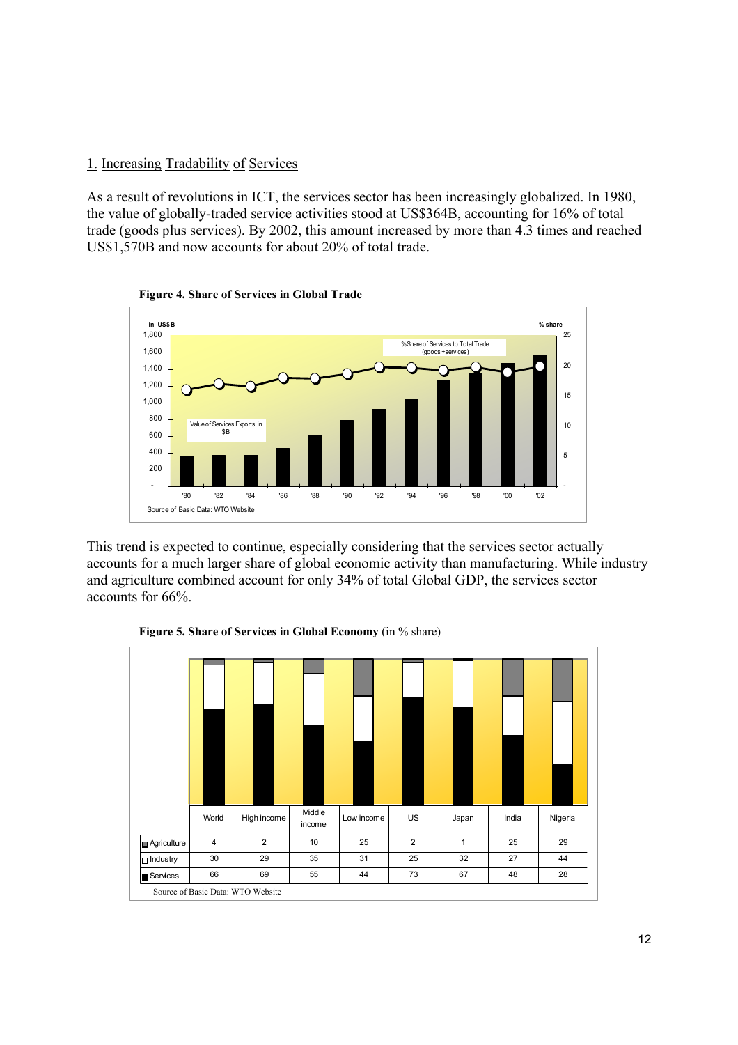## 1. Increasing Tradability of Services

As a result of revolutions in ICT, the services sector has been increasingly globalized. In 1980, the value of globally-traded service activities stood at US$364B, accounting for 16% of total trade (goods plus services). By 2002, this amount increased by more than 4.3 times and reached US$1,570B and now accounts for about 20% of total trade.

**Figure 4. Share of Services in Global Trade**

Source of Basic Data: WTO Website

This trend is expected to continue, especially considering that the services sector actually accounts for a much larger share of global economic activity than manufacturing. While industry and agriculture combined account for only 34% of total Global GDP, the services sector accounts for 66%.

**Figure 5. Share of Services in Global Economy** (in % share)

| | World | High income | Middle income | Low income | US | Japan | India | Nigeria |
|---|---|---|---|---|---|---|---|---|
| Agriculture | 4 | 2 | 10 | 25 | 2 | 1 | 25 | 29 |
| Industry | 30 | 29 | 35 | 31 | 25 | 32 | 27 | 44 |
| Services | 66 | 69 | 55 | 44 | 73 | 67 | 48 | 28 |

Source of Basic Data: WTO Website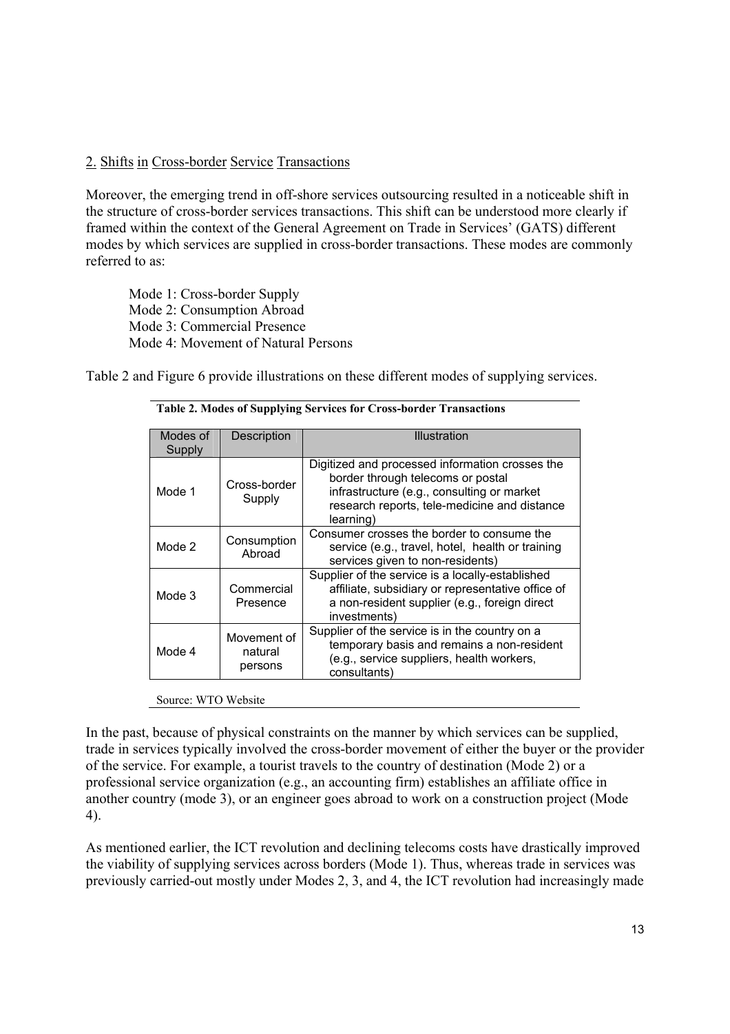## 2. Shifts in Cross-border Service Transactions

Moreover, the emerging trend in off-shore services outsourcing resulted in a noticeable shift in the structure of cross-border services transactions. This shift can be understood more clearly if framed within the context of the General Agreement on Trade in Services' (GATS) different modes by which services are supplied in cross-border transactions. These modes are commonly referred to as:

Mode 1: Cross-border Supply
Mode 2: Consumption Abroad
Mode 3: Commercial Presence
Mode 4: Movement of Natural Persons

Table 2 and Figure 6 provide illustrations on these different modes of supplying services.

**Table 2. Modes of Supplying Services for Cross-border Transactions**

| Modes of Supply | Description | Illustration |
|---|---|---|
| Mode 1 | Cross-border Supply | Digitized and processed information crosses the border through telecoms or postal infrastructure (e.g., consulting or market research reports, tele-medicine and distance learning) |
| Mode 2 | Consumption Abroad | Consumer crosses the border to consume the service (e.g., travel, hotel, health or training services given to non-residents) |
| Mode 3 | Commercial Presence | Supplier of the service is a locally-established affiliate, subsidiary or representative office of a non-resident supplier (e.g., foreign direct investments) |
| Mode 4 | Movement of natural persons | Supplier of the service is in the country on a temporary basis and remains a non-resident (e.g., service suppliers, health workers, consultants) |

Source: WTO Website

In the past, because of physical constraints on the manner by which services can be supplied, trade in services typically involved the cross-border movement of either the buyer or the provider of the service. For example, a tourist travels to the country of destination (Mode 2) or a professional service organization (e.g., an accounting firm) establishes an affiliate office in another country (mode 3), or an engineer goes abroad to work on a construction project (Mode 4).

As mentioned earlier, the ICT revolution and declining telecoms costs have drastically improved the viability of supplying services across borders (Mode 1). Thus, whereas trade in services was previously carried-out mostly under Modes 2, 3, and 4, the ICT revolution had increasingly made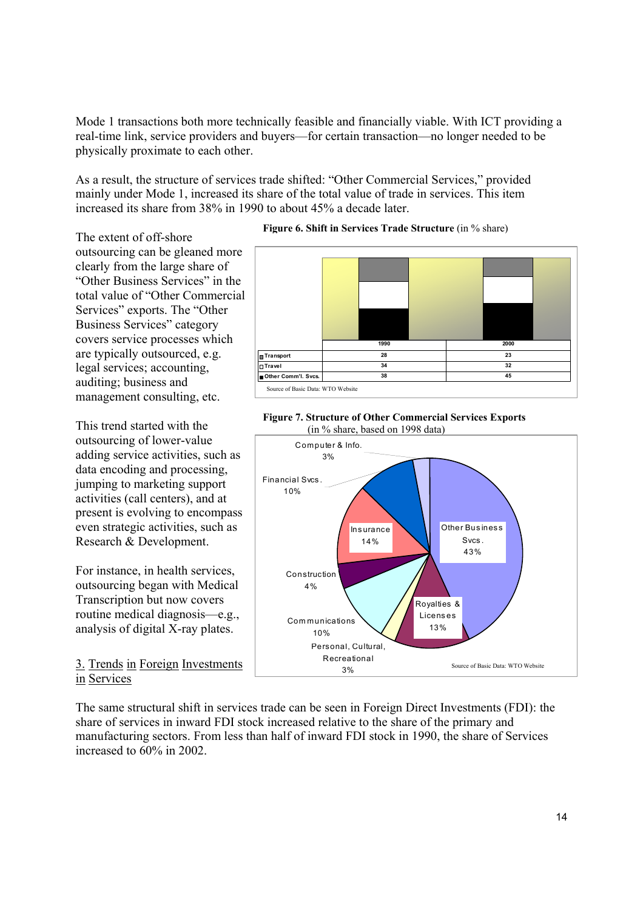Mode 1 transactions both more technically feasible and financially viable. With ICT providing a real-time link, service providers and buyers—for certain transaction—no longer needed to be physically proximate to each other.

As a result, the structure of services trade shifted: "Other Commercial Services," provided mainly under Mode 1, increased its share of the total value of trade in services. This item increased its share from 38% in 1990 to about 45% a decade later.

**Figure 6. Shift in Services Trade Structure** (in % share)

|  | 1990 | 2000 |
|---|---|---|
| Transport | 28 | 23 |
| Travel | 34 | 32 |
| Other Comm'l. Svcs. | 38 | 45 |

Source of Basic Data: WTO Website

The extent of off-shore outsourcing can be gleaned more clearly from the large share of "Other Business Services" in the total value of "Other Commercial Services" exports. The "Other Business Services" category covers service processes which are typically outsourced, e.g. legal services; accounting, auditing; business and management consulting, etc.

**Figure 7. Structure of Other Commercial Services Exports**
(in % share, based on 1998 data)

| Category | Share |
|---|---|
| Other Business Svcs. | 43% |
| Royalties & Licenses | 13% |
| Personal, Cultural, Recreational | 3% |
| Communications | 10% |
| Construction | 4% |
| Insurance | 14% |
| Financial Svcs. | 10% |
| Computer & Info. | 3% |

Source of Basic Data: WTO Website

This trend started with the outsourcing of lower-value adding service activities, such as data encoding and processing, jumping to marketing support activities (call centers), and at present is evolving to encompass even strategic activities, such as Research & Development.

For instance, in health services, outsourcing began with Medical Transcription but now covers routine medical diagnosis—e.g., analysis of digital X-ray plates.

## 3. Trends in Foreign Investments in Services

The same structural shift in services trade can be seen in Foreign Direct Investments (FDI): the share of services in inward FDI stock increased relative to the share of the primary and manufacturing sectors. From less than half of inward FDI stock in 1990, the share of Services increased to 60% in 2002.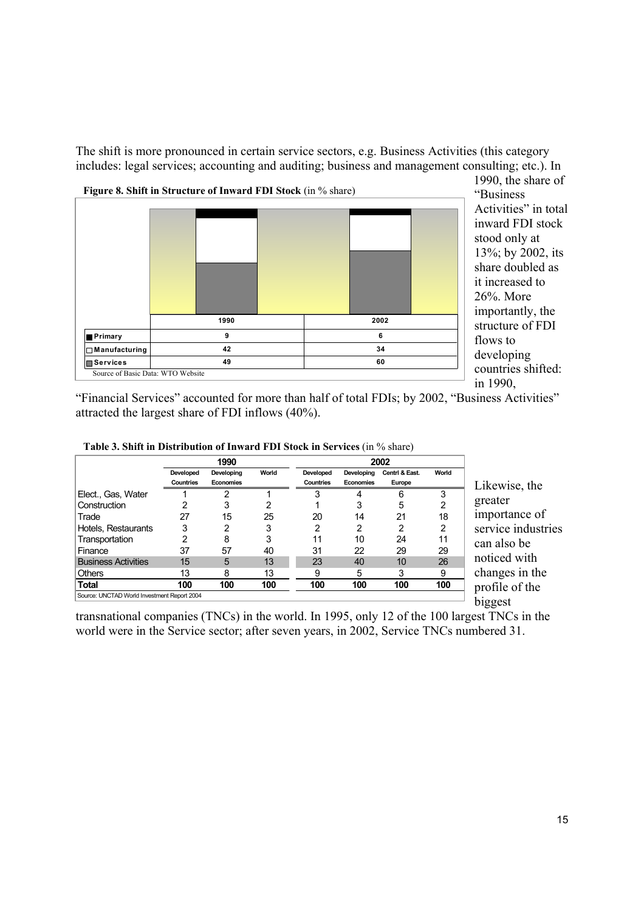The shift is more pronounced in certain service sectors, e.g. Business Activities (this category includes: legal services; accounting and auditing; business and management consulting; etc.). In 1990, the share of "Business Activities" in total inward FDI stock stood only at 13%; by 2002, its share doubled as it increased to 26%. More importantly, the structure of FDI flows to developing countries shifted: in 1990, "Financial Services" accounted for more than half of total FDIs; by 2002, "Business Activities" attracted the largest share of FDI inflows (40%).

**Figure 8. Shift in Structure of Inward FDI Stock** (in % share)

| | 1990 | 2002 |
|---|---|---|
| Primary | 9 | 6 |
| Manufacturing | 42 | 34 |
| Services | 49 | 60 |

Source of Basic Data: WTO Website

**Table 3. Shift in Distribution of Inward FDI Stock in Services** (in % share)

| | 1990 | | | 2002 | | | |
|---|---|---|---|---|---|---|---|
| | Developed Countries | Developing Economies | World | Developed Countries | Developing Economies | Centrl & East. Europe | World |
| Elect., Gas, Water | 1 | 2 | 1 | 3 | 4 | 6 | 3 |
| Construction | 2 | 3 | 2 | 1 | 3 | 5 | 2 |
| Trade | 27 | 15 | 25 | 20 | 14 | 21 | 18 |
| Hotels, Restaurants | 3 | 2 | 3 | 2 | 2 | 2 | 2 |
| Transportation | 2 | 8 | 3 | 11 | 10 | 24 | 11 |
| Finance | 37 | 57 | 40 | 31 | 22 | 29 | 29 |
| Business Activities | 15 | 5 | 13 | 23 | 40 | 10 | 26 |
| Others | 13 | 8 | 13 | 9 | 5 | 3 | 9 |
| **Total** | **100** | **100** | **100** | **100** | **100** | **100** | **100** |

Source: UNCTAD World Investment Report 2004

Likewise, the greater importance of service industries can also be noticed with changes in the profile of the biggest transnational companies (TNCs) in the world. In 1995, only 12 of the 100 largest TNCs in the world were in the Service sector; after seven years, in 2002, Service TNCs numbered 31.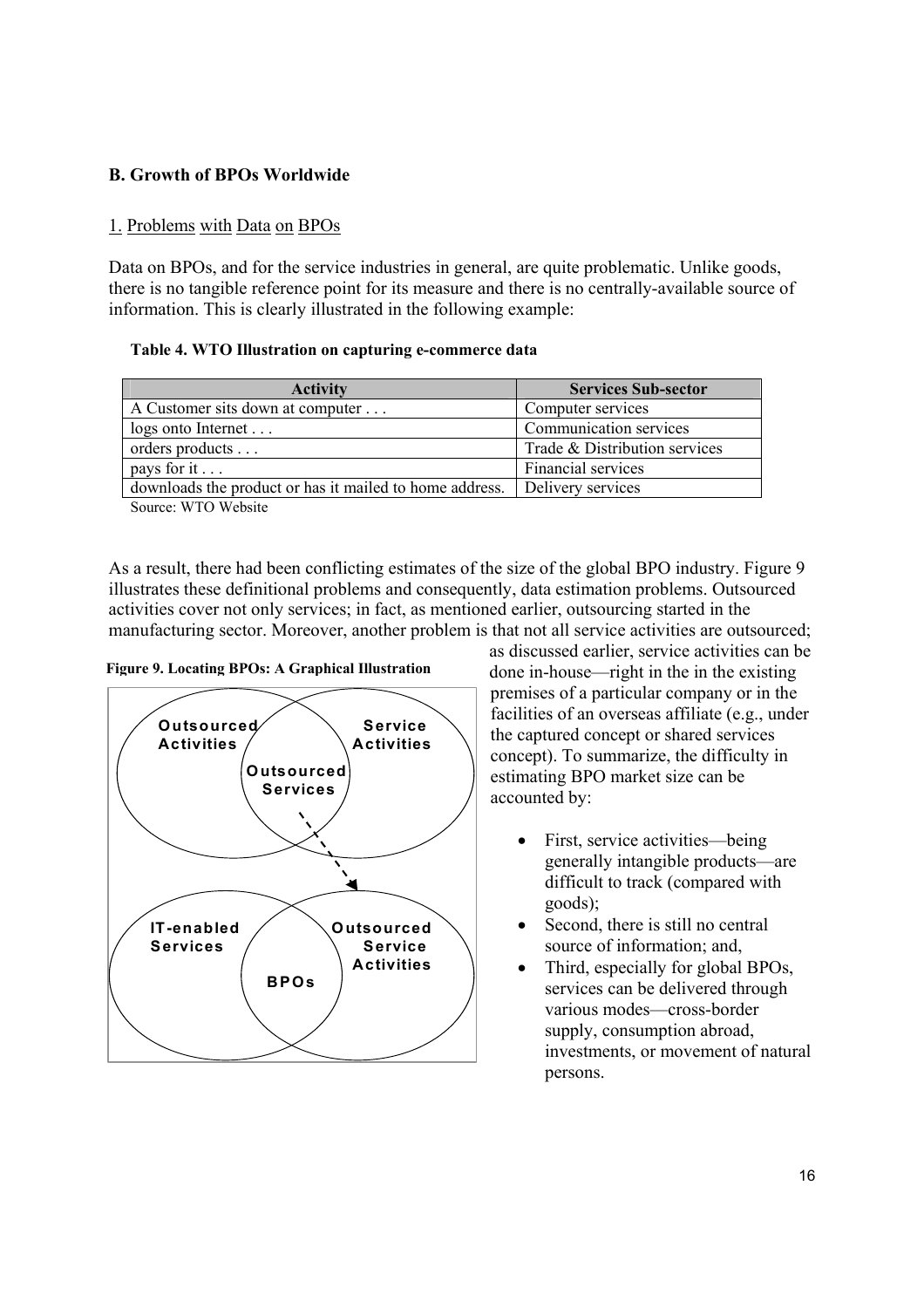## B. Growth of BPOs Worldwide

### 1. Problems with Data on BPOs

Data on BPOs, and for the service industries in general, are quite problematic. Unlike goods, there is no tangible reference point for its measure and there is no centrally-available source of information. This is clearly illustrated in the following example:

**Table 4. WTO Illustration on capturing e-commerce data**

| Activity | Services Sub-sector |
|---|---|
| A Customer sits down at computer . . . | Computer services |
| logs onto Internet . . . | Communication services |
| orders products . . . | Trade & Distribution services |
| pays for it . . . | Financial services |
| downloads the product or has it mailed to home address. | Delivery services |

Source: WTO Website

As a result, there had been conflicting estimates of the size of the global BPO industry. Figure 9 illustrates these definitional problems and consequently, data estimation problems. Outsourced activities cover not only services; in fact, as mentioned earlier, outsourcing started in the manufacturing sector. Moreover, another problem is that not all service activities are outsourced; as discussed earlier, service activities can be done in-house—right in the in the existing premises of a particular company or in the facilities of an overseas affiliate (e.g., under the captured concept or shared services concept). To summarize, the difficulty in estimating BPO market size can be accounted by:

**Figure 9. Locating BPOs: A Graphical Illustration**

Outsourced Activities | Service Activities | Outsourced Services

IT-enabled Services | Outsourced Service Activities | BPOs

- First, service activities—being generally intangible products—are difficult to track (compared with goods);
- Second, there is still no central source of information; and,
- Third, especially for global BPOs, services can be delivered through various modes—cross-border supply, consumption abroad, investments, or movement of natural persons.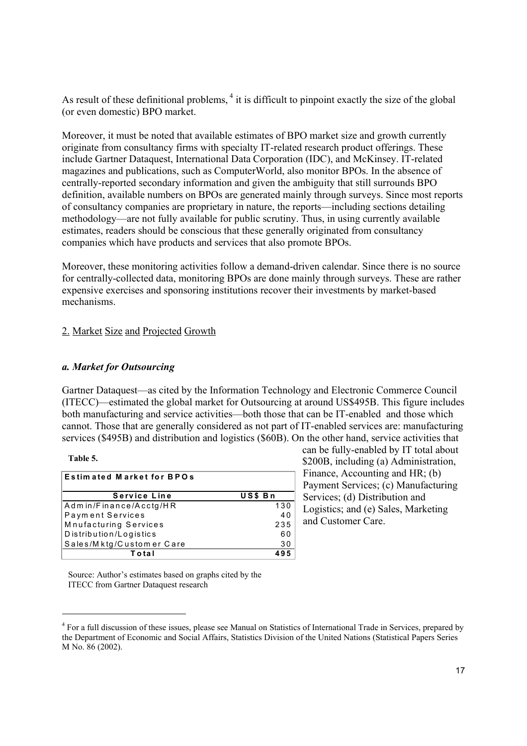As result of these definitional problems,[4] it is difficult to pinpoint exactly the size of the global (or even domestic) BPO market.

Moreover, it must be noted that available estimates of BPO market size and growth currently originate from consultancy firms with specialty IT-related research product offerings. These include Gartner Dataquest, International Data Corporation (IDC), and McKinsey. IT-related magazines and publications, such as ComputerWorld, also monitor BPOs. In the absence of centrally-reported secondary information and given the ambiguity that still surrounds BPO definition, available numbers on BPOs are generated mainly through surveys. Since most reports of consultancy companies are proprietary in nature, the reports—including sections detailing methodology—are not fully available for public scrutiny. Thus, in using currently available estimates, readers should be conscious that these generally originated from consultancy companies which have products and services that also promote BPOs.

Moreover, these monitoring activities follow a demand-driven calendar. Since there is no source for centrally-collected data, monitoring BPOs are done mainly through surveys. These are rather expensive exercises and sponsoring institutions recover their investments by market-based mechanisms.

## 2. Market Size and Projected Growth

### *a. Market for Outsourcing*

Gartner Dataquest—as cited by the Information Technology and Electronic Commerce Council (ITECC)—estimated the global market for Outsourcing at around US$495B. This figure includes both manufacturing and service activities—both those that can be IT-enabled and those which cannot. Those that are generally considered as not part of IT-enabled services are: manufacturing services ($495B) and distribution and logistics ($60B). On the other hand, service activities that can be fully-enabled by IT total about $200B, including (a) Administration, Finance, Accounting and HR; (b) Payment Services; (c) Manufacturing Services; (d) Distribution and Logistics; and (e) Sales, Marketing and Customer Care.

**Table 5.**

| **Estimated Market for BPOs** | |
|---|---|
| **Service Line** | **US$ Bn** |
| Admin/Finance/Acctg/HR | 130 |
| Payment Services | 40 |
| Mnufacturing Services | 235 |
| Distribution/Logistics | 60 |
| Sales/Mktg/Customer Care | 30 |
| **Total** | **495** |

Source: Author's estimates based on graphs cited by the ITECC from Gartner Dataquest research

[4] For a full discussion of these issues, please see Manual on Statistics of International Trade in Services, prepared by the Department of Economic and Social Affairs, Statistics Division of the United Nations (Statistical Papers Series M No. 86 (2002).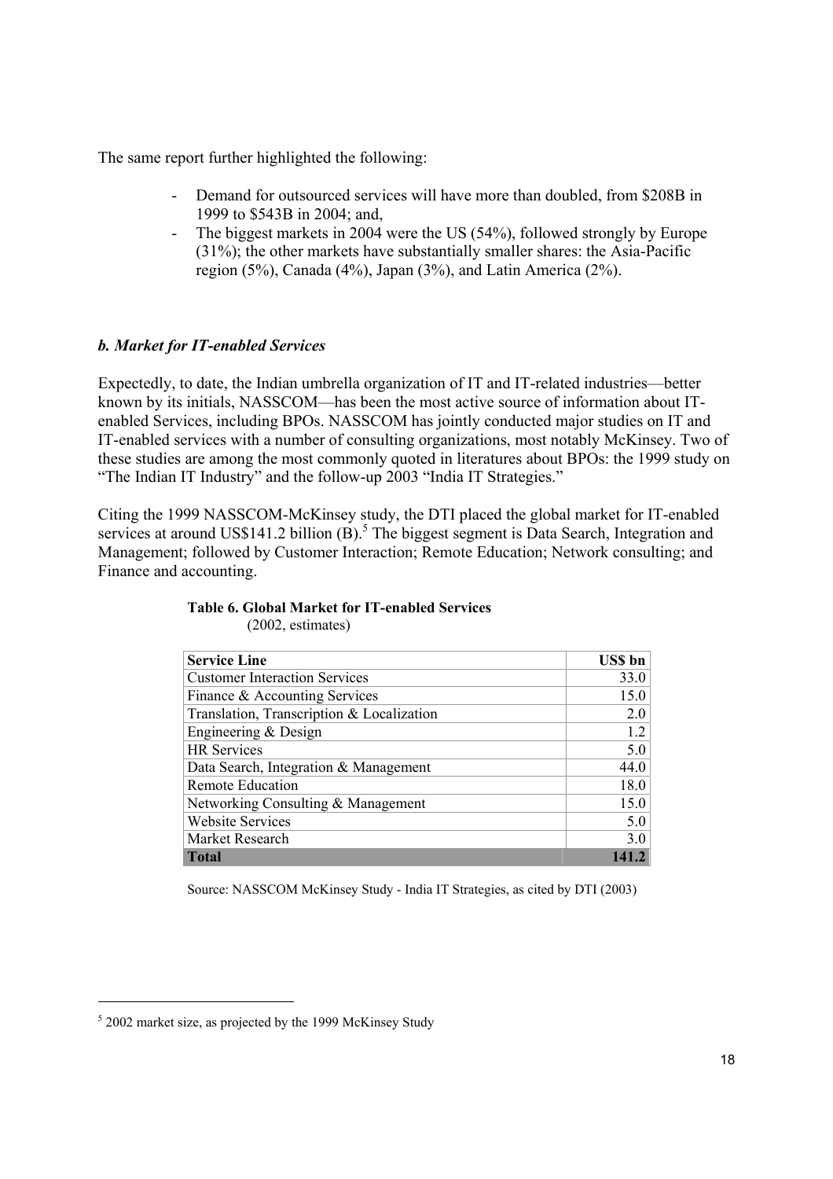The same report further highlighted the following:

- Demand for outsourced services will have more than doubled, from $208B in 1999 to $543B in 2004; and,
- The biggest markets in 2004 were the US (54%), followed strongly by Europe (31%); the other markets have substantially smaller shares: the Asia-Pacific region (5%), Canada (4%), Japan (3%), and Latin America (2%).

### *b. Market for IT-enabled Services*

Expectedly, to date, the Indian umbrella organization of IT and IT-related industries—better known by its initials, NASSCOM—has been the most active source of information about IT-enabled Services, including BPOs. NASSCOM has jointly conducted major studies on IT and IT-enabled services with a number of consulting organizations, most notably McKinsey. Two of these studies are among the most commonly quoted in literatures about BPOs: the 1999 study on "The Indian IT Industry" and the follow-up 2003 "India IT Strategies."

Citing the 1999 NASSCOM-McKinsey study, the DTI placed the global market for IT-enabled services at around US$141.2 billion (B).[5] The biggest segment is Data Search, Integration and Management; followed by Customer Interaction; Remote Education; Network consulting; and Finance and accounting.

**Table 6. Global Market for IT-enabled Services**
(2002, estimates)

| Service Line | US$ bn |
|---|---|
| Customer Interaction Services | 33.0 |
| Finance & Accounting Services | 15.0 |
| Translation, Transcription & Localization | 2.0 |
| Engineering & Design | 1.2 |
| HR Services | 5.0 |
| Data Search, Integration & Management | 44.0 |
| Remote Education | 18.0 |
| Networking Consulting & Management | 15.0 |
| Website Services | 5.0 |
| Market Research | 3.0 |
| **Total** | **141.2** |

Source: NASSCOM McKinsey Study - India IT Strategies, as cited by DTI (2003)

[5] 2002 market size, as projected by the 1999 McKinsey Study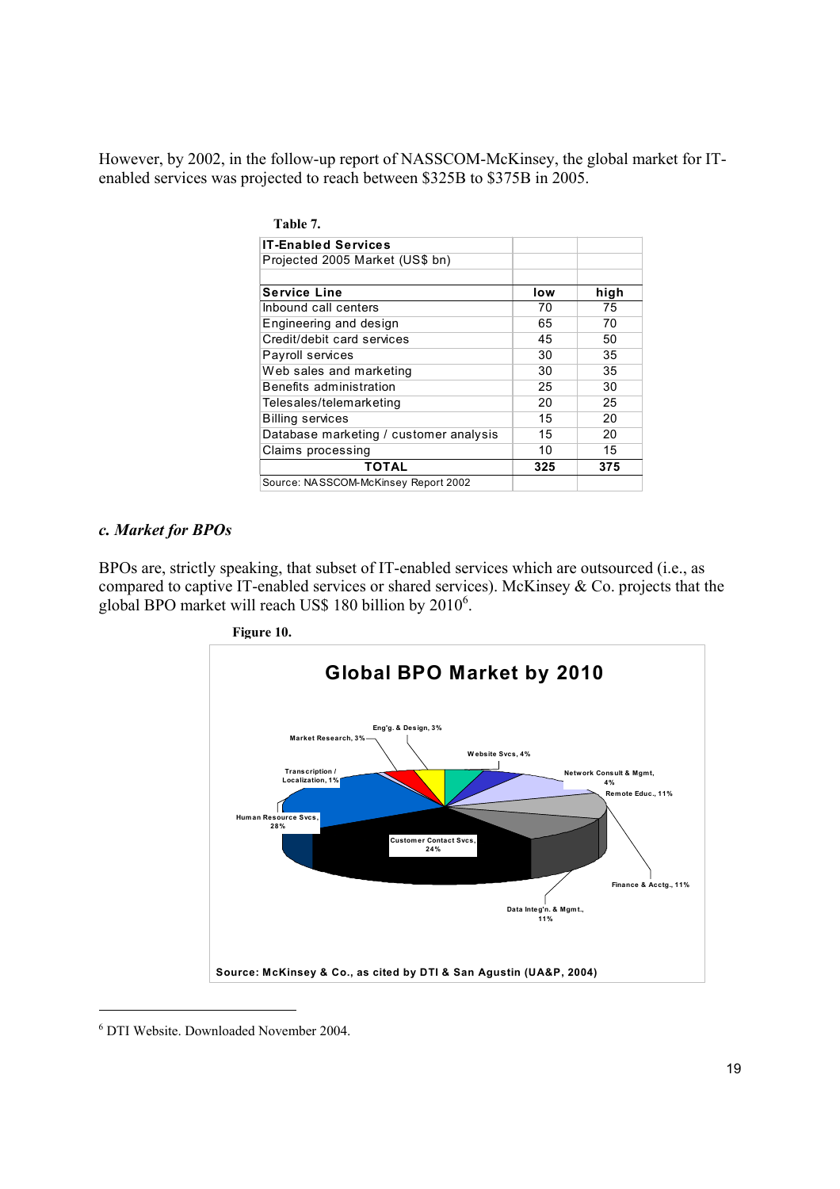However, by 2002, in the follow-up report of NASSCOM-McKinsey, the global market for IT-enabled services was projected to reach between $325B to $375B in 2005.

**Table 7.**

| **IT-Enabled Services** | | |
|---|---|---|
| Projected 2005 Market (US$ bn) | | |
| | | |
| **Service Line** | **low** | **high** |
| Inbound call centers | 70 | 75 |
| Engineering and design | 65 | 70 |
| Credit/debit card services | 45 | 50 |
| Payroll services | 30 | 35 |
| Web sales and marketing | 30 | 35 |
| Benefits administration | 25 | 30 |
| Telesales/telemarketing | 20 | 25 |
| Billing services | 15 | 20 |
| Database marketing / customer analysis | 15 | 20 |
| Claims processing | 10 | 15 |
| **TOTAL** | **325** | **375** |
| Source: NASSCOM-McKinsey Report 2002 | | |

### *c. Market for BPOs*

BPOs are, strictly speaking, that subset of IT-enabled services which are outsourced (i.e., as compared to captive IT-enabled services or shared services). McKinsey & Co. projects that the global BPO market will reach US$ 180 billion by 2010[6].

**Figure 10.**

**Global BPO Market by 2010**

- Human Resource Svcs., 28%
- Customer Contact Svcs., 24%
- Data Integ'n. & Mgmt., 11%
- Finance & Acctg., 11%
- Remote Educ., 11%
- Network Consult & Mgmt, 4%
- Website Svcs, 4%
- Eng'g. & Design, 3%
- Market Research, 3%
- Transcription / Localization, 1%

**Source: McKinsey & Co., as cited by DTI & San Agustin (UA&P, 2004)**

---

[6] DTI Website. Downloaded November 2004.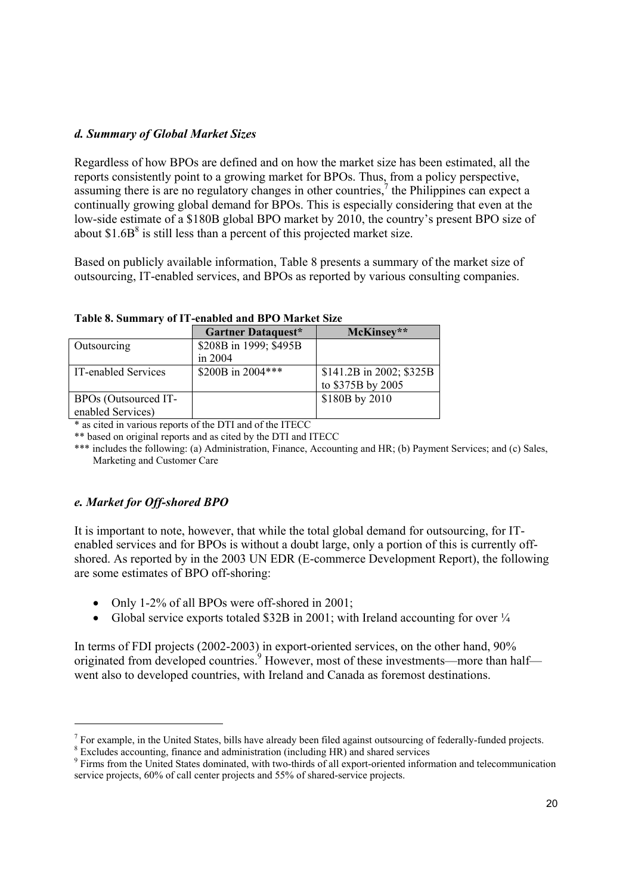### *d. Summary of Global Market Sizes*

Regardless of how BPOs are defined and on how the market size has been estimated, all the reports consistently point to a growing market for BPOs. Thus, from a policy perspective, assuming there is are no regulatory changes in other countries,[7] the Philippines can expect a continually growing global demand for BPOs. This is especially considering that even at the low-side estimate of a $180B global BPO market by 2010, the country's present BPO size of about $1.6B[8] is still less than a percent of this projected market size.

Based on publicly available information, Table 8 presents a summary of the market size of outsourcing, IT-enabled services, and BPOs as reported by various consulting companies.

**Table 8. Summary of IT-enabled and BPO Market Size**

| | **Gartner Dataquest*** | **McKinsey**** |
|---|---|---|
| Outsourcing | $208B in 1999; $495B in 2004 | |
| IT-enabled Services | $200B in 2004*** | $141.2B in 2002; $325B to $375B by 2005 |
| BPOs (Outsourced IT-enabled Services) | | $180B by 2010 |

\* as cited in various reports of the DTI and of the ITECC

** based on original reports and as cited by the DTI and ITECC

*** includes the following: (a) Administration, Finance, Accounting and HR; (b) Payment Services; and (c) Sales, Marketing and Customer Care

### *e. Market for Off-shored BPO*

It is important to note, however, that while the total global demand for outsourcing, for IT-enabled services and for BPOs is without a doubt large, only a portion of this is currently off-shored. As reported by in the 2003 UN EDR (E-commerce Development Report), the following are some estimates of BPO off-shoring:

- Only 1-2% of all BPOs were off-shored in 2001;
- Global service exports totaled $32B in 2001; with Ireland accounting for over ¼

In terms of FDI projects (2002-2003) in export-oriented services, on the other hand, 90% originated from developed countries.[9] However, most of these investments—more than half—went also to developed countries, with Ireland and Canada as foremost destinations.

---

[7] For example, in the United States, bills have already been filed against outsourcing of federally-funded projects.

[8] Excludes accounting, finance and administration (including HR) and shared services

[9] Firms from the United States dominated, with two-thirds of all export-oriented information and telecommunication service projects, 60% of call center projects and 55% of shared-service projects.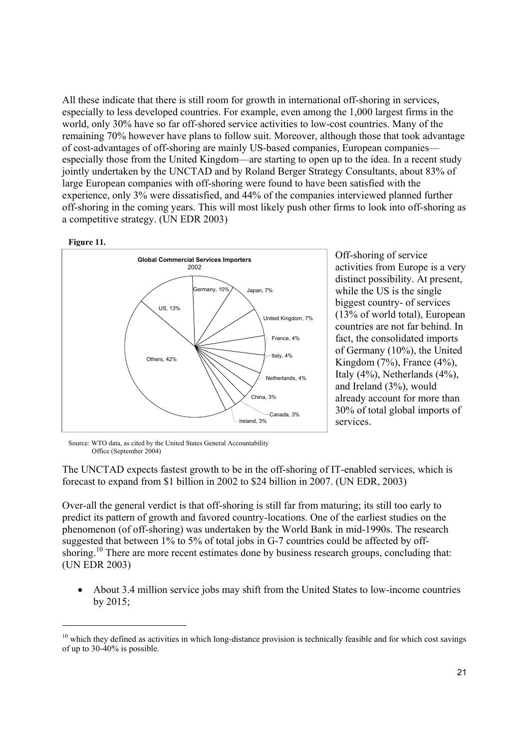All these indicate that there is still room for growth in international off-shoring in services, especially to less developed countries. For example, even among the 1,000 largest firms in the world, only 30% have so far off-shored service activities to low-cost countries. Many of the remaining 70% however have plans to follow suit. Moreover, although those that took advantage of cost-advantages of off-shoring are mainly US-based companies, European companies—especially those from the United Kingdom—are starting to open up to the idea. In a recent study jointly undertaken by the UNCTAD and by Roland Berger Strategy Consultants, about 83% of large European companies with off-shoring were found to have been satisfied with the experience, only 3% were dissatisfied, and 44% of the companies interviewed planned further off-shoring in the coming years. This will most likely push other firms to look into off-shoring as a competitive strategy. (UN EDR 2003)

**Figure 11.**

**Global Commercial Services Importers**
2002

| Country | Share |
| --- | --- |
| US | 13% |
| Germany | 10% |
| Japan | 7% |
| United Kingdom | 7% |
| France | 4% |
| Italy | 4% |
| Netherlands | 4% |
| China | 3% |
| Canada | 3% |
| Ireland | 3% |
| Others | 42% |

Source: WTO data, as cited by the United States General Accountability Office (September 2004)

Off-shoring of service activities from Europe is a very distinct possibility. At present, while the US is the single biggest country- of services (13% of world total), European countries are not far behind. In fact, the consolidated imports of Germany (10%), the United Kingdom (7%), France (4%), Italy (4%), Netherlands (4%), and Ireland (3%), would already account for more than 30% of total global imports of services.

The UNCTAD expects fastest growth to be in the off-shoring of IT-enabled services, which is forecast to expand from $1 billion in 2002 to $24 billion in 2007. (UN EDR, 2003)

Over-all the general verdict is that off-shoring is still far from maturing; its still too early to predict its pattern of growth and favored country-locations. One of the earliest studies on the phenomenon (of off-shoring) was undertaken by the World Bank in mid-1990s. The research suggested that between 1% to 5% of total jobs in G-7 countries could be affected by off-shoring.[10] There are more recent estimates done by business research groups, concluding that: (UN EDR 2003)

- About 3.4 million service jobs may shift from the United States to low-income countries by 2015;

[10] which they defined as activities in which long-distance provision is technically feasible and for which cost savings of up to 30-40% is possible.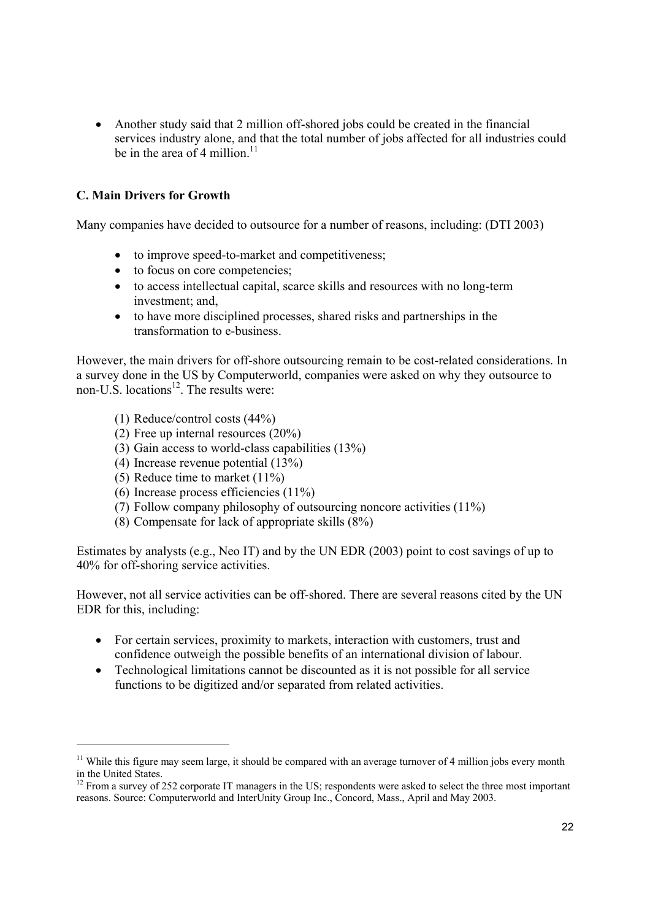- Another study said that 2 million off-shored jobs could be created in the financial services industry alone, and that the total number of jobs affected for all industries could be in the area of 4 million.[11]

### C. Main Drivers for Growth

Many companies have decided to outsource for a number of reasons, including: (DTI 2003)

- to improve speed-to-market and competitiveness;
- to focus on core competencies;
- to access intellectual capital, scarce skills and resources with no long-term investment; and,
- to have more disciplined processes, shared risks and partnerships in the transformation to e-business.

However, the main drivers for off-shore outsourcing remain to be cost-related considerations. In a survey done in the US by Computerworld, companies were asked on why they outsource to non-U.S. locations[12]. The results were:

(1) Reduce/control costs (44%)
(2) Free up internal resources (20%)
(3) Gain access to world-class capabilities (13%)
(4) Increase revenue potential (13%)
(5) Reduce time to market (11%)
(6) Increase process efficiencies (11%)
(7) Follow company philosophy of outsourcing noncore activities (11%)
(8) Compensate for lack of appropriate skills (8%)

Estimates by analysts (e.g., Neo IT) and by the UN EDR (2003) point to cost savings of up to 40% for off-shoring service activities.

However, not all service activities can be off-shored. There are several reasons cited by the UN EDR for this, including:

- For certain services, proximity to markets, interaction with customers, trust and confidence outweigh the possible benefits of an international division of labour.
- Technological limitations cannot be discounted as it is not possible for all service functions to be digitized and/or separated from related activities.

---

[11] While this figure may seem large, it should be compared with an average turnover of 4 million jobs every month in the United States.

[12] From a survey of 252 corporate IT managers in the US; respondents were asked to select the three most important reasons. Source: Computerworld and InterUnity Group Inc., Concord, Mass., April and May 2003.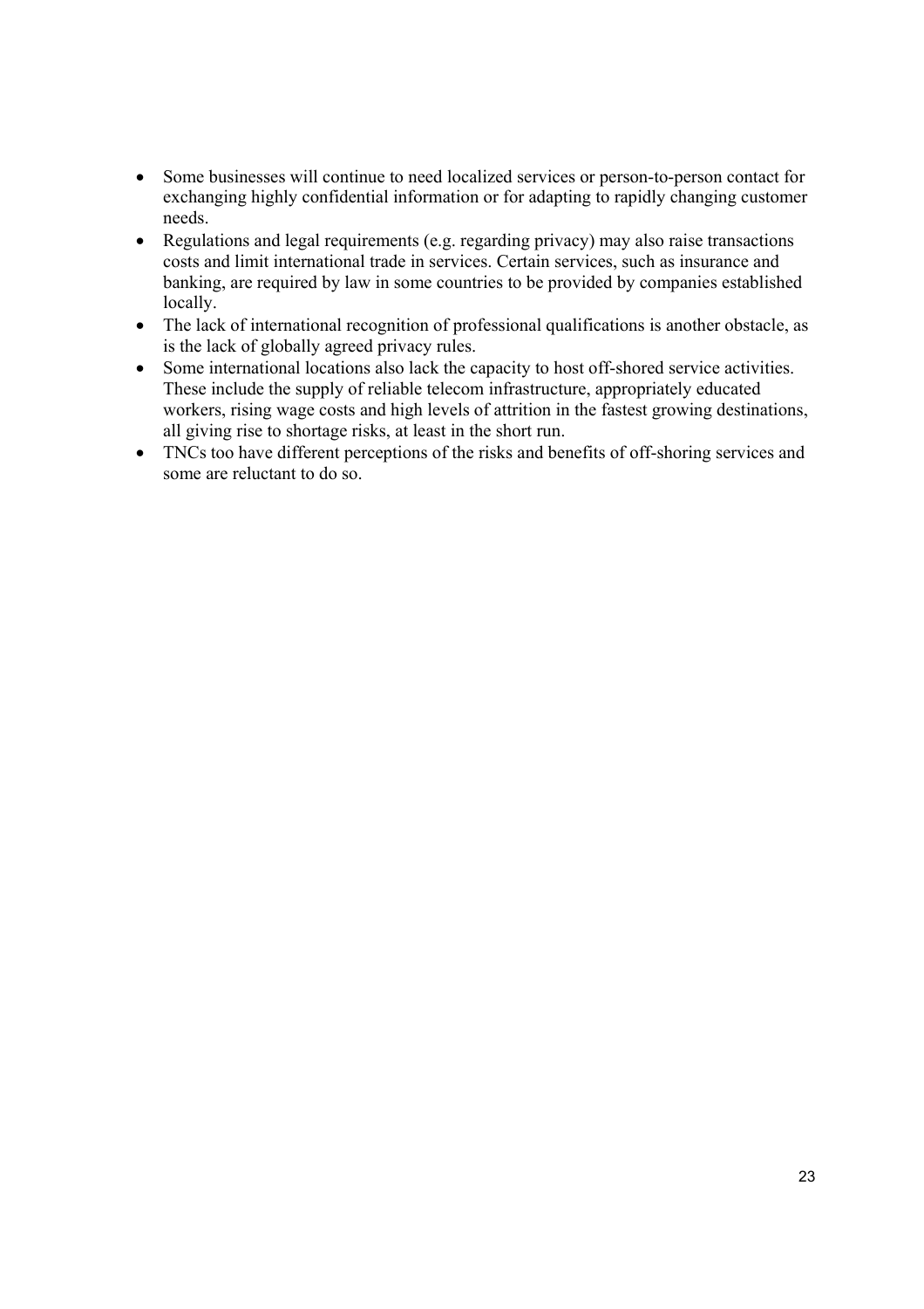- Some businesses will continue to need localized services or person-to-person contact for exchanging highly confidential information or for adapting to rapidly changing customer needs.
- Regulations and legal requirements (e.g. regarding privacy) may also raise transactions costs and limit international trade in services. Certain services, such as insurance and banking, are required by law in some countries to be provided by companies established locally.
- The lack of international recognition of professional qualifications is another obstacle, as is the lack of globally agreed privacy rules.
- Some international locations also lack the capacity to host off-shored service activities. These include the supply of reliable telecom infrastructure, appropriately educated workers, rising wage costs and high levels of attrition in the fastest growing destinations, all giving rise to shortage risks, at least in the short run.
- TNCs too have different perceptions of the risks and benefits of off-shoring services and some are reluctant to do so.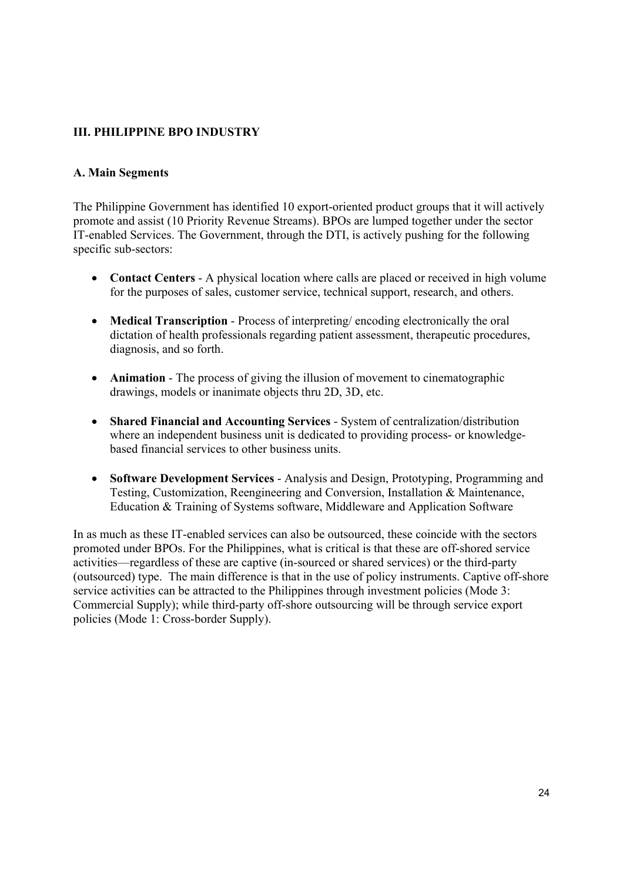## III. PHILIPPINE BPO INDUSTRY

### A. Main Segments

The Philippine Government has identified 10 export-oriented product groups that it will actively promote and assist (10 Priority Revenue Streams). BPOs are lumped together under the sector IT-enabled Services. The Government, through the DTI, is actively pushing for the following specific sub-sectors:

- **Contact Centers** - A physical location where calls are placed or received in high volume for the purposes of sales, customer service, technical support, research, and others.
- **Medical Transcription** - Process of interpreting/ encoding electronically the oral dictation of health professionals regarding patient assessment, therapeutic procedures, diagnosis, and so forth.
- **Animation** - The process of giving the illusion of movement to cinematographic drawings, models or inanimate objects thru 2D, 3D, etc.
- **Shared Financial and Accounting Services** - System of centralization/distribution where an independent business unit is dedicated to providing process- or knowledge-based financial services to other business units.
- **Software Development Services** - Analysis and Design, Prototyping, Programming and Testing, Customization, Reengineering and Conversion, Installation & Maintenance, Education & Training of Systems software, Middleware and Application Software

In as much as these IT-enabled services can also be outsourced, these coincide with the sectors promoted under BPOs. For the Philippines, what is critical is that these are off-shored service activities—regardless of these are captive (in-sourced or shared services) or the third-party (outsourced) type. The main difference is that in the use of policy instruments. Captive off-shore service activities can be attracted to the Philippines through investment policies (Mode 3: Commercial Supply); while third-party off-shore outsourcing will be through service export policies (Mode 1: Cross-border Supply).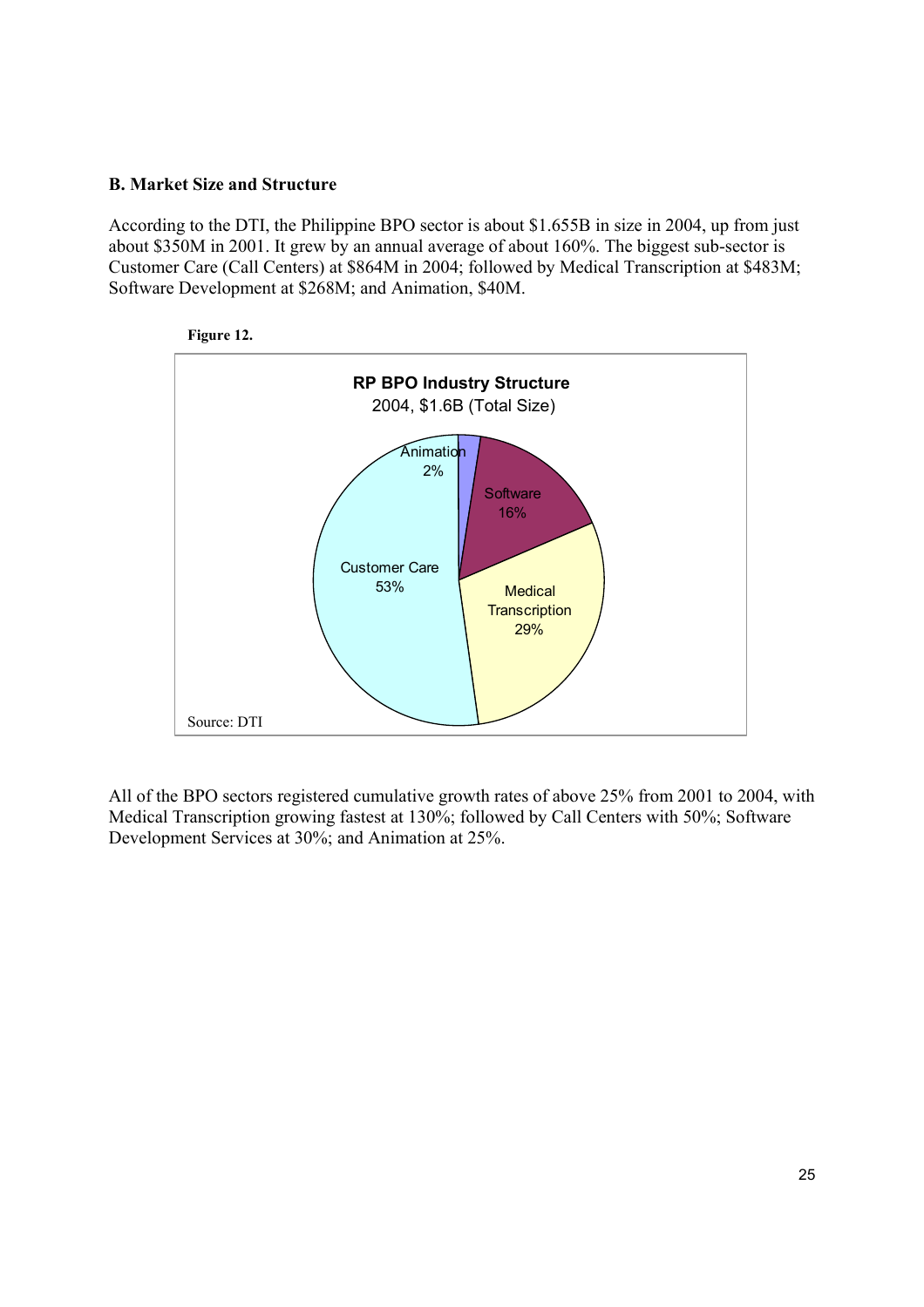**B. Market Size and Structure**

According to the DTI, the Philippine BPO sector is about $1.655B in size in 2004, up from just about $350M in 2001. It grew by an annual average of about 160%. The biggest sub-sector is Customer Care (Call Centers) at $864M in 2004; followed by Medical Transcription at $483M; Software Development at $268M; and Animation, $40M.

**Figure 12.**

**RP BPO Industry Structure**
2004, $1.6B (Total Size)

| Sub-sector | Share |
|---|---|
| Customer Care | 53% |
| Medical Transcription | 29% |
| Software | 16% |
| Animation | 2% |

Source: DTI

All of the BPO sectors registered cumulative growth rates of above 25% from 2001 to 2004, with Medical Transcription growing fastest at 130%; followed by Call Centers with 50%; Software Development Services at 30%; and Animation at 25%.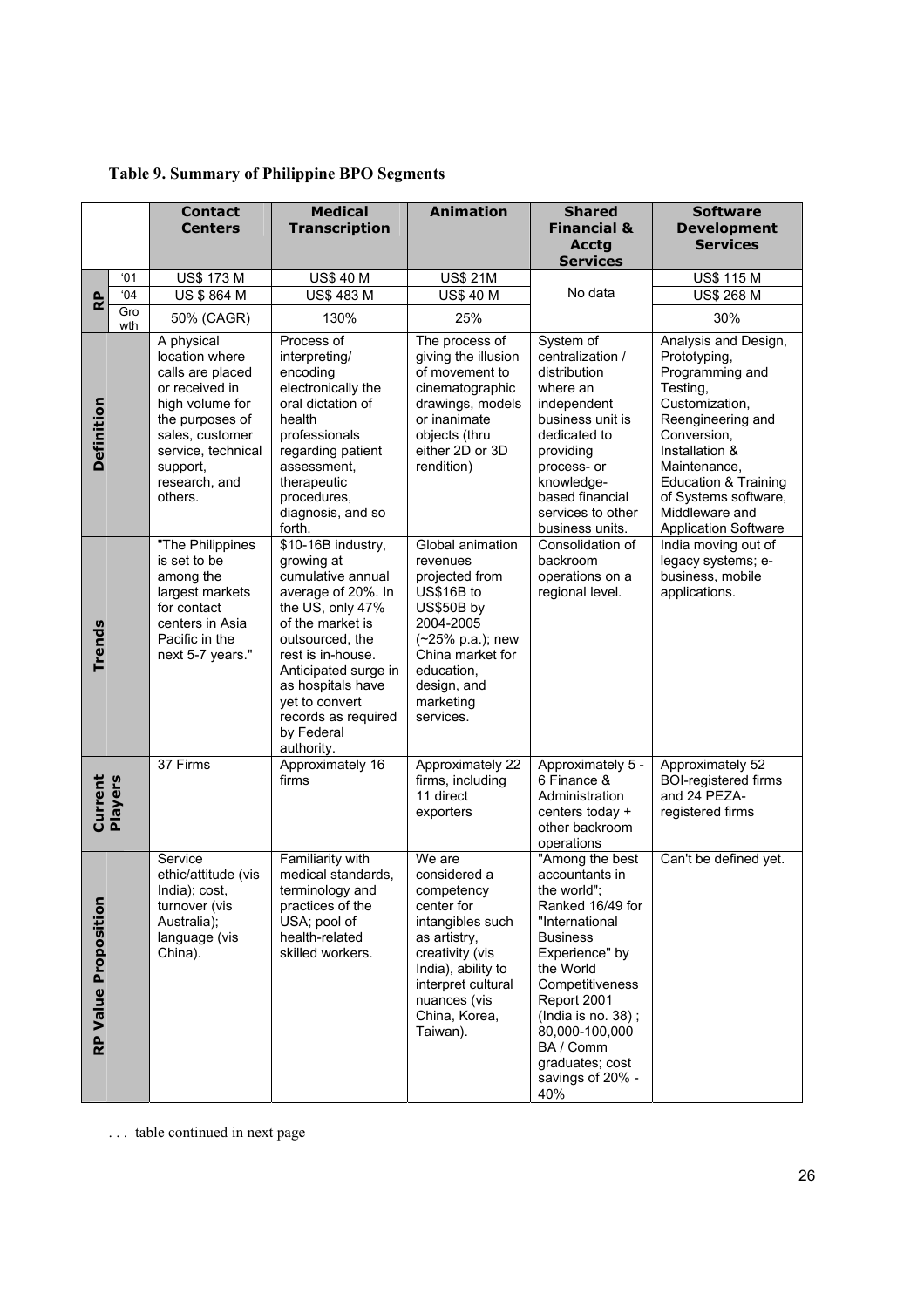**Table 9. Summary of Philippine BPO Segments**

| | | Contact Centers | Medical Transcription | Animation | Shared Financial & Acctg Services | Software Development Services |
|---|---|---|---|---|---|---|
| RP | '01 | US$ 173 M | US$ 40 M | US$ 21M | No data | US$ 115 M |
| | '04 | US $ 864 M | US$ 483 M | US$ 40 M | | US$ 268 M |
| | Growth | 50% (CAGR) | 130% | 25% | | 30% |
| Definition | | A physical location where calls are placed or received in high volume for the purposes of sales, customer service, technical support, research, and others. | Process of interpreting/ encoding electronically the oral dictation of health professionals regarding patient assessment, therapeutic procedures, diagnosis, and so forth. | The process of giving the illusion of movement to cinematographic drawings, models or inanimate objects (thru either 2D or 3D rendition) | System of centralization / distribution where an independent business unit is dedicated to providing process- or knowledge-based financial services to other business units. | Analysis and Design, Prototyping, Programming and Testing, Customization, Reengineering and Conversion, Installation & Maintenance, Education & Training of Systems software, Middleware and Application Software |
| Trends | | "The Philippines is set to be among the largest markets for contact centers in Asia Pacific in the next 5-7 years." | $10-16B industry, growing at cumulative annual average of 20%. In the US, only 47% of the market is outsourced, the rest is in-house. Anticipated surge in as hospitals have yet to convert records as required by Federal authority. | Global animation revenues projected from US$16B to US$50B by 2004-2005 (~25% p.a.); new China market for education, design, and marketing services. | Consolidation of backroom operations on a regional level. | India moving out of legacy systems; e-business, mobile applications. |
| Current Players | | 37 Firms | Approximately 16 firms | Approximately 22 firms, including 11 direct exporters | Approximately 5 - 6 Finance & Administration centers today + other backroom operations | Approximately 52 BOI-registered firms and 24 PEZA-registered firms |
| RP Value Proposition | | Service ethic/attitude (vis India); cost, turnover (vis Australia); language (vis China). | Familiarity with medical standards, terminology and practices of the USA; pool of health-related skilled workers. | We are considered a competency center for intangibles such as artistry, creativity (vis India), ability to interpret cultural nuances (vis China, Korea, Taiwan). | "Among the best accountants in the world"; Ranked 16/49 for "International Business Experience" by the World Competitiveness Report 2001 (India is no. 38) ; 80,000-100,000 BA / Comm graduates; cost savings of 20% - 40% | Can't be defined yet. |

. . . table continued in next page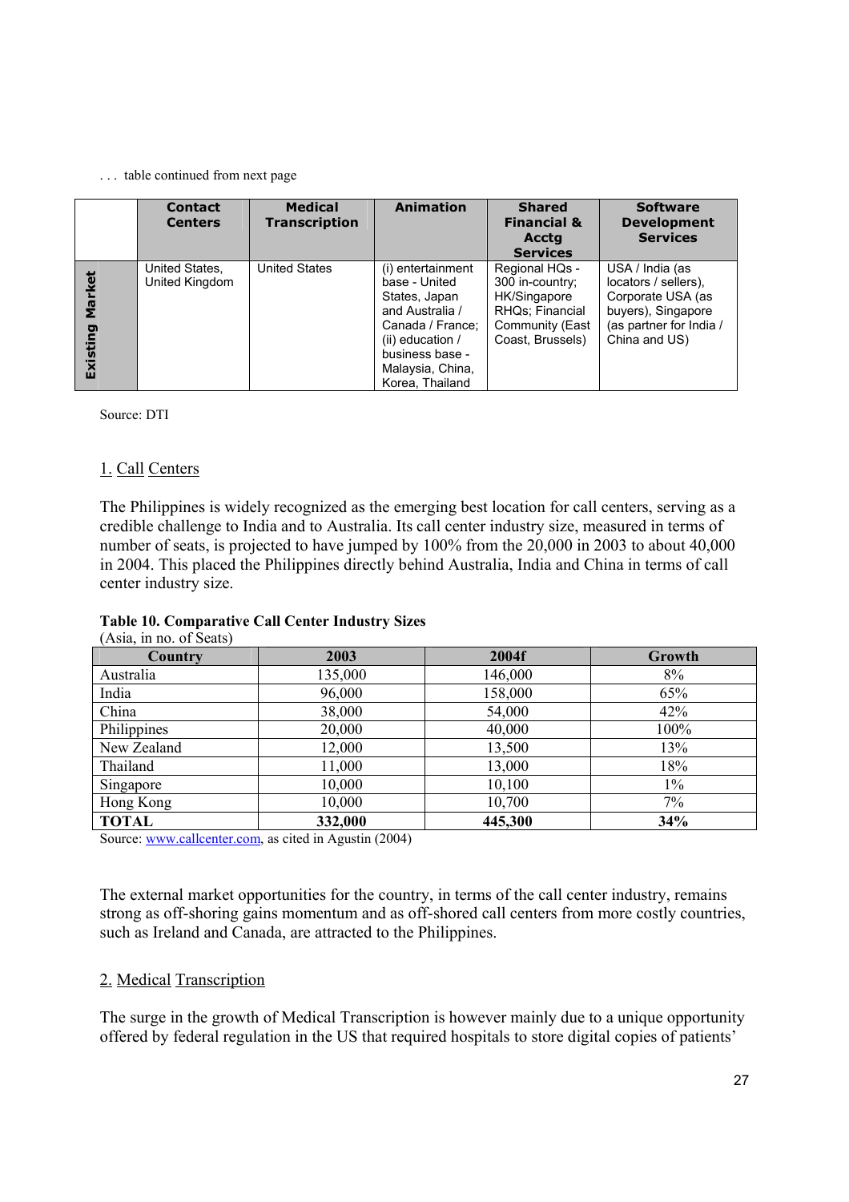. . . table continued from next page

| | Contact Centers | Medical Transcription | Animation | Shared Financial & Acctg Services | Software Development Services |
|---|---|---|---|---|---|
| **Existing Market** | United States, United Kingdom | United States | (i) entertainment base - United States, Japan and Australia / Canada / France; (ii) education / business base - Malaysia, China, Korea, Thailand | Regional HQs - 300 in-country; HK/Singapore RHQs; Financial Community (East Coast, Brussels) | USA / India (as locators / sellers), Corporate USA (as buyers), Singapore (as partner for India / China and US) |

Source: DTI

## 1. Call Centers

The Philippines is widely recognized as the emerging best location for call centers, serving as a credible challenge to India and to Australia. Its call center industry size, measured in terms of number of seats, is projected to have jumped by 100% from the 20,000 in 2003 to about 40,000 in 2004. This placed the Philippines directly behind Australia, India and China in terms of call center industry size.

**Table 10. Comparative Call Center Industry Sizes**
(Asia, in no. of Seats)

| Country | 2003 | 2004f | Growth |
|---|---|---|---|
| Australia | 135,000 | 146,000 | 8% |
| India | 96,000 | 158,000 | 65% |
| China | 38,000 | 54,000 | 42% |
| Philippines | 20,000 | 40,000 | 100% |
| New Zealand | 12,000 | 13,500 | 13% |
| Thailand | 11,000 | 13,000 | 18% |
| Singapore | 10,000 | 10,100 | 1% |
| Hong Kong | 10,000 | 10,700 | 7% |
| **TOTAL** | **332,000** | **445,300** | **34%** |

Source: www.callcenter.com, as cited in Agustin (2004)

The external market opportunities for the country, in terms of the call center industry, remains strong as off-shoring gains momentum and as off-shored call centers from more costly countries, such as Ireland and Canada, are attracted to the Philippines.

## 2. Medical Transcription

The surge in the growth of Medical Transcription is however mainly due to a unique opportunity offered by federal regulation in the US that required hospitals to store digital copies of patients'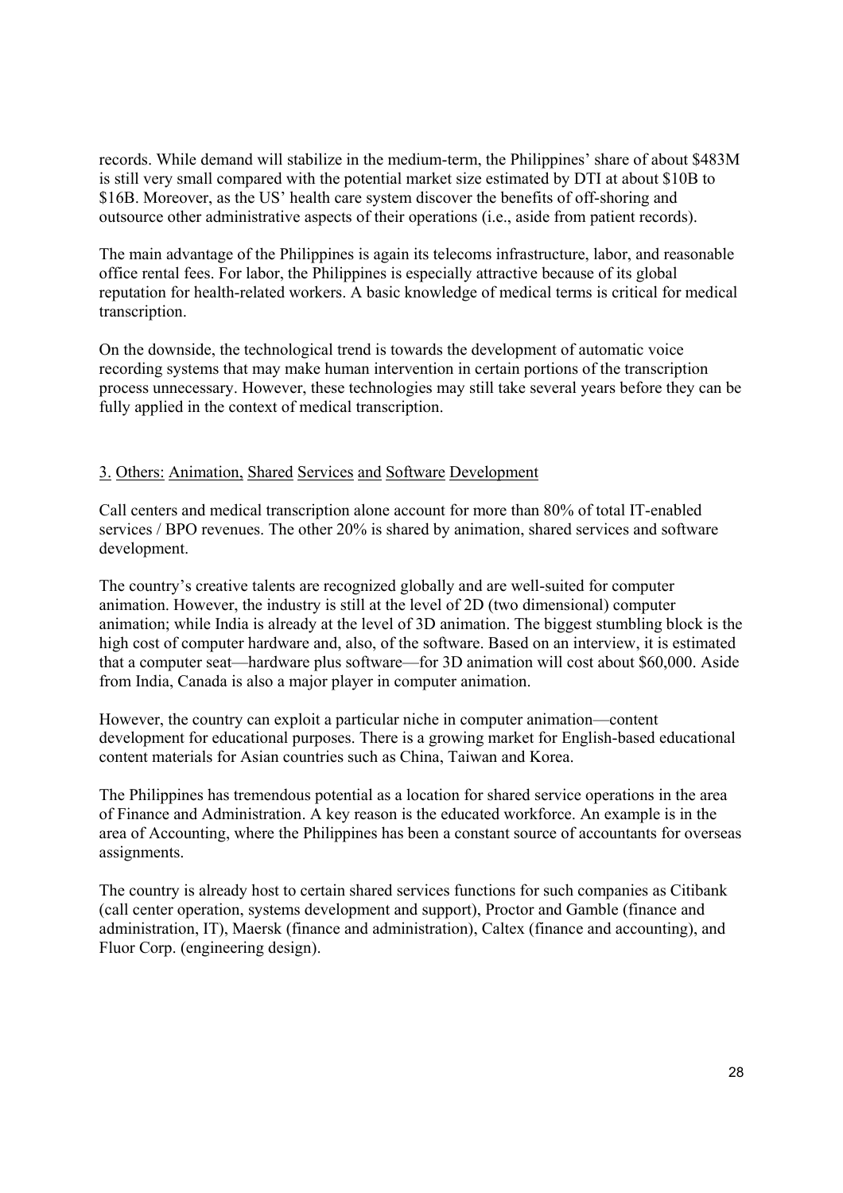records. While demand will stabilize in the medium-term, the Philippines' share of about $483M is still very small compared with the potential market size estimated by DTI at about $10B to $16B. Moreover, as the US' health care system discover the benefits of off-shoring and outsource other administrative aspects of their operations (i.e., aside from patient records).

The main advantage of the Philippines is again its telecoms infrastructure, labor, and reasonable office rental fees. For labor, the Philippines is especially attractive because of its global reputation for health-related workers. A basic knowledge of medical terms is critical for medical transcription.

On the downside, the technological trend is towards the development of automatic voice recording systems that may make human intervention in certain portions of the transcription process unnecessary. However, these technologies may still take several years before they can be fully applied in the context of medical transcription.

### 3. Others: Animation, Shared Services and Software Development

Call centers and medical transcription alone account for more than 80% of total IT-enabled services / BPO revenues. The other 20% is shared by animation, shared services and software development.

The country's creative talents are recognized globally and are well-suited for computer animation. However, the industry is still at the level of 2D (two dimensional) computer animation; while India is already at the level of 3D animation. The biggest stumbling block is the high cost of computer hardware and, also, of the software. Based on an interview, it is estimated that a computer seat—hardware plus software—for 3D animation will cost about $60,000. Aside from India, Canada is also a major player in computer animation.

However, the country can exploit a particular niche in computer animation—content development for educational purposes. There is a growing market for English-based educational content materials for Asian countries such as China, Taiwan and Korea.

The Philippines has tremendous potential as a location for shared service operations in the area of Finance and Administration. A key reason is the educated workforce. An example is in the area of Accounting, where the Philippines has been a constant source of accountants for overseas assignments.

The country is already host to certain shared services functions for such companies as Citibank (call center operation, systems development and support), Proctor and Gamble (finance and administration, IT), Maersk (finance and administration), Caltex (finance and accounting), and Fluor Corp. (engineering design).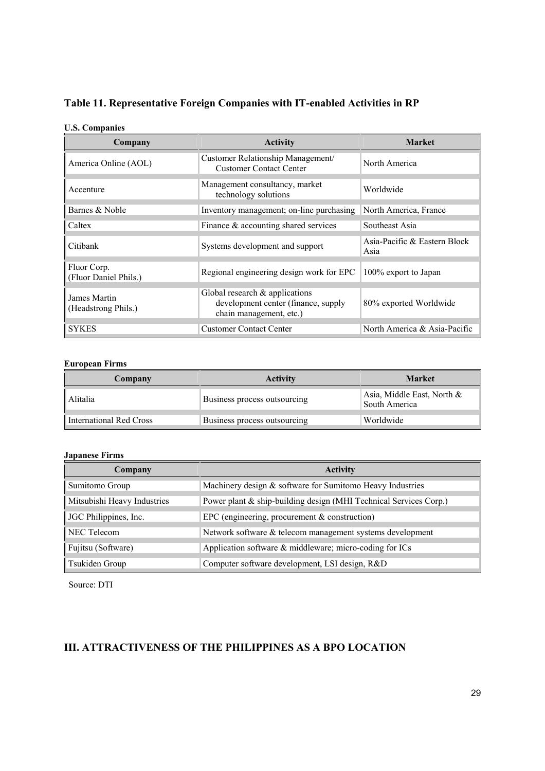## Table 11. Representative Foreign Companies with IT-enabled Activities in RP

**U.S. Companies**

| Company | Activity | Market |
|---|---|---|
| America Online (AOL) | Customer Relationship Management/ Customer Contact Center | North America |
| Accenture | Management consultancy, market technology solutions | Worldwide |
| Barnes & Noble | Inventory management; on-line purchasing | North America, France |
| Caltex | Finance & accounting shared services | Southeast Asia |
| Citibank | Systems development and support | Asia-Pacific & Eastern Block Asia |
| Fluor Corp. (Fluor Daniel Phils.) | Regional engineering design work for EPC | 100% export to Japan |
| James Martin (Headstrong Phils.) | Global research & applications development center (finance, supply chain management, etc.) | 80% exported Worldwide |
| SYKES | Customer Contact Center | North America & Asia-Pacific |

**European Firms**

| Company | Activity | Market |
|---|---|---|
| Alitalia | Business process outsourcing | Asia, Middle East, North & South America |
| International Red Cross | Business process outsourcing | Worldwide |

**Japanese Firms**

| Company | Activity |
|---|---|
| Sumitomo Group | Machinery design & software for Sumitomo Heavy Industries |
| Mitsubishi Heavy Industries | Power plant & ship-building design (MHI Technical Services Corp.) |
| JGC Philippines, Inc. | EPC (engineering, procurement & construction) |
| NEC Telecom | Network software & telecom management systems development |
| Fujitsu (Software) | Application software & middleware; micro-coding for ICs |
| Tsukiden Group | Computer software development, LSI design, R&D |

Source: DTI

# III. ATTRACTIVENESS OF THE PHILIPPINES AS A BPO LOCATION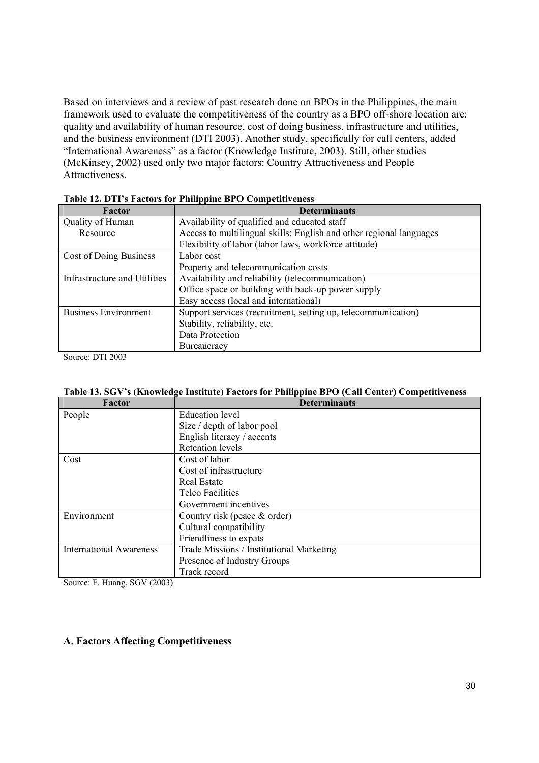Based on interviews and a review of past research done on BPOs in the Philippines, the main framework used to evaluate the competitiveness of the country as a BPO off-shore location are: quality and availability of human resource, cost of doing business, infrastructure and utilities, and the business environment (DTI 2003). Another study, specifically for call centers, added "International Awareness" as a factor (Knowledge Institute, 2003). Still, other studies (McKinsey, 2002) used only two major factors: Country Attractiveness and People Attractiveness.

**Table 12. DTI's Factors for Philippine BPO Competitiveness**

| Factor | Determinants |
|---|---|
| Quality of Human Resource | Availability of qualified and educated staff<br>Access to multilingual skills: English and other regional languages<br>Flexibility of labor (labor laws, workforce attitude) |
| Cost of Doing Business | Labor cost<br>Property and telecommunication costs |
| Infrastructure and Utilities | Availability and reliability (telecommunication)<br>Office space or building with back-up power supply<br>Easy access (local and international) |
| Business Environment | Support services (recruitment, setting up, telecommunication)<br>Stability, reliability, etc.<br>Data Protection<br>Bureaucracy |

Source: DTI 2003

**Table 13. SGV's (Knowledge Institute) Factors for Philippine BPO (Call Center) Competitiveness**

| Factor | Determinants |
|---|---|
| People | Education level<br>Size / depth of labor pool<br>English literacy / accents<br>Retention levels |
| Cost | Cost of labor<br>Cost of infrastructure<br>Real Estate<br>Telco Facilities<br>Government incentives |
| Environment | Country risk (peace & order)<br>Cultural compatibility<br>Friendliness to expats |
| International Awareness | Trade Missions / Institutional Marketing<br>Presence of Industry Groups<br>Track record |

Source: F. Huang, SGV (2003)

### A. Factors Affecting Competitiveness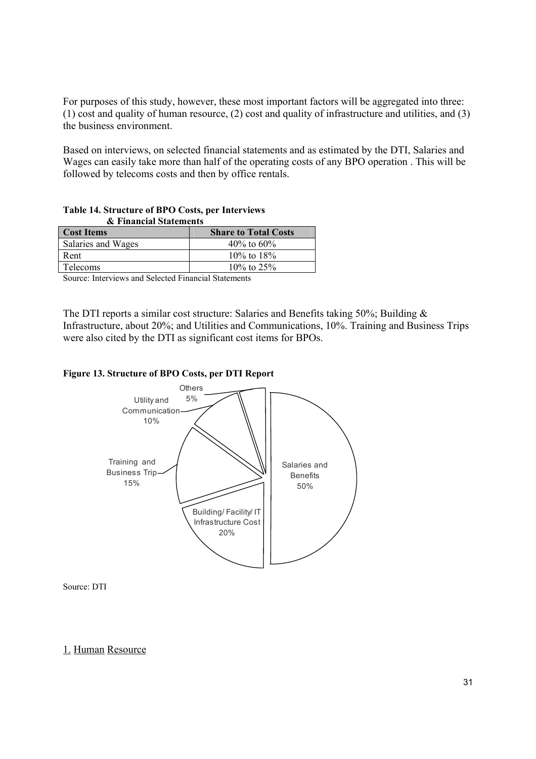For purposes of this study, however, these most important factors will be aggregated into three: (1) cost and quality of human resource, (2) cost and quality of infrastructure and utilities, and (3) the business environment.

Based on interviews, on selected financial statements and as estimated by the DTI, Salaries and Wages can easily take more than half of the operating costs of any BPO operation . This will be followed by telecoms costs and then by office rentals.

**Table 14. Structure of BPO Costs, per Interviews & Financial Statements**

| Cost Items | Share to Total Costs |
|---|---|
| Salaries and Wages | 40% to 60% |
| Rent | 10% to 18% |
| Telecoms | 10% to 25% |

Source: Interviews and Selected Financial Statements

The DTI reports a similar cost structure: Salaries and Benefits taking 50%; Building & Infrastructure, about 20%; and Utilities and Communications, 10%. Training and Business Trips were also cited by the DTI as significant cost items for BPOs.

**Figure 13. Structure of BPO Costs, per DTI Report**

| Cost Item | Share |
|---|---|
| Salaries and Benefits | 50% |
| Building/ Facility/ IT Infrastructure Cost | 20% |
| Training and Business Trip | 15% |
| Utility and Communication | 10% |
| Others | 5% |

Source: DTI

1. Human Resource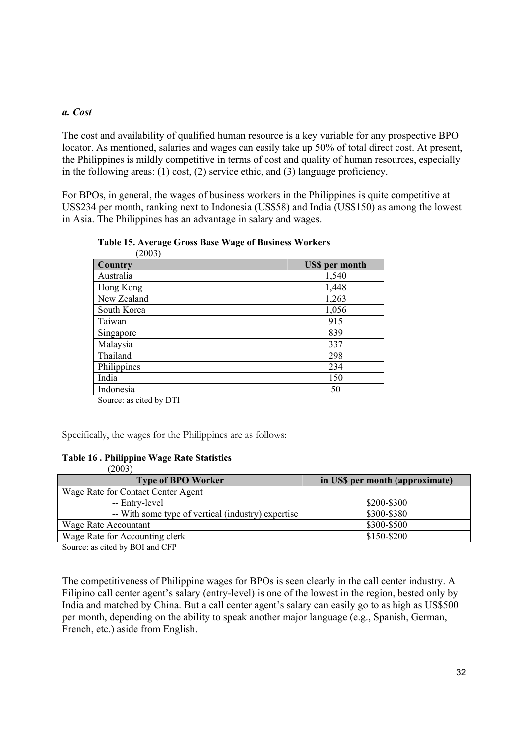### *a. Cost*

The cost and availability of qualified human resource is a key variable for any prospective BPO locator. As mentioned, salaries and wages can easily take up 50% of total direct cost. At present, the Philippines is mildly competitive in terms of cost and quality of human resources, especially in the following areas: (1) cost, (2) service ethic, and (3) language proficiency.

For BPOs, in general, the wages of business workers in the Philippines is quite competitive at US$234 per month, ranking next to Indonesia (US$58) and India (US$150) as among the lowest in Asia. The Philippines has an advantage in salary and wages.

**Table 15. Average Gross Base Wage of Business Workers**
(2003)

| Country | US$ per month |
|---|---|
| Australia | 1,540 |
| Hong Kong | 1,448 |
| New Zealand | 1,263 |
| South Korea | 1,056 |
| Taiwan | 915 |
| Singapore | 839 |
| Malaysia | 337 |
| Thailand | 298 |
| Philippines | 234 |
| India | 150 |
| Indonesia | 50 |

Source: as cited by DTI

Specifically, the wages for the Philippines are as follows:

**Table 16 . Philippine Wage Rate Statistics**
(2003)

| Type of BPO Worker | in US$ per month (approximate) |
|---|---|
| Wage Rate for Contact Center Agent | |
| -- Entry-level | $200-$300 |
| -- With some type of vertical (industry) expertise | $300-$380 |
| Wage Rate Accountant | $300-$500 |
| Wage Rate for Accounting clerk | $150-$200 |

Source: as cited by BOI and CFP

The competitiveness of Philippine wages for BPOs is seen clearly in the call center industry. A Filipino call center agent's salary (entry-level) is one of the lowest in the region, bested only by India and matched by China. But a call center agent's salary can easily go to as high as US$500 per month, depending on the ability to speak another major language (e.g., Spanish, German, French, etc.) aside from English.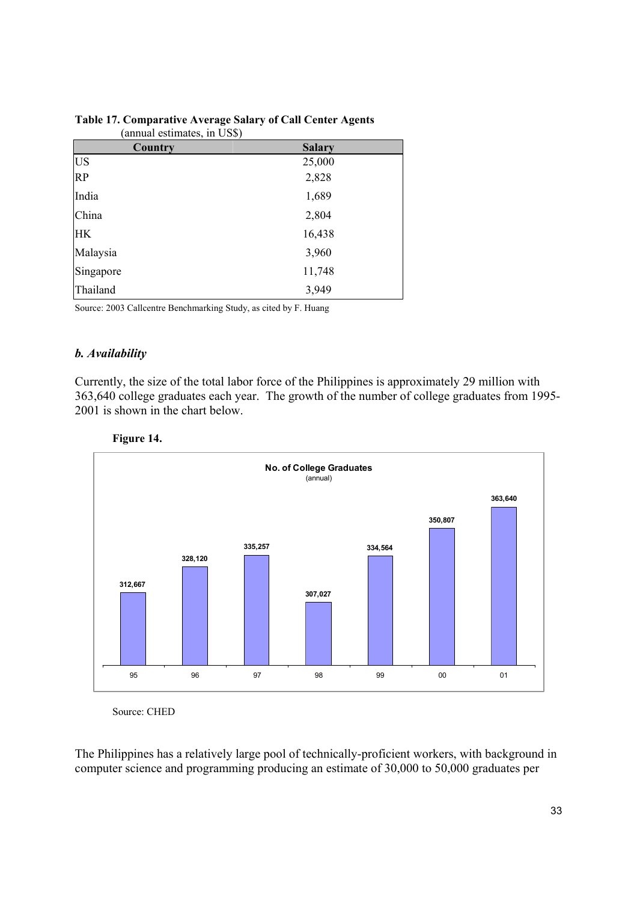**Table 17. Comparative Average Salary of Call Center Agents**
(annual estimates, in US$)

| Country | Salary |
|---|---|
| US | 25,000 |
| RP | 2,828 |
| India | 1,689 |
| China | 2,804 |
| HK | 16,438 |
| Malaysia | 3,960 |
| Singapore | 11,748 |
| Thailand | 3,949 |

Source: 2003 Callcentre Benchmarking Study, as cited by F. Huang

### *b. Availability*

Currently, the size of the total labor force of the Philippines is approximately 29 million with 363,640 college graduates each year. The growth of the number of college graduates from 1995-2001 is shown in the chart below.

**Figure 14.**

**No. of College Graduates**
(annual)

| Year | 95 | 96 | 97 | 98 | 99 | 00 | 01 |
|---|---|---|---|---|---|---|---|
| No. of College Graduates | 312,667 | 328,120 | 335,257 | 307,027 | 334,564 | 350,807 | 363,640 |

Source: CHED

The Philippines has a relatively large pool of technically-proficient workers, with background in computer science and programming producing an estimate of 30,000 to 50,000 graduates per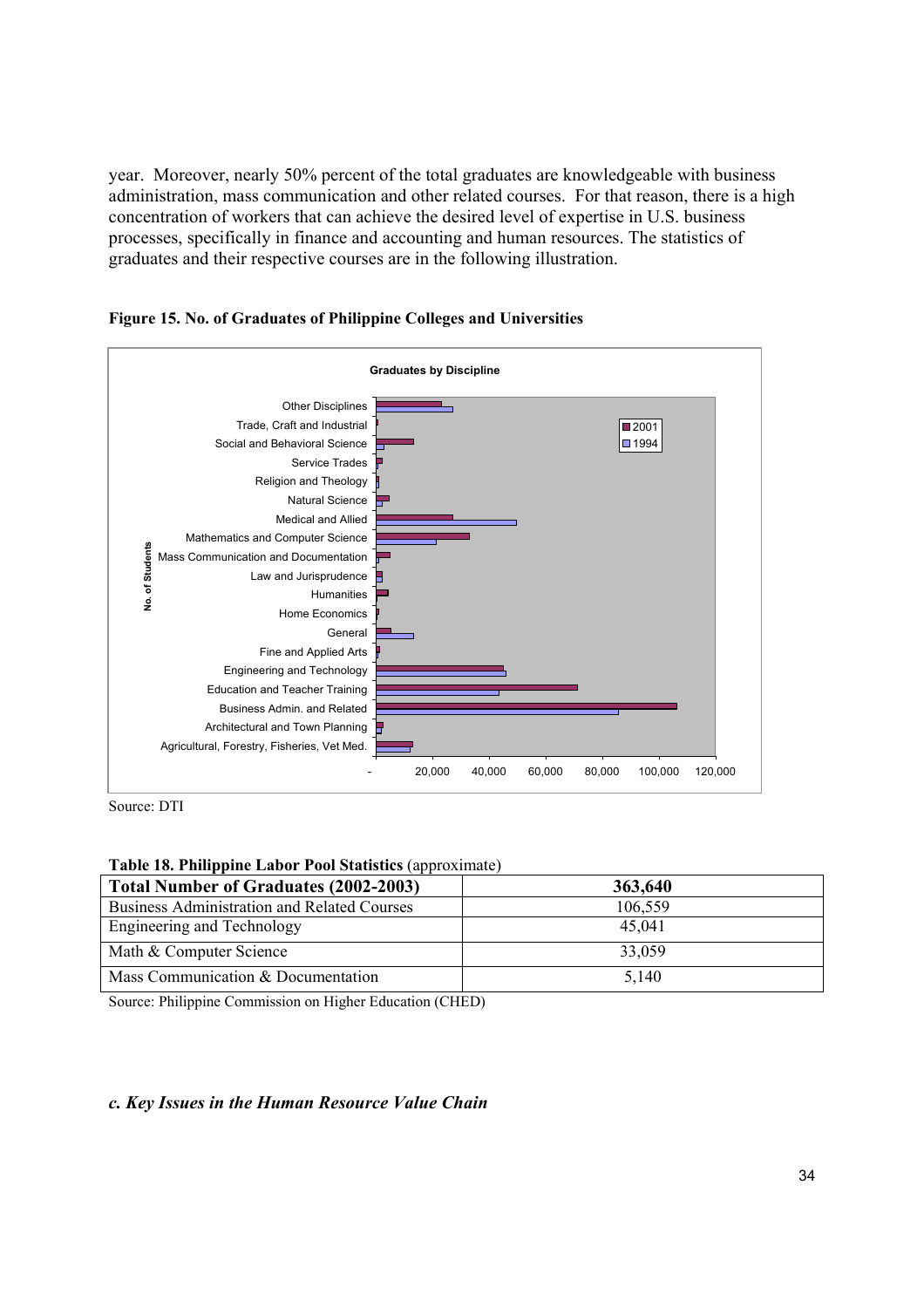year. Moreover, nearly 50% percent of the total graduates are knowledgeable with business administration, mass communication and other related courses. For that reason, there is a high concentration of workers that can achieve the desired level of expertise in U.S. business processes, specifically in finance and accounting and human resources. The statistics of graduates and their respective courses are in the following illustration.

**Figure 15. No. of Graduates of Philippine Colleges and Universities**

Source: DTI

**Table 18. Philippine Labor Pool Statistics** (approximate)

| Total Number of Graduates (2002-2003) | 363,640 |
|---|---|
| Business Administration and Related Courses | 106,559 |
| Engineering and Technology | 45,041 |
| Math & Computer Science | 33,059 |
| Mass Communication & Documentation | 5,140 |

Source: Philippine Commission on Higher Education (CHED)

### *c. Key Issues in the Human Resource Value Chain*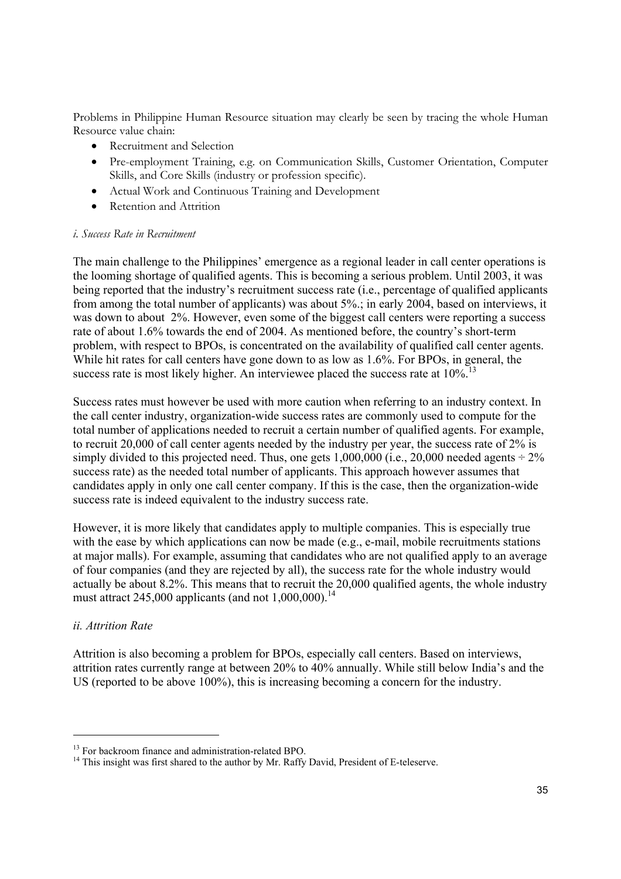Problems in Philippine Human Resource situation may clearly be seen by tracing the whole Human Resource value chain:

- Recruitment and Selection
- Pre-employment Training, e.g. on Communication Skills, Customer Orientation, Computer Skills, and Core Skills (industry or profession specific).
- Actual Work and Continuous Training and Development
- Retention and Attrition

*i. Success Rate in Recruitment*

The main challenge to the Philippines' emergence as a regional leader in call center operations is the looming shortage of qualified agents. This is becoming a serious problem. Until 2003, it was being reported that the industry's recruitment success rate (i.e., percentage of qualified applicants from among the total number of applicants) was about 5%.; in early 2004, based on interviews, it was down to about 2%. However, even some of the biggest call centers were reporting a success rate of about 1.6% towards the end of 2004. As mentioned before, the country's short-term problem, with respect to BPOs, is concentrated on the availability of qualified call center agents. While hit rates for call centers have gone down to as low as 1.6%. For BPOs, in general, the success rate is most likely higher. An interviewee placed the success rate at 10%.[13]

Success rates must however be used with more caution when referring to an industry context. In the call center industry, organization-wide success rates are commonly used to compute for the total number of applications needed to recruit a certain number of qualified agents. For example, to recruit 20,000 of call center agents needed by the industry per year, the success rate of 2% is simply divided to this projected need. Thus, one gets 1,000,000 (i.e., 20,000 needed agents ÷ 2% success rate) as the needed total number of applicants. This approach however assumes that candidates apply in only one call center company. If this is the case, then the organization-wide success rate is indeed equivalent to the industry success rate.

However, it is more likely that candidates apply to multiple companies. This is especially true with the ease by which applications can now be made (e.g., e-mail, mobile recruitments stations at major malls). For example, assuming that candidates who are not qualified apply to an average of four companies (and they are rejected by all), the success rate for the whole industry would actually be about 8.2%. This means that to recruit the 20,000 qualified agents, the whole industry must attract 245,000 applicants (and not 1,000,000).[14]

*ii. Attrition Rate*

Attrition is also becoming a problem for BPOs, especially call centers. Based on interviews, attrition rates currently range at between 20% to 40% annually. While still below India's and the US (reported to be above 100%), this is increasing becoming a concern for the industry.

---

[13] For backroom finance and administration-related BPO.

[14] This insight was first shared to the author by Mr. Raffy David, President of E-teleserve.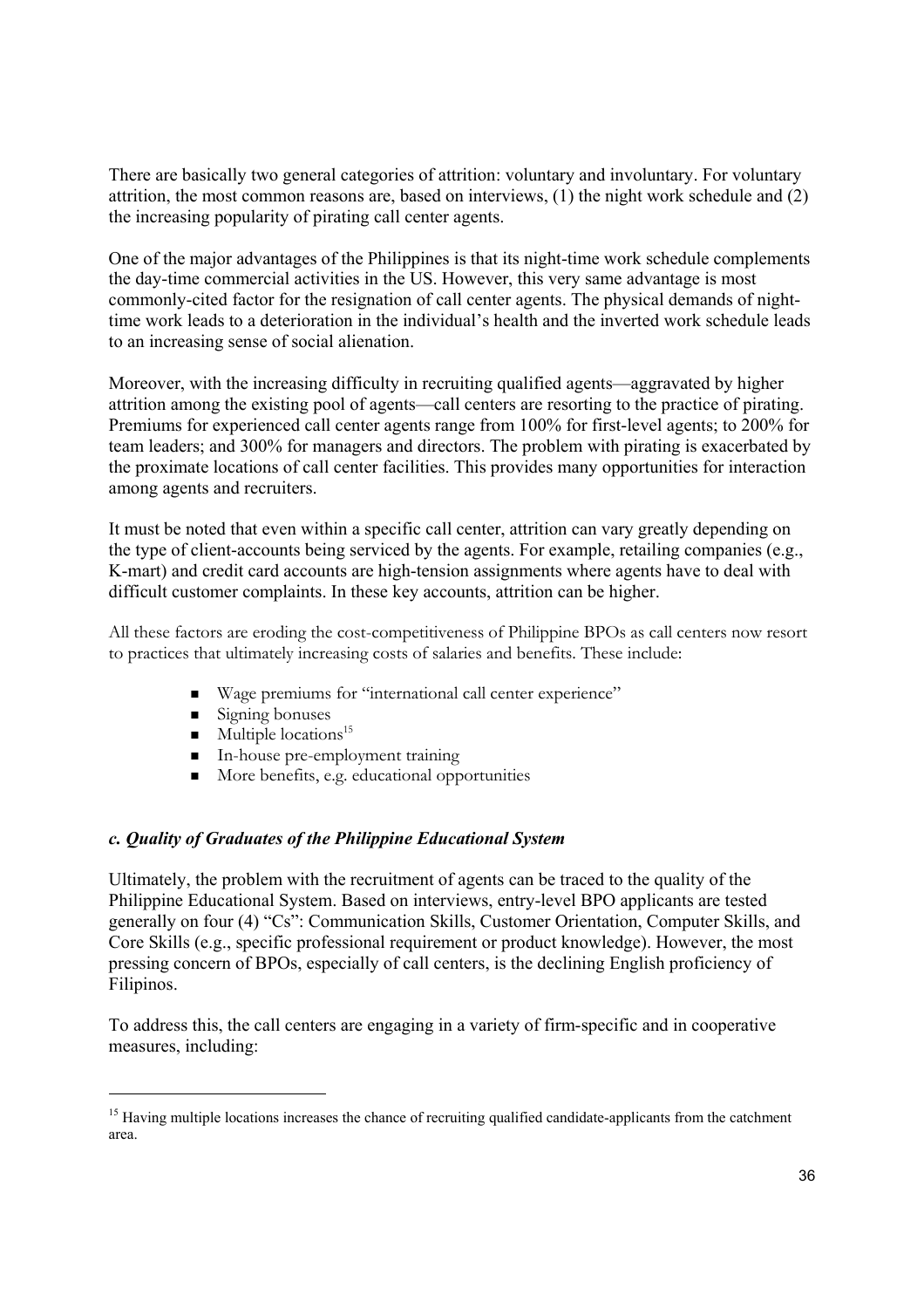There are basically two general categories of attrition: voluntary and involuntary. For voluntary attrition, the most common reasons are, based on interviews, (1) the night work schedule and (2) the increasing popularity of pirating call center agents.

One of the major advantages of the Philippines is that its night-time work schedule complements the day-time commercial activities in the US. However, this very same advantage is most commonly-cited factor for the resignation of call center agents. The physical demands of night-time work leads to a deterioration in the individual's health and the inverted work schedule leads to an increasing sense of social alienation.

Moreover, with the increasing difficulty in recruiting qualified agents—aggravated by higher attrition among the existing pool of agents—call centers are resorting to the practice of pirating. Premiums for experienced call center agents range from 100% for first-level agents; to 200% for team leaders; and 300% for managers and directors. The problem with pirating is exacerbated by the proximate locations of call center facilities. This provides many opportunities for interaction among agents and recruiters.

It must be noted that even within a specific call center, attrition can vary greatly depending on the type of client-accounts being serviced by the agents. For example, retailing companies (e.g., K-mart) and credit card accounts are high-tension assignments where agents have to deal with difficult customer complaints. In these key accounts, attrition can be higher.

All these factors are eroding the cost-competitiveness of Philippine BPOs as call centers now resort to practices that ultimately increasing costs of salaries and benefits. These include:

- Wage premiums for "international call center experience"
- Signing bonuses
- Multiple locations[15]
- In-house pre-employment training
- More benefits, e.g. educational opportunities

### *c. Quality of Graduates of the Philippine Educational System*

Ultimately, the problem with the recruitment of agents can be traced to the quality of the Philippine Educational System. Based on interviews, entry-level BPO applicants are tested generally on four (4) "Cs": Communication Skills, Customer Orientation, Computer Skills, and Core Skills (e.g., specific professional requirement or product knowledge). However, the most pressing concern of BPOs, especially of call centers, is the declining English proficiency of Filipinos.

To address this, the call centers are engaging in a variety of firm-specific and in cooperative measures, including:

---

[15] Having multiple locations increases the chance of recruiting qualified candidate-applicants from the catchment area.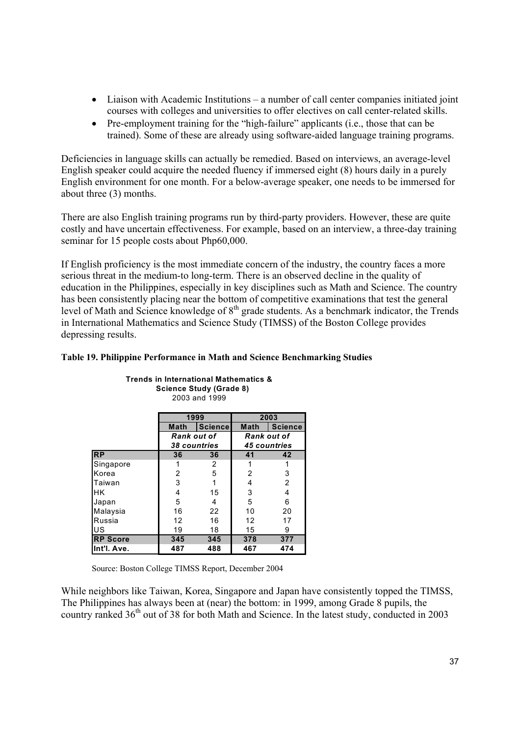- Liaison with Academic Institutions – a number of call center companies initiated joint courses with colleges and universities to offer electives on call center-related skills.
- Pre-employment training for the "high-failure" applicants (i.e., those that can be trained). Some of these are already using software-aided language training programs.

Deficiencies in language skills can actually be remedied. Based on interviews, an average-level English speaker could acquire the needed fluency if immersed eight (8) hours daily in a purely English environment for one month. For a below-average speaker, one needs to be immersed for about three (3) months.

There are also English training programs run by third-party providers. However, these are quite costly and have uncertain effectiveness. For example, based on an interview, a three-day training seminar for 15 people costs about Php60,000.

If English proficiency is the most immediate concern of the industry, the country faces a more serious threat in the medium-to long-term. There is an observed decline in the quality of education in the Philippines, especially in key disciplines such as Math and Science. The country has been consistently placing near the bottom of competitive examinations that test the general level of Math and Science knowledge of 8th grade students. As a benchmark indicator, the Trends in International Mathematics and Science Study (TIMSS) of the Boston College provides depressing results.

**Table 19. Philippine Performance in Math and Science Benchmarking Studies**

**Trends in International Mathematics & Science Study (Grade 8)**
2003 and 1999

| | 1999 | | 2003 | |
|---|---|---|---|---|
| | Math | Science | Math | Science |
| | *Rank out of 38 countries* | | *Rank out of 45 countries* | |
| **RP** | **36** | **36** | **41** | **42** |
| Singapore | 1 | 2 | 1 | 1 |
| Korea | 2 | 5 | 2 | 3 |
| Taiwan | 3 | 1 | 4 | 2 |
| HK | 4 | 15 | 3 | 4 |
| Japan | 5 | 4 | 5 | 6 |
| Malaysia | 16 | 22 | 10 | 20 |
| Russia | 12 | 16 | 12 | 17 |
| US | 19 | 18 | 15 | 9 |
| **RP Score** | **345** | **345** | **378** | **377** |
| **Int'l. Ave.** | **487** | **488** | **467** | **474** |

Source: Boston College TIMSS Report, December 2004

While neighbors like Taiwan, Korea, Singapore and Japan have consistently topped the TIMSS, The Philippines has always been at (near) the bottom: in 1999, among Grade 8 pupils, the country ranked 36th out of 38 for both Math and Science. In the latest study, conducted in 2003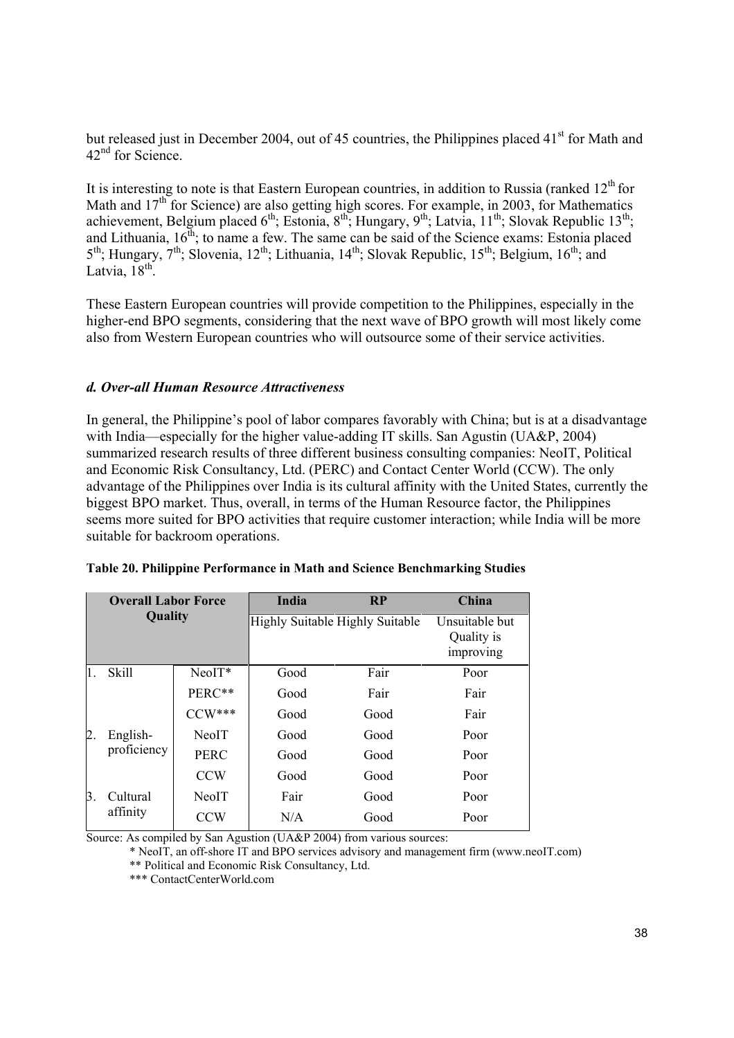but released just in December 2004, out of 45 countries, the Philippines placed 41st for Math and 42nd for Science.

It is interesting to note is that Eastern European countries, in addition to Russia (ranked 12th for Math and 17th for Science) are also getting high scores. For example, in 2003, for Mathematics achievement, Belgium placed 6th; Estonia, 8th; Hungary, 9th; Latvia, 11th; Slovak Republic 13th; and Lithuania, 16th; to name a few. The same can be said of the Science exams: Estonia placed 5th; Hungary, 7th; Slovenia, 12th; Lithuania, 14th; Slovak Republic, 15th; Belgium, 16th; and Latvia, 18th.

These Eastern European countries will provide competition to the Philippines, especially in the higher-end BPO segments, considering that the next wave of BPO growth will most likely come also from Western European countries who will outsource some of their service activities.

### *d. Over-all Human Resource Attractiveness*

In general, the Philippine's pool of labor compares favorably with China; but is at a disadvantage with India—especially for the higher value-adding IT skills. San Agustin (UA&P, 2004) summarized research results of three different business consulting companies: NeoIT, Political and Economic Risk Consultancy, Ltd. (PERC) and Contact Center World (CCW). The only advantage of the Philippines over India is its cultural affinity with the United States, currently the biggest BPO market. Thus, overall, in terms of the Human Resource factor, the Philippines seems more suited for BPO activities that require customer interaction; while India will be more suitable for backroom operations.

**Table 20. Philippine Performance in Math and Science Benchmarking Studies**

| Overall Labor Force Quality | | India | RP | China |
|---|---|---|---|---|
| | | Highly Suitable | Highly Suitable | Unsuitable but Quality is improving |
| 1. Skill | NeoIT* | Good | Fair | Poor |
| | PERC** | Good | Fair | Fair |
| | CCW*** | Good | Good | Fair |
| 2. English-proficiency | NeoIT | Good | Good | Poor |
| | PERC | Good | Good | Poor |
| | CCW | Good | Good | Poor |
| 3. Cultural affinity | NeoIT | Fair | Good | Poor |
| | CCW | N/A | Good | Poor |

Source: As compiled by San Agustion (UA&P 2004) from various sources:

\* NeoIT, an off-shore IT and BPO services advisory and management firm (www.neoIT.com)

\** Political and Economic Risk Consultancy, Ltd.

\*** ContactCenterWorld.com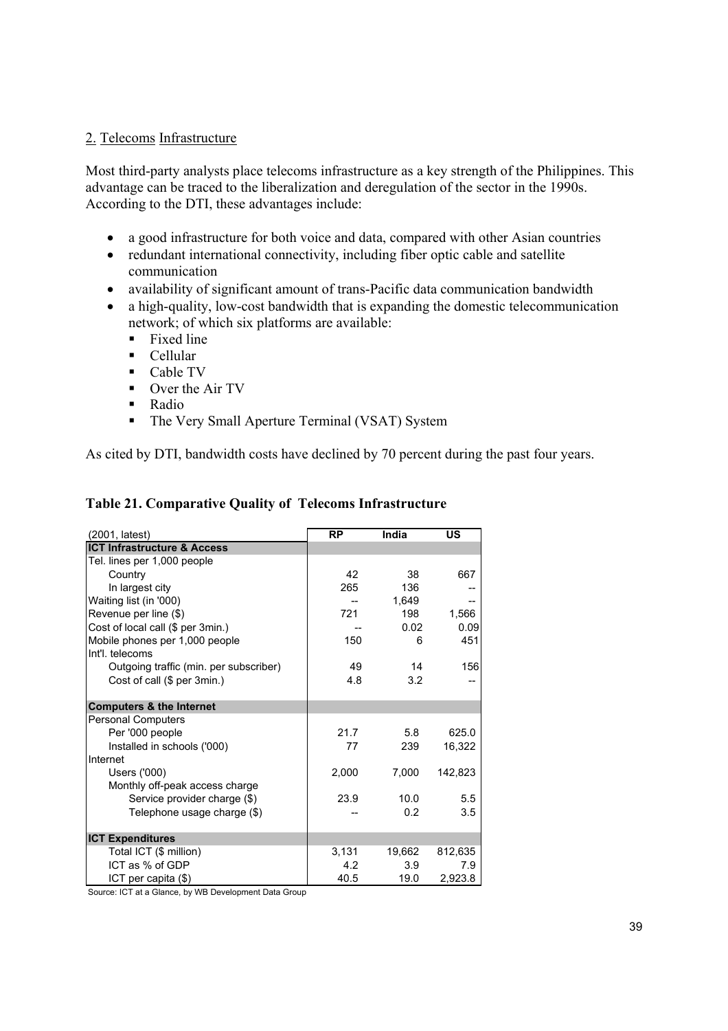## 2. Telecoms Infrastructure

Most third-party analysts place telecoms infrastructure as a key strength of the Philippines. This advantage can be traced to the liberalization and deregulation of the sector in the 1990s. According to the DTI, these advantages include:

- a good infrastructure for both voice and data, compared with other Asian countries
- redundant international connectivity, including fiber optic cable and satellite communication
- availability of significant amount of trans-Pacific data communication bandwidth
- a high-quality, low-cost bandwidth that is expanding the domestic telecommunication network; of which six platforms are available:
  - Fixed line
  - Cellular
  - Cable TV
  - Over the Air TV
  - Radio
  - The Very Small Aperture Terminal (VSAT) System

As cited by DTI, bandwidth costs have declined by 70 percent during the past four years.

**Table 21. Comparative Quality of Telecoms Infrastructure**

| (2001, latest) | RP | India | US |
|---|---|---|---|
| **ICT Infrastructure & Access** | | | |
| Tel. lines per 1,000 people | | | |
| Country | 42 | 38 | 667 |
| In largest city | 265 | 136 | -- |
| Waiting list (in '000) | -- | 1,649 | -- |
| Revenue per line ($) | 721 | 198 | 1,566 |
| Cost of local call ($ per 3min.) | -- | 0.02 | 0.09 |
| Mobile phones per 1,000 people | 150 | 6 | 451 |
| Int'l. telecoms | | | |
| Outgoing traffic (min. per subscriber) | 49 | 14 | 156 |
| Cost of call ($ per 3min.) | 4.8 | 3.2 | -- |
| **Computers & the Internet** | | | |
| Personal Computers | | | |
| Per '000 people | 21.7 | 5.8 | 625.0 |
| Installed in schools ('000) | 77 | 239 | 16,322 |
| Internet | | | |
| Users ('000) | 2,000 | 7,000 | 142,823 |
| Monthly off-peak access charge | | | |
| Service provider charge ($) | 23.9 | 10.0 | 5.5 |
| Telephone usage charge ($) | -- | 0.2 | 3.5 |
| **ICT Expenditures** | | | |
| Total ICT ($ million) | 3,131 | 19,662 | 812,635 |
| ICT as % of GDP | 4.2 | 3.9 | 7.9 |
| ICT per capita ($) | 40.5 | 19.0 | 2,923.8 |

Source: ICT at a Glance, by WB Development Data Group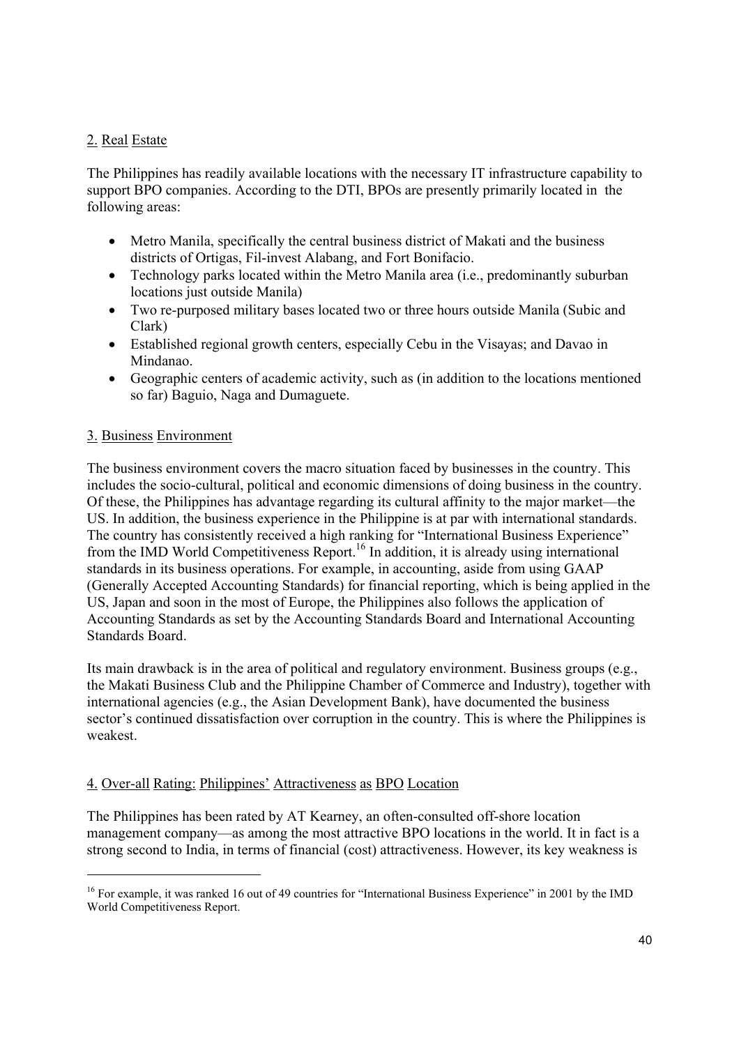## 2. Real Estate

The Philippines has readily available locations with the necessary IT infrastructure capability to support BPO companies. According to the DTI, BPOs are presently primarily located in the following areas:

- Metro Manila, specifically the central business district of Makati and the business districts of Ortigas, Fil-invest Alabang, and Fort Bonifacio.
- Technology parks located within the Metro Manila area (i.e., predominantly suburban locations just outside Manila)
- Two re-purposed military bases located two or three hours outside Manila (Subic and Clark)
- Established regional growth centers, especially Cebu in the Visayas; and Davao in Mindanao.
- Geographic centers of academic activity, such as (in addition to the locations mentioned so far) Baguio, Naga and Dumaguete.

## 3. Business Environment

The business environment covers the macro situation faced by businesses in the country. This includes the socio-cultural, political and economic dimensions of doing business in the country. Of these, the Philippines has advantage regarding its cultural affinity to the major market—the US. In addition, the business experience in the Philippine is at par with international standards. The country has consistently received a high ranking for "International Business Experience" from the IMD World Competitiveness Report.[16] In addition, it is already using international standards in its business operations. For example, in accounting, aside from using GAAP (Generally Accepted Accounting Standards) for financial reporting, which is being applied in the US, Japan and soon in the most of Europe, the Philippines also follows the application of Accounting Standards as set by the Accounting Standards Board and International Accounting Standards Board.

Its main drawback is in the area of political and regulatory environment. Business groups (e.g., the Makati Business Club and the Philippine Chamber of Commerce and Industry), together with international agencies (e.g., the Asian Development Bank), have documented the business sector's continued dissatisfaction over corruption in the country. This is where the Philippines is weakest.

## 4. Over-all Rating: Philippines' Attractiveness as BPO Location

The Philippines has been rated by AT Kearney, an often-consulted off-shore location management company—as among the most attractive BPO locations in the world. It in fact is a strong second to India, in terms of financial (cost) attractiveness. However, its key weakness is

---

[16] For example, it was ranked 16 out of 49 countries for "International Business Experience" in 2001 by the IMD World Competitiveness Report.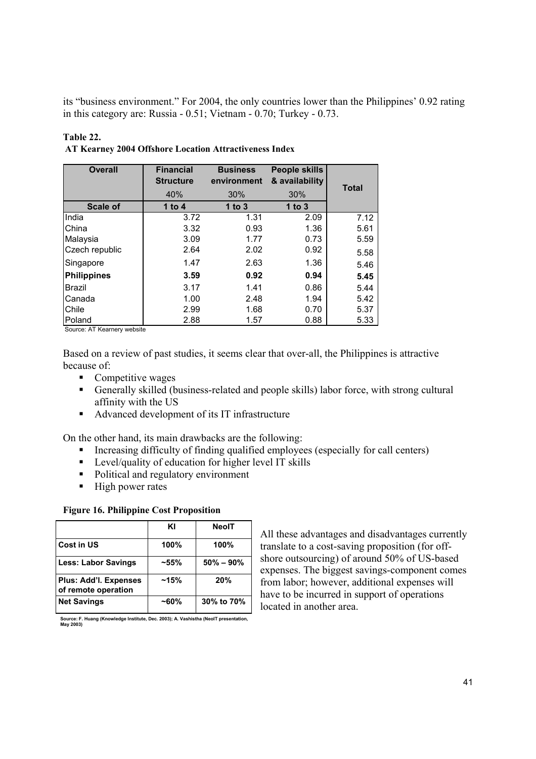its "business environment." For 2004, the only countries lower than the Philippines' 0.92 rating in this category are: Russia - 0.51; Vietnam - 0.70; Turkey - 0.73.

**Table 22.**
**AT Kearney 2004 Offshore Location Attractiveness Index**

| Overall | Financial Structure 40% | Business environment 30% | People skills & availability 30% | Total |
|---|---|---|---|---|
| **Scale of** | **1 to 4** | **1 to 3** | **1 to 3** | |
| India | 3.72 | 1.31 | 2.09 | 7.12 |
| China | 3.32 | 0.93 | 1.36 | 5.61 |
| Malaysia | 3.09 | 1.77 | 0.73 | 5.59 |
| Czech republic | 2.64 | 2.02 | 0.92 | 5.58 |
| Singapore | 1.47 | 2.63 | 1.36 | 5.46 |
| **Philippines** | **3.59** | **0.92** | **0.94** | **5.45** |
| Brazil | 3.17 | 1.41 | 0.86 | 5.44 |
| Canada | 1.00 | 2.48 | 1.94 | 5.42 |
| Chile | 2.99 | 1.68 | 0.70 | 5.37 |
| Poland | 2.88 | 1.57 | 0.88 | 5.33 |

Source: AT Kearnery website

Based on a review of past studies, it seems clear that over-all, the Philippines is attractive because of:

- Competitive wages
- Generally skilled (business-related and people skills) labor force, with strong cultural affinity with the US
- Advanced development of its IT infrastructure

On the other hand, its main drawbacks are the following:

- Increasing difficulty of finding qualified employees (especially for call centers)
- Level/quality of education for higher level IT skills
- Political and regulatory environment
- High power rates

**Figure 16. Philippine Cost Proposition**

| | KI | NeoIT |
|---|---|---|
| **Cost in US** | **100%** | **100%** |
| **Less: Labor Savings** | **~55%** | **50% – 90%** |
| **Plus: Add'l. Expenses of remote operation** | **~15%** | **20%** |
| **Net Savings** | **~60%** | **30% to 70%** |

Source: F. Huang (Knowledge Institute, Dec. 2003); A. Vashistha (NeoIT presentation, May 2003)

All these advantages and disadvantages currently translate to a cost-saving proposition (for off-shore outsourcing) of around 50% of US-based expenses. The biggest savings-component comes from labor; however, additional expenses will have to be incurred in support of operations located in another area.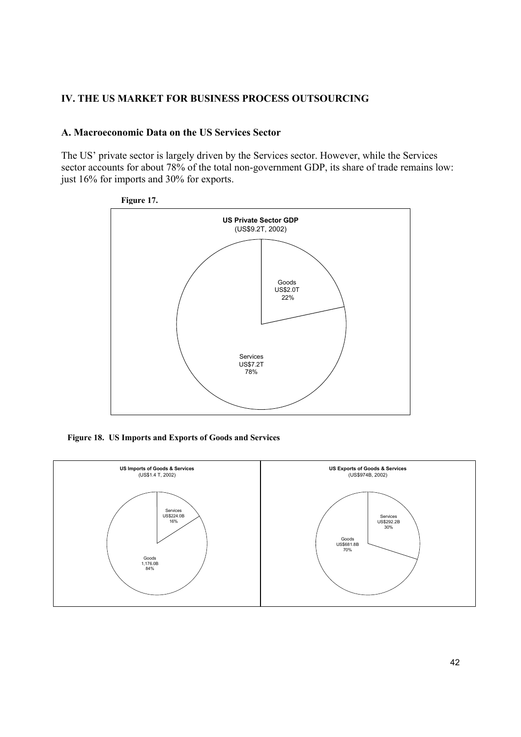## IV. THE US MARKET FOR BUSINESS PROCESS OUTSOURCING

### A. Macroeconomic Data on the US Services Sector

The US' private sector is largely driven by the Services sector. However, while the Services sector accounts for about 78% of the total non-government GDP, its share of trade remains low: just 16% for imports and 30% for exports.

**Figure 17.**

**US Private Sector GDP**
(US$9.2T, 2002)

Goods
US$2.0T
22%

Services
US$7.2T
78%

**Figure 18. US Imports and Exports of Goods and Services**

**US Imports of Goods & Services**
(US$1.4 T, 2002)

Services
US$224.0B
16%

Goods
1,176.0B
84%

**US Exports of Goods & Services**
(US$974B, 2002)

Services
US$292.2B
30%

Goods
US$681.8B
70%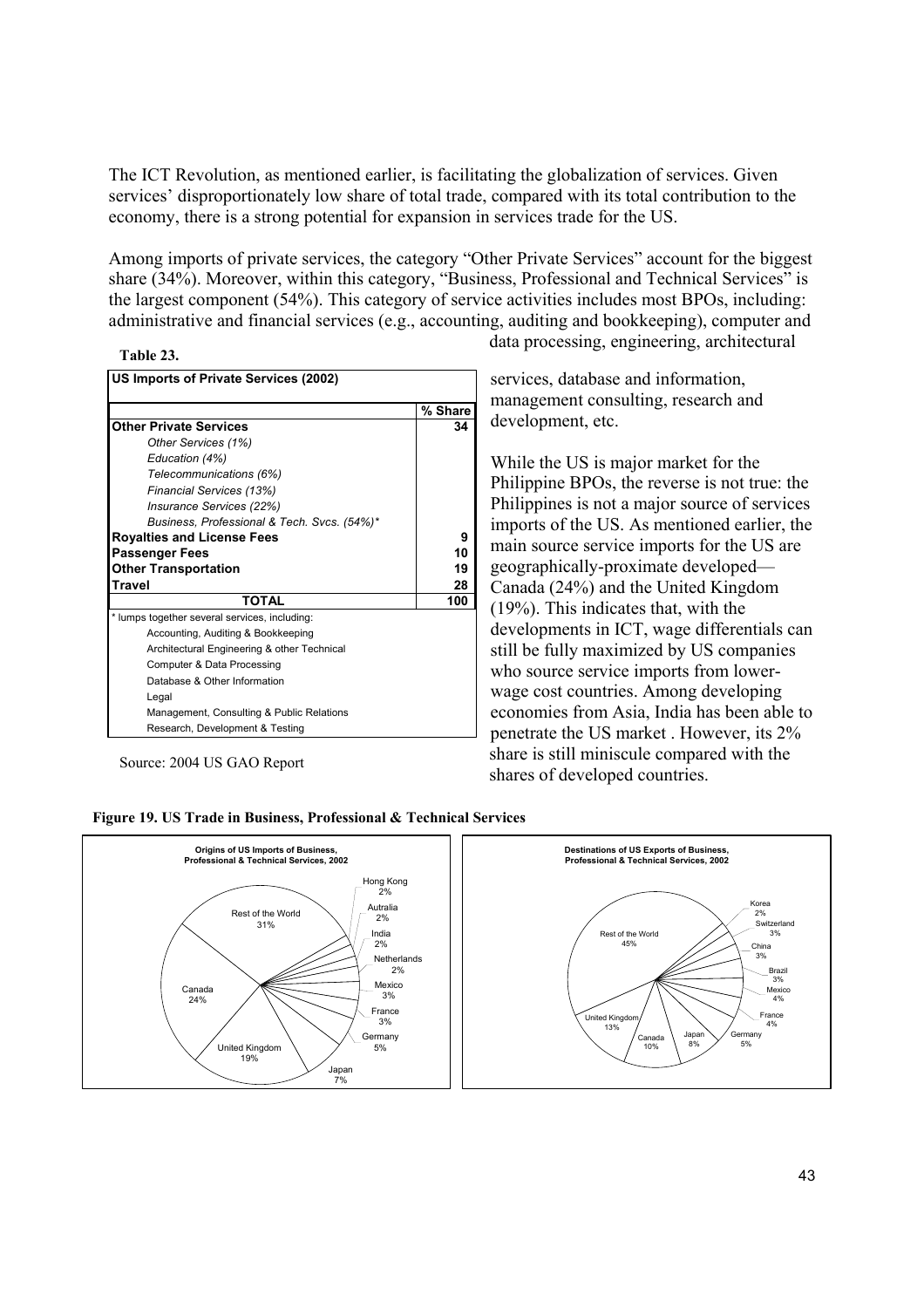The ICT Revolution, as mentioned earlier, is facilitating the globalization of services. Given services' disproportionately low share of total trade, compared with its total contribution to the economy, there is a strong potential for expansion in services trade for the US.

Among imports of private services, the category "Other Private Services" account for the biggest share (34%). Moreover, within this category, "Business, Professional and Technical Services" is the largest component (54%). This category of service activities includes most BPOs, including: administrative and financial services (e.g., accounting, auditing and bookkeeping), computer and data processing, engineering, architectural services, database and information, management consulting, research and development, etc.

**Table 23.**

| US Imports of Private Services (2002) | |
|---|---|
| | **% Share** |
| **Other Private Services** | **34** |
| *Other Services (1%)* | |
| *Education (4%)* | |
| *Telecommunications (6%)* | |
| *Financial Services (13%)* | |
| *Insurance Services (22%)* | |
| *Business, Professional & Tech. Svcs. (54%)** | |
| **Royalties and License Fees** | **9** |
| **Passenger Fees** | **10** |
| **Other Transportation** | **19** |
| **Travel** | **28** |
| **TOTAL** | **100** |
| * lumps together several services, including: | |
| Accounting, Auditing & Bookkeeping | |
| Architectural Engineering & other Technical | |
| Computer & Data Processing | |
| Database & Other Information | |
| Legal | |
| Management, Consulting & Public Relations | |
| Research, Development & Testing | |

Source: 2004 US GAO Report

While the US is major market for the Philippine BPOs, the reverse is not true: the Philippines is not a major source of services imports of the US. As mentioned earlier, the main source service imports for the US are geographically-proximate developed—Canada (24%) and the United Kingdom (19%). This indicates that, with the developments in ICT, wage differentials can still be fully maximized by US companies who source service imports from lower-wage cost countries. Among developing economies from Asia, India has been able to penetrate the US market . However, its 2% share is still miniscule compared with the shares of developed countries.

**Figure 19. US Trade in Business, Professional & Technical Services**

**Origins of US Imports of Business, Professional & Technical Services, 2002**

| Country | Share |
|---|---|
| Rest of the World | 31% |
| Canada | 24% |
| United Kingdom | 19% |
| Japan | 7% |
| Germany | 5% |
| France | 3% |
| Mexico | 3% |
| Netherlands | 2% |
| India | 2% |
| Autralia | 2% |
| Hong Kong | 2% |

**Destinations of US Exports of Business, Professional & Technical Services, 2002**

| Country | Share |
|---|---|
| Rest of the World | 45% |
| United Kingdom | 13% |
| Canada | 10% |
| Japan | 8% |
| Germany | 5% |
| France | 4% |
| Mexico | 4% |
| Brazil | 3% |
| China | 3% |
| Switzerland | 3% |
| Korea | 2% |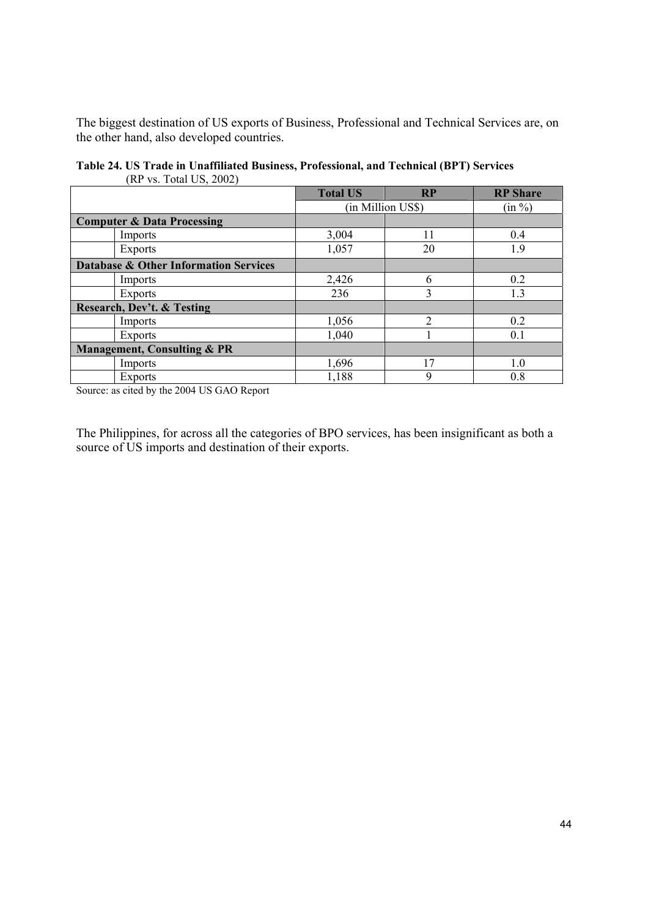The biggest destination of US exports of Business, Professional and Technical Services are, on the other hand, also developed countries.

**Table 24. US Trade in Unaffiliated Business, Professional, and Technical (BPT) Services**
(RP vs. Total US, 2002)

| | Total US | RP | RP Share |
|---|---|---|---|
| | (in Million US$) | | (in %) |
| **Computer & Data Processing** | | | |
| Imports | 3,004 | 11 | 0.4 |
| Exports | 1,057 | 20 | 1.9 |
| **Database & Other Information Services** | | | |
| Imports | 2,426 | 6 | 0.2 |
| Exports | 236 | 3 | 1.3 |
| **Research, Dev't. & Testing** | | | |
| Imports | 1,056 | 2 | 0.2 |
| Exports | 1,040 | 1 | 0.1 |
| **Management, Consulting & PR** | | | |
| Imports | 1,696 | 17 | 1.0 |
| Exports | 1,188 | 9 | 0.8 |

Source: as cited by the 2004 US GAO Report

The Philippines, for across all the categories of BPO services, has been insignificant as both a source of US imports and destination of their exports.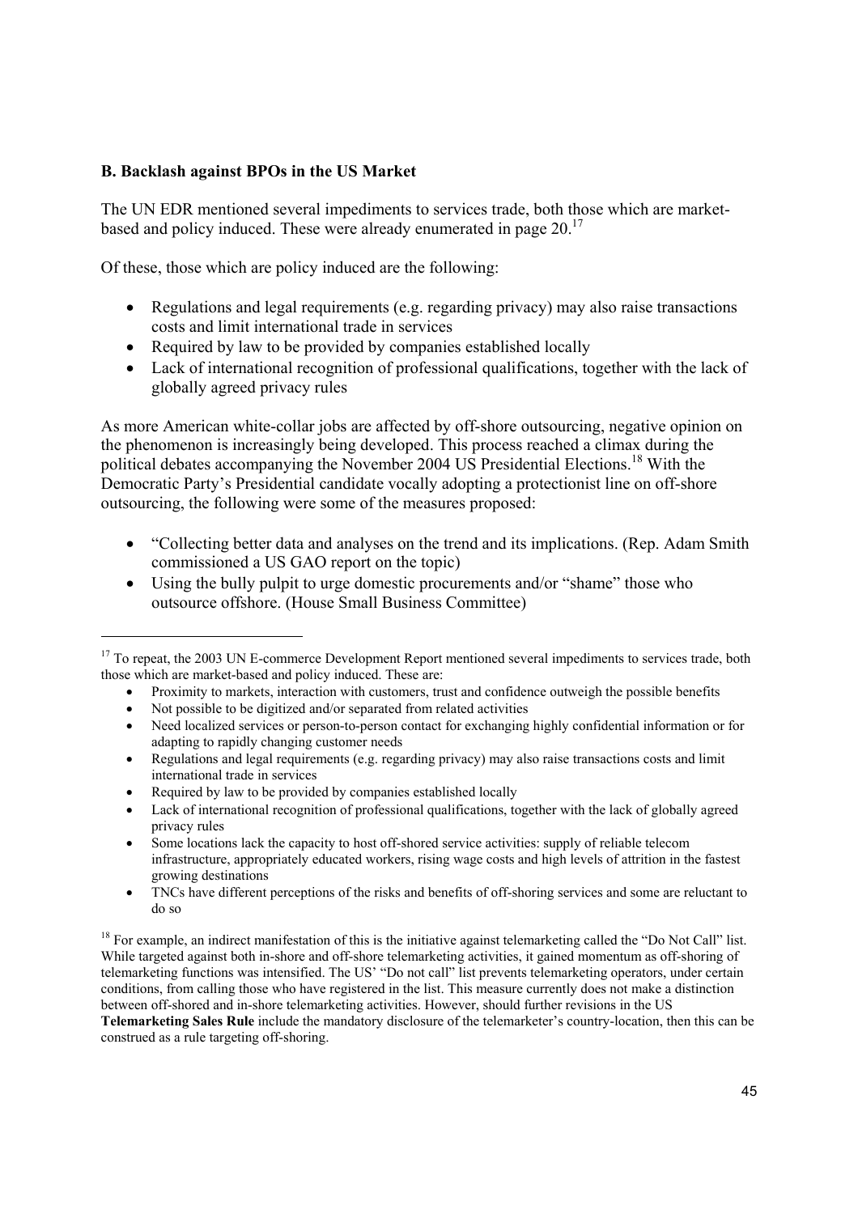**B. Backlash against BPOs in the US Market**

The UN EDR mentioned several impediments to services trade, both those which are market-based and policy induced. These were already enumerated in page 20.[17]

Of these, those which are policy induced are the following:

- Regulations and legal requirements (e.g. regarding privacy) may also raise transactions costs and limit international trade in services
- Required by law to be provided by companies established locally
- Lack of international recognition of professional qualifications, together with the lack of globally agreed privacy rules

As more American white-collar jobs are affected by off-shore outsourcing, negative opinion on the phenomenon is increasingly being developed. This process reached a climax during the political debates accompanying the November 2004 US Presidential Elections.[18] With the Democratic Party's Presidential candidate vocally adopting a protectionist line on off-shore outsourcing, the following were some of the measures proposed:

- "Collecting better data and analyses on the trend and its implications. (Rep. Adam Smith commissioned a US GAO report on the topic)
- Using the bully pulpit to urge domestic procurements and/or "shame" those who outsource offshore. (House Small Business Committee)

---

[17] To repeat, the 2003 UN E-commerce Development Report mentioned several impediments to services trade, both those which are market-based and policy induced. These are:

- Proximity to markets, interaction with customers, trust and confidence outweigh the possible benefits
- Not possible to be digitized and/or separated from related activities
- Need localized services or person-to-person contact for exchanging highly confidential information or for adapting to rapidly changing customer needs
- Regulations and legal requirements (e.g. regarding privacy) may also raise transactions costs and limit international trade in services
- Required by law to be provided by companies established locally
- Lack of international recognition of professional qualifications, together with the lack of globally agreed privacy rules
- Some locations lack the capacity to host off-shored service activities: supply of reliable telecom infrastructure, appropriately educated workers, rising wage costs and high levels of attrition in the fastest growing destinations
- TNCs have different perceptions of the risks and benefits of off-shoring services and some are reluctant to do so

[18] For example, an indirect manifestation of this is the initiative against telemarketing called the "Do Not Call" list. While targeted against both in-shore and off-shore telemarketing activities, it gained momentum as off-shoring of telemarketing functions was intensified. The US' "Do not call" list prevents telemarketing operators, under certain conditions, from calling those who have registered in the list. This measure currently does not make a distinction between off-shored and in-shore telemarketing activities. However, should further revisions in the US **Telemarketing Sales Rule** include the mandatory disclosure of the telemarketer's country-location, then this can be construed as a rule targeting off-shoring.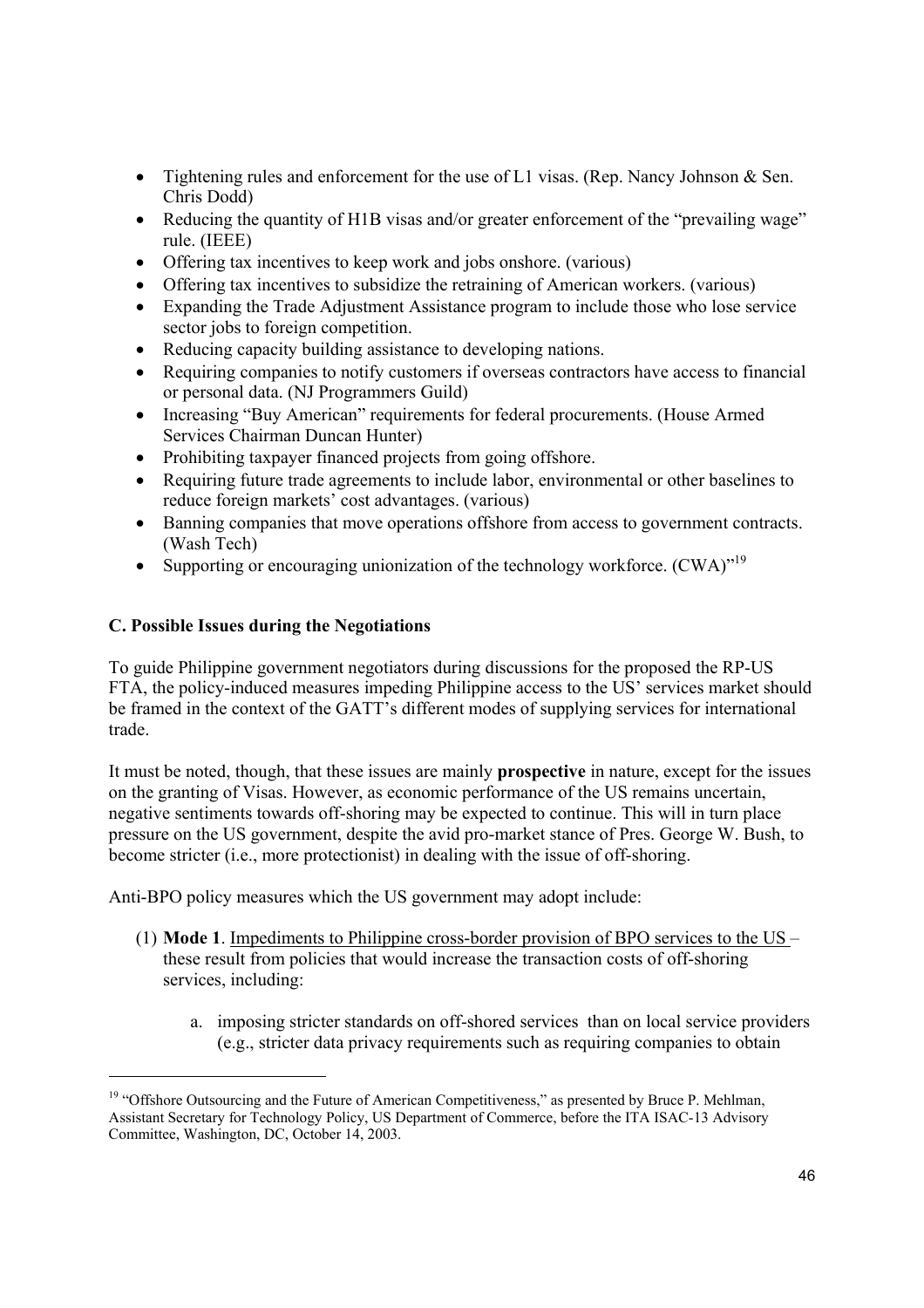- Tightening rules and enforcement for the use of L1 visas. (Rep. Nancy Johnson & Sen. Chris Dodd)
- Reducing the quantity of H1B visas and/or greater enforcement of the "prevailing wage" rule. (IEEE)
- Offering tax incentives to keep work and jobs onshore. (various)
- Offering tax incentives to subsidize the retraining of American workers. (various)
- Expanding the Trade Adjustment Assistance program to include those who lose service sector jobs to foreign competition.
- Reducing capacity building assistance to developing nations.
- Requiring companies to notify customers if overseas contractors have access to financial or personal data. (NJ Programmers Guild)
- Increasing "Buy American" requirements for federal procurements. (House Armed Services Chairman Duncan Hunter)
- Prohibiting taxpayer financed projects from going offshore.
- Requiring future trade agreements to include labor, environmental or other baselines to reduce foreign markets' cost advantages. (various)
- Banning companies that move operations offshore from access to government contracts. (Wash Tech)
- Supporting or encouraging unionization of the technology workforce. (CWA)"[19]

### C. Possible Issues during the Negotiations

To guide Philippine government negotiators during discussions for the proposed the RP-US FTA, the policy-induced measures impeding Philippine access to the US' services market should be framed in the context of the GATT's different modes of supplying services for international trade.

It must be noted, though, that these issues are mainly **prospective** in nature, except for the issues on the granting of Visas. However, as economic performance of the US remains uncertain, negative sentiments towards off-shoring may be expected to continue. This will in turn place pressure on the US government, despite the avid pro-market stance of Pres. George W. Bush, to become stricter (i.e., more protectionist) in dealing with the issue of off-shoring.

Anti-BPO policy measures which the US government may adopt include:

(1) **Mode 1**. Impediments to Philippine cross-border provision of BPO services to the US – these result from policies that would increase the transaction costs of off-shoring services, including:

   a. imposing stricter standards on off-shored services than on local service providers (e.g., stricter data privacy requirements such as requiring companies to obtain

[19] "Offshore Outsourcing and the Future of American Competitiveness," as presented by Bruce P. Mehlman, Assistant Secretary for Technology Policy, US Department of Commerce, before the ITA ISAC-13 Advisory Committee, Washington, DC, October 14, 2003.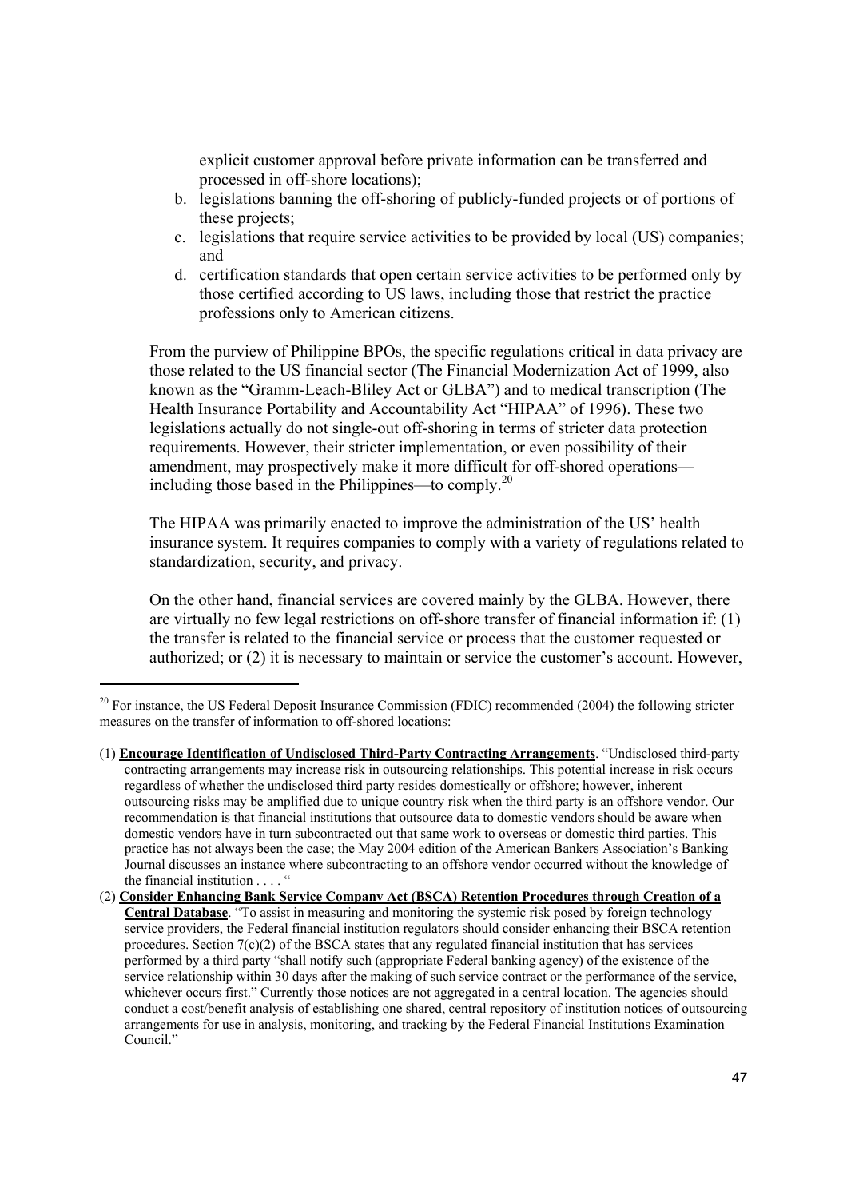explicit customer approval before private information can be transferred and processed in off-shore locations);

b. legislations banning the off-shoring of publicly-funded projects or of portions of these projects;
c. legislations that require service activities to be provided by local (US) companies; and
d. certification standards that open certain service activities to be performed only by those certified according to US laws, including those that restrict the practice professions only to American citizens.

From the purview of Philippine BPOs, the specific regulations critical in data privacy are those related to the US financial sector (The Financial Modernization Act of 1999, also known as the "Gramm-Leach-Bliley Act or GLBA") and to medical transcription (The Health Insurance Portability and Accountability Act "HIPAA" of 1996). These two legislations actually do not single-out off-shoring in terms of stricter data protection requirements. However, their stricter implementation, or even possibility of their amendment, may prospectively make it more difficult for off-shored operations—including those based in the Philippines—to comply.[20]

The HIPAA was primarily enacted to improve the administration of the US' health insurance system. It requires companies to comply with a variety of regulations related to standardization, security, and privacy.

On the other hand, financial services are covered mainly by the GLBA. However, there are virtually no few legal restrictions on off-shore transfer of financial information if: (1) the transfer is related to the financial service or process that the customer requested or authorized; or (2) it is necessary to maintain or service the customer's account. However,

---

[20] For instance, the US Federal Deposit Insurance Commission (FDIC) recommended (2004) the following stricter measures on the transfer of information to off-shored locations:

(1) **Encourage Identification of Undisclosed Third-Party Contracting Arrangements**. "Undisclosed third-party contracting arrangements may increase risk in outsourcing relationships. This potential increase in risk occurs regardless of whether the undisclosed third party resides domestically or offshore; however, inherent outsourcing risks may be amplified due to unique country risk when the third party is an offshore vendor. Our recommendation is that financial institutions that outsource data to domestic vendors should be aware when domestic vendors have in turn subcontracted out that same work to overseas or domestic third parties. This practice has not always been the case; the May 2004 edition of the American Bankers Association's Banking Journal discusses an instance where subcontracting to an offshore vendor occurred without the knowledge of the financial institution . . . . "

(2) **Consider Enhancing Bank Service Company Act (BSCA) Retention Procedures through Creation of a Central Database**. "To assist in measuring and monitoring the systemic risk posed by foreign technology service providers, the Federal financial institution regulators should consider enhancing their BSCA retention procedures. Section 7(c)(2) of the BSCA states that any regulated financial institution that has services performed by a third party "shall notify such (appropriate Federal banking agency) of the existence of the service relationship within 30 days after the making of such service contract or the performance of the service, whichever occurs first." Currently those notices are not aggregated in a central location. The agencies should conduct a cost/benefit analysis of establishing one shared, central repository of institution notices of outsourcing arrangements for use in analysis, monitoring, and tracking by the Federal Financial Institutions Examination Council."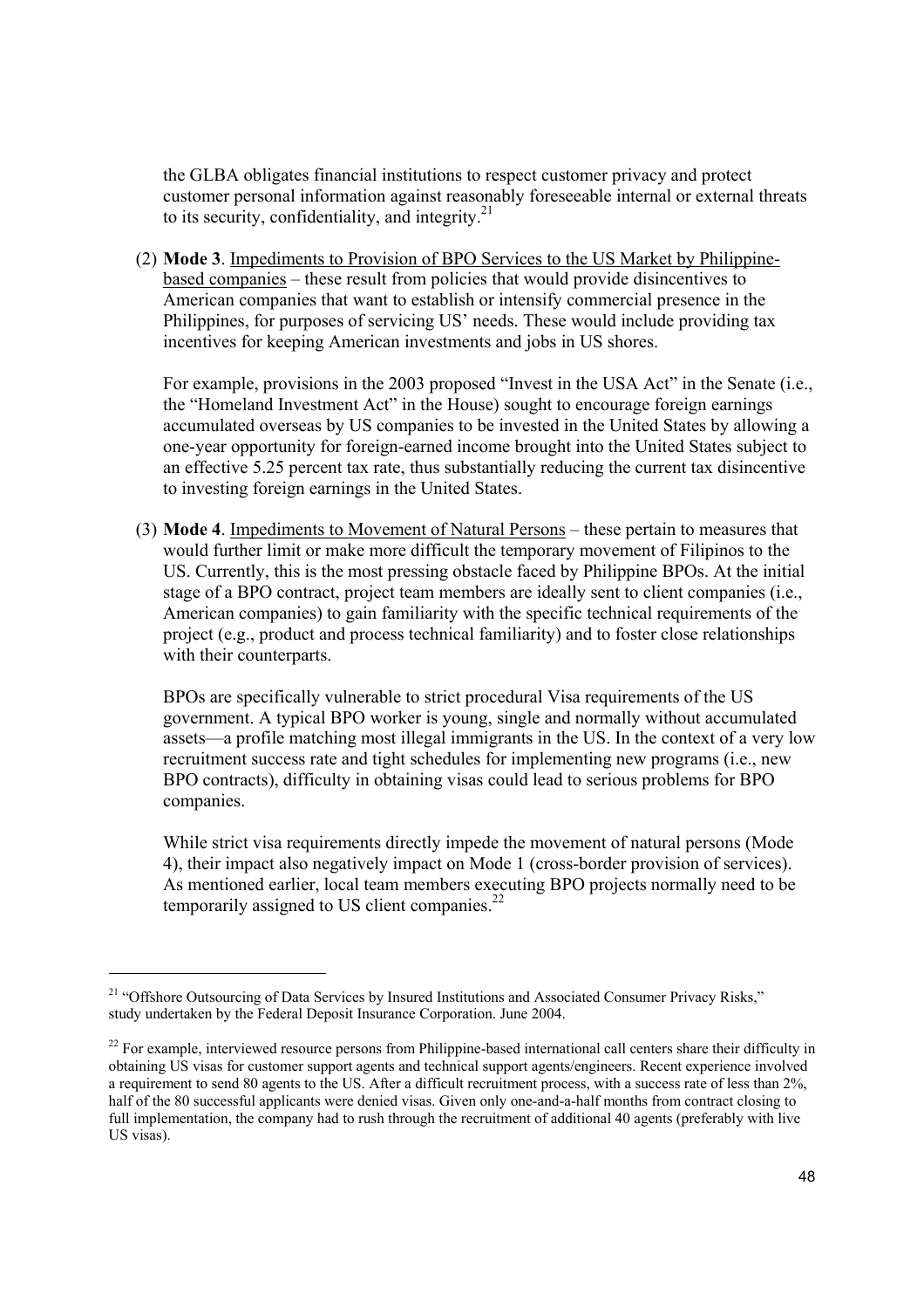the GLBA obligates financial institutions to respect customer privacy and protect customer personal information against reasonably foreseeable internal or external threats to its security, confidentiality, and integrity.[21]

(2) **Mode 3**. Impediments to Provision of BPO Services to the US Market by Philippine-based companies – these result from policies that would provide disincentives to American companies that want to establish or intensify commercial presence in the Philippines, for purposes of servicing US' needs. These would include providing tax incentives for keeping American investments and jobs in US shores.

For example, provisions in the 2003 proposed "Invest in the USA Act" in the Senate (i.e., the "Homeland Investment Act" in the House) sought to encourage foreign earnings accumulated overseas by US companies to be invested in the United States by allowing a one-year opportunity for foreign-earned income brought into the United States subject to an effective 5.25 percent tax rate, thus substantially reducing the current tax disincentive to investing foreign earnings in the United States.

(3) **Mode 4**. Impediments to Movement of Natural Persons – these pertain to measures that would further limit or make more difficult the temporary movement of Filipinos to the US. Currently, this is the most pressing obstacle faced by Philippine BPOs. At the initial stage of a BPO contract, project team members are ideally sent to client companies (i.e., American companies) to gain familiarity with the specific technical requirements of the project (e.g., product and process technical familiarity) and to foster close relationships with their counterparts.

BPOs are specifically vulnerable to strict procedural Visa requirements of the US government. A typical BPO worker is young, single and normally without accumulated assets—a profile matching most illegal immigrants in the US. In the context of a very low recruitment success rate and tight schedules for implementing new programs (i.e., new BPO contracts), difficulty in obtaining visas could lead to serious problems for BPO companies.

While strict visa requirements directly impede the movement of natural persons (Mode 4), their impact also negatively impact on Mode 1 (cross-border provision of services). As mentioned earlier, local team members executing BPO projects normally need to be temporarily assigned to US client companies.[22]

---

[21] "Offshore Outsourcing of Data Services by Insured Institutions and Associated Consumer Privacy Risks," study undertaken by the Federal Deposit Insurance Corporation. June 2004.

[22] For example, interviewed resource persons from Philippine-based international call centers share their difficulty in obtaining US visas for customer support agents and technical support agents/engineers. Recent experience involved a requirement to send 80 agents to the US. After a difficult recruitment process, with a success rate of less than 2%, half of the 80 successful applicants were denied visas. Given only one-and-a-half months from contract closing to full implementation, the company had to rush through the recruitment of additional 40 agents (preferably with live US visas).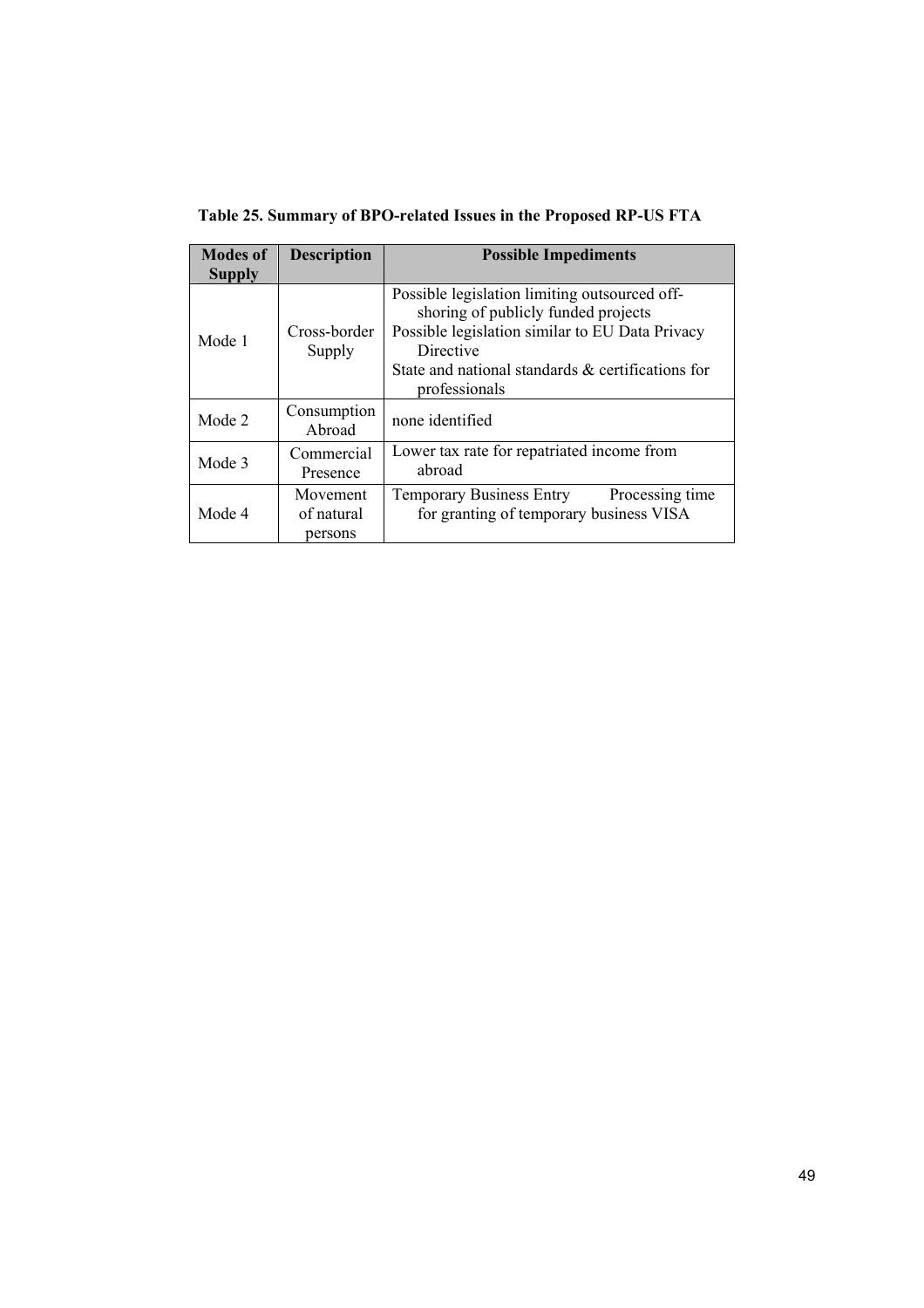**Table 25. Summary of BPO-related Issues in the Proposed RP-US FTA**

| Modes of Supply | Description | Possible Impediments |
| --- | --- | --- |
| Mode 1 | Cross-border Supply | Possible legislation limiting outsourced off-shoring of publicly funded projects<br>Possible legislation similar to EU Data Privacy Directive<br>State and national standards & certifications for professionals |
| Mode 2 | Consumption Abroad | none identified |
| Mode 3 | Commercial Presence | Lower tax rate for repatriated income from abroad |
| Mode 4 | Movement of natural persons | Temporary Business Entry Processing time for granting of temporary business VISA |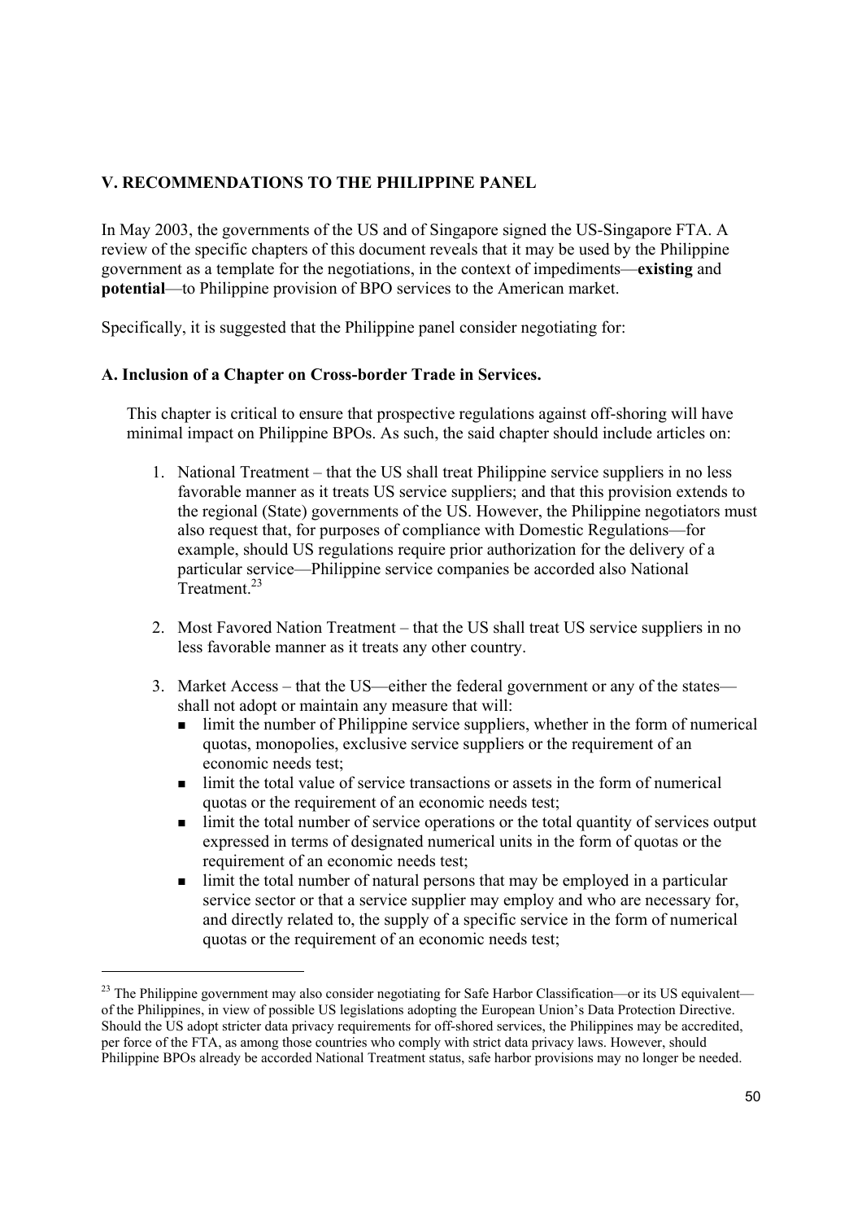## V. RECOMMENDATIONS TO THE PHILIPPINE PANEL

In May 2003, the governments of the US and of Singapore signed the US-Singapore FTA. A review of the specific chapters of this document reveals that it may be used by the Philippine government as a template for the negotiations, in the context of impediments—**existing** and **potential**—to Philippine provision of BPO services to the American market.

Specifically, it is suggested that the Philippine panel consider negotiating for:

### A. Inclusion of a Chapter on Cross-border Trade in Services.

This chapter is critical to ensure that prospective regulations against off-shoring will have minimal impact on Philippine BPOs. As such, the said chapter should include articles on:

1. National Treatment – that the US shall treat Philippine service suppliers in no less favorable manner as it treats US service suppliers; and that this provision extends to the regional (State) governments of the US. However, the Philippine negotiators must also request that, for purposes of compliance with Domestic Regulations—for example, should US regulations require prior authorization for the delivery of a particular service—Philippine service companies be accorded also National Treatment.[23]

2. Most Favored Nation Treatment – that the US shall treat US service suppliers in no less favorable manner as it treats any other country.

3. Market Access – that the US—either the federal government or any of the states—shall not adopt or maintain any measure that will:
   - limit the number of Philippine service suppliers, whether in the form of numerical quotas, monopolies, exclusive service suppliers or the requirement of an economic needs test;
   - limit the total value of service transactions or assets in the form of numerical quotas or the requirement of an economic needs test;
   - limit the total number of service operations or the total quantity of services output expressed in terms of designated numerical units in the form of quotas or the requirement of an economic needs test;
   - limit the total number of natural persons that may be employed in a particular service sector or that a service supplier may employ and who are necessary for, and directly related to, the supply of a specific service in the form of numerical quotas or the requirement of an economic needs test;

---

[23] The Philippine government may also consider negotiating for Safe Harbor Classification—or its US equivalent—of the Philippines, in view of possible US legislations adopting the European Union's Data Protection Directive. Should the US adopt stricter data privacy requirements for off-shored services, the Philippines may be accredited, per force of the FTA, as among those countries who comply with strict data privacy laws. However, should Philippine BPOs already be accorded National Treatment status, safe harbor provisions may no longer be needed.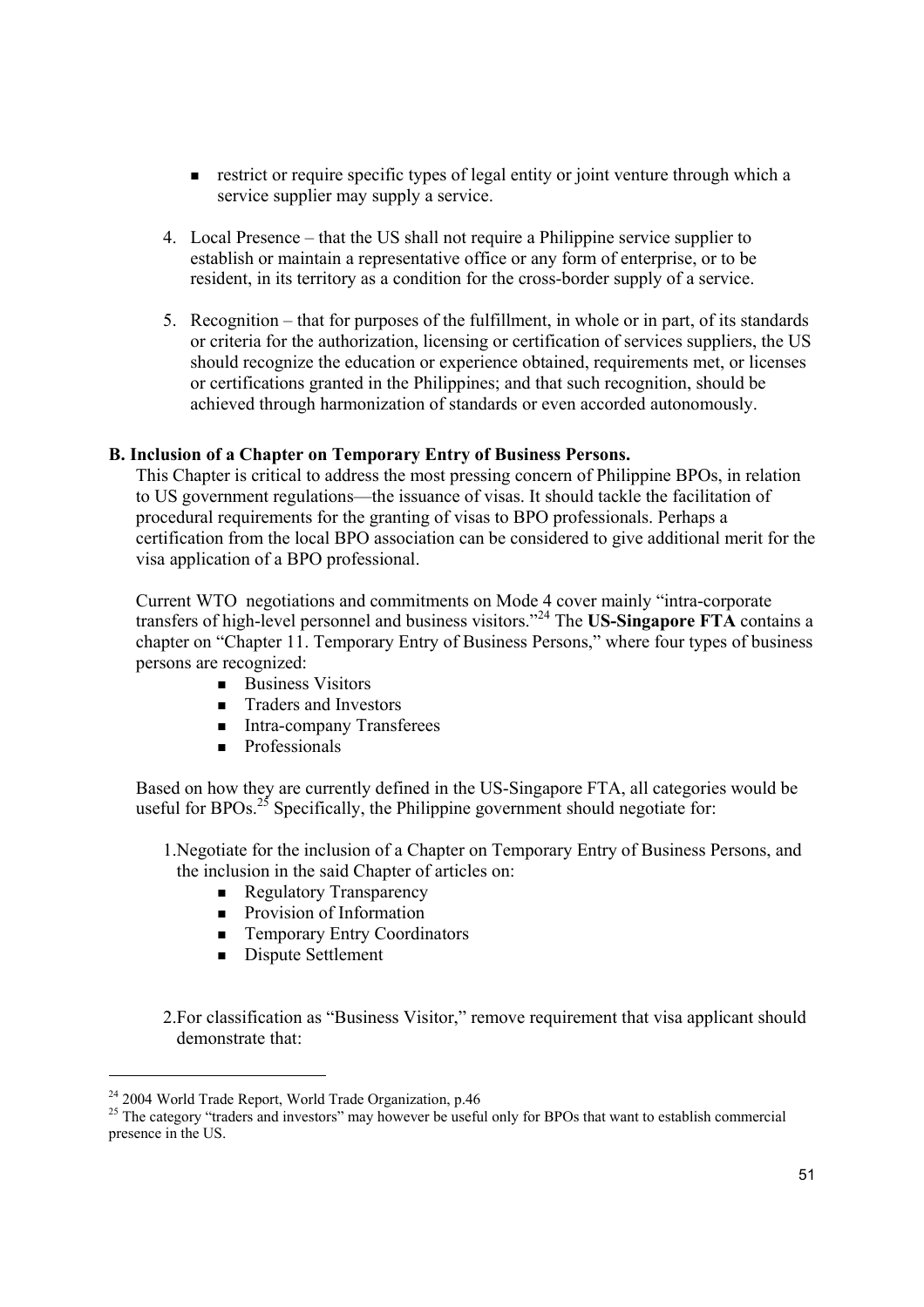- restrict or require specific types of legal entity or joint venture through which a service supplier may supply a service.

4. Local Presence – that the US shall not require a Philippine service supplier to establish or maintain a representative office or any form of enterprise, or to be resident, in its territory as a condition for the cross-border supply of a service.

5. Recognition – that for purposes of the fulfillment, in whole or in part, of its standards or criteria for the authorization, licensing or certification of services suppliers, the US should recognize the education or experience obtained, requirements met, or licenses or certifications granted in the Philippines; and that such recognition, should be achieved through harmonization of standards or even accorded autonomously.

**B. Inclusion of a Chapter on Temporary Entry of Business Persons.**

This Chapter is critical to address the most pressing concern of Philippine BPOs, in relation to US government regulations—the issuance of visas. It should tackle the facilitation of procedural requirements for the granting of visas to BPO professionals. Perhaps a certification from the local BPO association can be considered to give additional merit for the visa application of a BPO professional.

Current WTO negotiations and commitments on Mode 4 cover mainly "intra-corporate transfers of high-level personnel and business visitors."[24] The **US-Singapore FTA** contains a chapter on "Chapter 11. Temporary Entry of Business Persons," where four types of business persons are recognized:

- Business Visitors
- Traders and Investors
- Intra-company Transferees
- Professionals

Based on how they are currently defined in the US-Singapore FTA, all categories would be useful for BPOs.[25] Specifically, the Philippine government should negotiate for:

1. Negotiate for the inclusion of a Chapter on Temporary Entry of Business Persons, and the inclusion in the said Chapter of articles on:
   - Regulatory Transparency
   - Provision of Information
   - Temporary Entry Coordinators
   - Dispute Settlement

2. For classification as "Business Visitor," remove requirement that visa applicant should demonstrate that:

---

[24] 2004 World Trade Report, World Trade Organization, p.46

[25] The category "traders and investors" may however be useful only for BPOs that want to establish commercial presence in the US.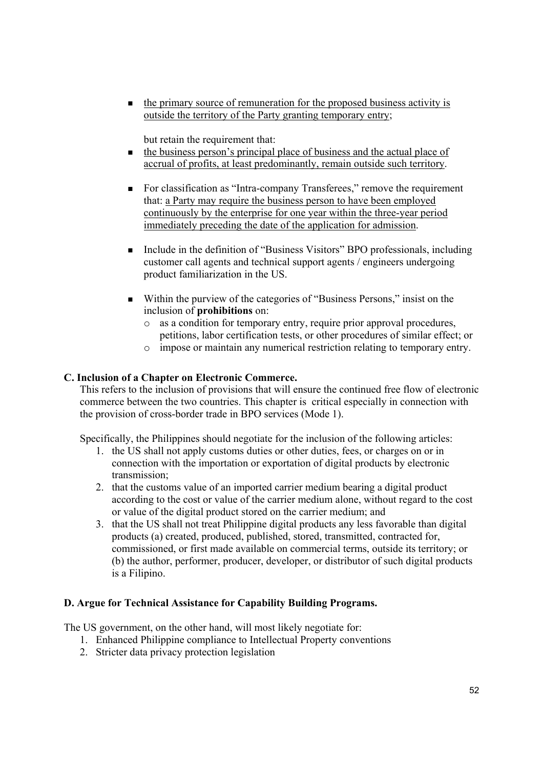- <u>the primary source of remuneration for the proposed business activity is outside the territory of the Party granting temporary entry</u>;

  but retain the requirement that:

- <u>the business person's principal place of business and the actual place of accrual of profits, at least predominantly, remain outside such territory</u>.

- For classification as "Intra-company Transferees," remove the requirement that: <u>a Party may require the business person to have been employed continuously by the enterprise for one year within the three-year period immediately preceding the date of the application for admission</u>.

- Include in the definition of "Business Visitors" BPO professionals, including customer call agents and technical support agents / engineers undergoing product familiarization in the US.

- Within the purview of the categories of "Business Persons," insist on the inclusion of **prohibitions** on:
  - as a condition for temporary entry, require prior approval procedures, petitions, labor certification tests, or other procedures of similar effect; or
  - impose or maintain any numerical restriction relating to temporary entry.

**C. Inclusion of a Chapter on Electronic Commerce.**

This refers to the inclusion of provisions that will ensure the continued free flow of electronic commerce between the two countries. This chapter is critical especially in connection with the provision of cross-border trade in BPO services (Mode 1).

Specifically, the Philippines should negotiate for the inclusion of the following articles:

1. the US shall not apply customs duties or other duties, fees, or charges on or in connection with the importation or exportation of digital products by electronic transmission;
2. that the customs value of an imported carrier medium bearing a digital product according to the cost or value of the carrier medium alone, without regard to the cost or value of the digital product stored on the carrier medium; and
3. that the US shall not treat Philippine digital products any less favorable than digital products (a) created, produced, published, stored, transmitted, contracted for, commissioned, or first made available on commercial terms, outside its territory; or (b) the author, performer, producer, developer, or distributor of such digital products is a Filipino.

**D. Argue for Technical Assistance for Capability Building Programs.**

The US government, on the other hand, will most likely negotiate for:

1. Enhanced Philippine compliance to Intellectual Property conventions
2. Stricter data privacy protection legislation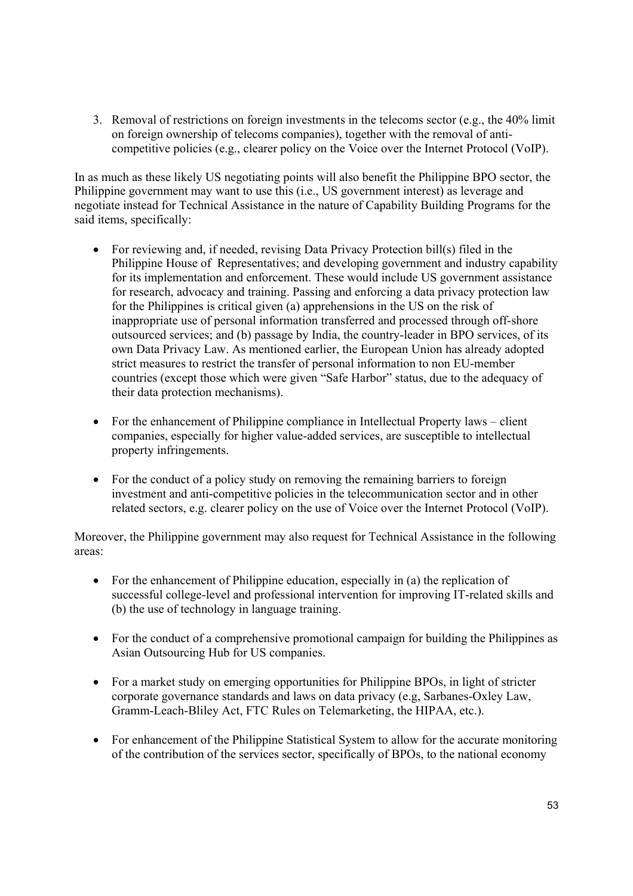3. Removal of restrictions on foreign investments in the telecoms sector (e.g., the 40% limit on foreign ownership of telecoms companies), together with the removal of anti-competitive policies (e.g., clearer policy on the Voice over the Internet Protocol (VoIP).

In as much as these likely US negotiating points will also benefit the Philippine BPO sector, the Philippine government may want to use this (i.e., US government interest) as leverage and negotiate instead for Technical Assistance in the nature of Capability Building Programs for the said items, specifically:

- For reviewing and, if needed, revising Data Privacy Protection bill(s) filed in the Philippine House of Representatives; and developing government and industry capability for its implementation and enforcement. These would include US government assistance for research, advocacy and training. Passing and enforcing a data privacy protection law for the Philippines is critical given (a) apprehensions in the US on the risk of inappropriate use of personal information transferred and processed through off-shore outsourced services; and (b) passage by India, the country-leader in BPO services, of its own Data Privacy Law. As mentioned earlier, the European Union has already adopted strict measures to restrict the transfer of personal information to non EU-member countries (except those which were given "Safe Harbor" status, due to the adequacy of their data protection mechanisms).

- For the enhancement of Philippine compliance in Intellectual Property laws – client companies, especially for higher value-added services, are susceptible to intellectual property infringements.

- For the conduct of a policy study on removing the remaining barriers to foreign investment and anti-competitive policies in the telecommunication sector and in other related sectors, e.g. clearer policy on the use of Voice over the Internet Protocol (VoIP).

Moreover, the Philippine government may also request for Technical Assistance in the following areas:

- For the enhancement of Philippine education, especially in (a) the replication of successful college-level and professional intervention for improving IT-related skills and (b) the use of technology in language training.

- For the conduct of a comprehensive promotional campaign for building the Philippines as Asian Outsourcing Hub for US companies.

- For a market study on emerging opportunities for Philippine BPOs, in light of stricter corporate governance standards and laws on data privacy (e.g, Sarbanes-Oxley Law, Gramm-Leach-Bliley Act, FTC Rules on Telemarketing, the HIPAA, etc.).

- For enhancement of the Philippine Statistical System to allow for the accurate monitoring of the contribution of the services sector, specifically of BPOs, to the national economy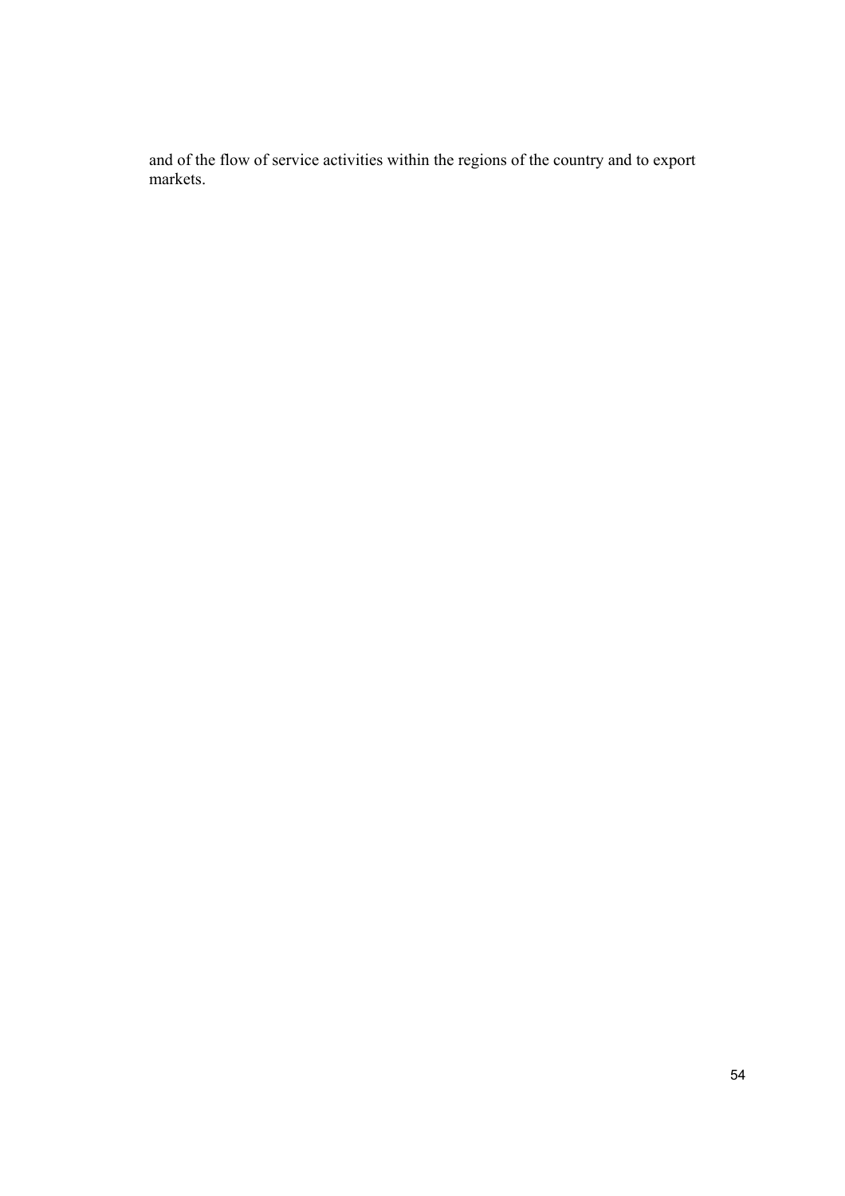and of the flow of service activities within the regions of the country and to export markets.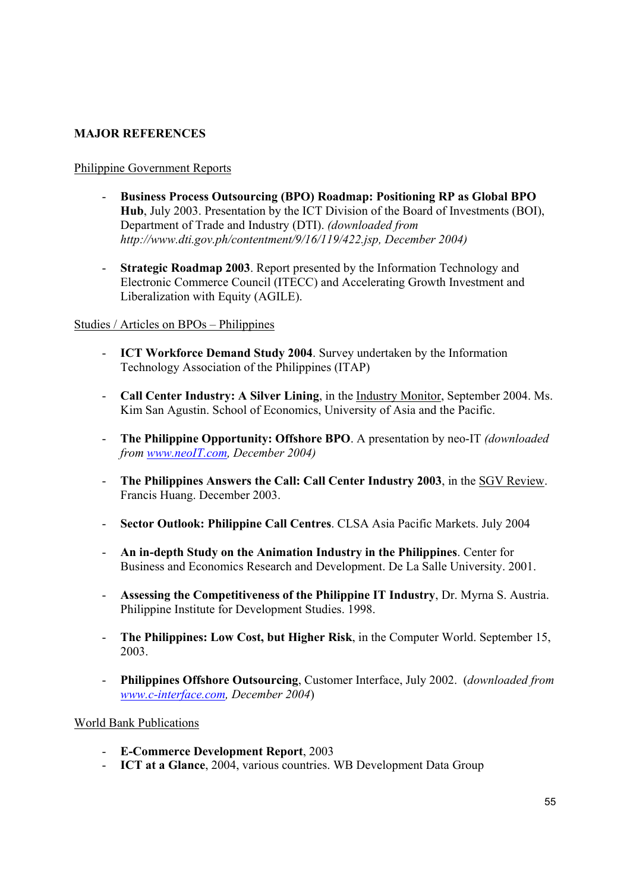## MAJOR REFERENCES

Philippine Government Reports

- **Business Process Outsourcing (BPO) Roadmap: Positioning RP as Global BPO Hub**, July 2003. Presentation by the ICT Division of the Board of Investments (BOI), Department of Trade and Industry (DTI). *(downloaded from http://www.dti.gov.ph/contentment/9/16/119/422.jsp, December 2004)*

- **Strategic Roadmap 2003**. Report presented by the Information Technology and Electronic Commerce Council (ITECC) and Accelerating Growth Investment and Liberalization with Equity (AGILE).

Studies / Articles on BPOs – Philippines

- **ICT Workforce Demand Study 2004**. Survey undertaken by the Information Technology Association of the Philippines (ITAP)

- **Call Center Industry: A Silver Lining**, in the Industry Monitor, September 2004. Ms. Kim San Agustin. School of Economics, University of Asia and the Pacific.

- **The Philippine Opportunity: Offshore BPO**. A presentation by neo-IT *(downloaded from www.neoIT.com, December 2004)*

- **The Philippines Answers the Call: Call Center Industry 2003**, in the SGV Review. Francis Huang. December 2003.

- **Sector Outlook: Philippine Call Centres**. CLSA Asia Pacific Markets. July 2004

- **An in-depth Study on the Animation Industry in the Philippines**. Center for Business and Economics Research and Development. De La Salle University. 2001.

- **Assessing the Competitiveness of the Philippine IT Industry**, Dr. Myrna S. Austria. Philippine Institute for Development Studies. 1998.

- **The Philippines: Low Cost, but Higher Risk**, in the Computer World. September 15, 2003.

- **Philippines Offshore Outsourcing**, Customer Interface, July 2002. (*downloaded from www.c-interface.com, December 2004*)

World Bank Publications

- **E-Commerce Development Report**, 2003
- **ICT at a Glance**, 2004, various countries. WB Development Data Group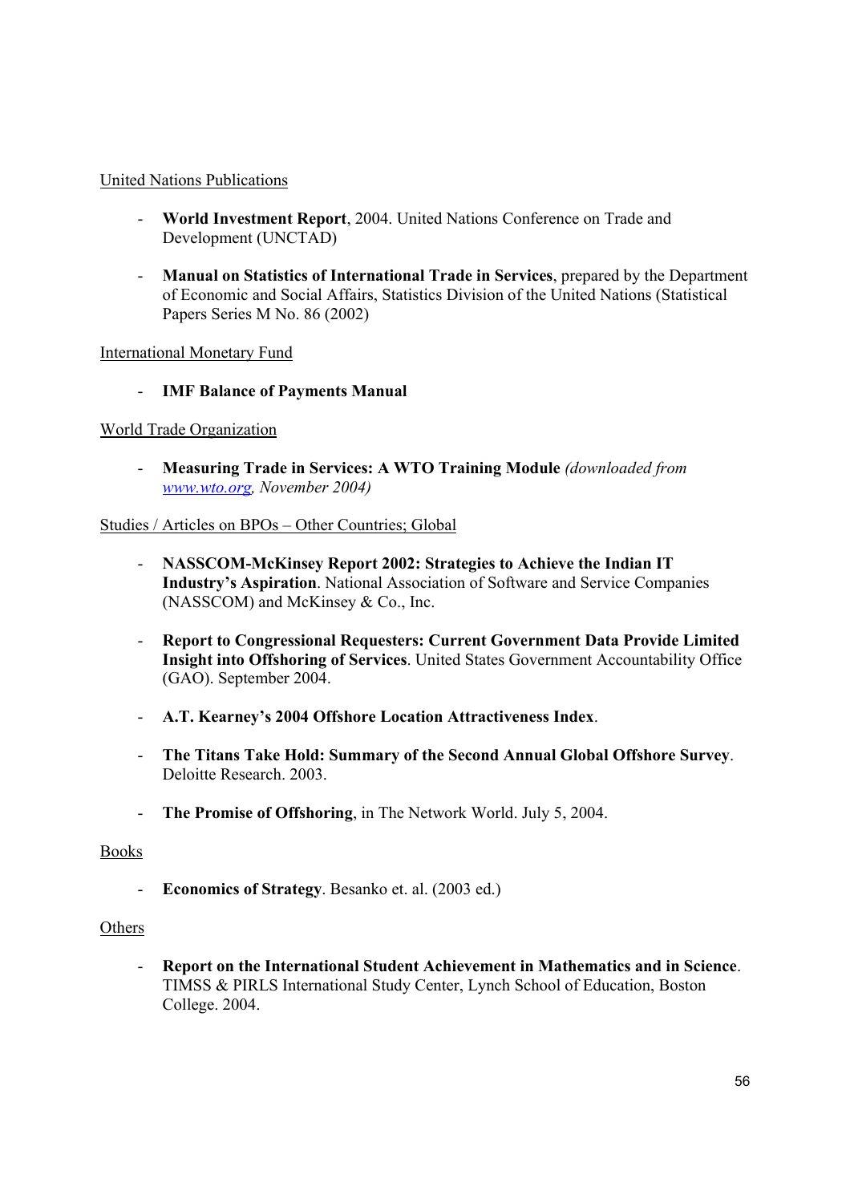United Nations Publications

- **World Investment Report**, 2004. United Nations Conference on Trade and Development (UNCTAD)

- **Manual on Statistics of International Trade in Services**, prepared by the Department of Economic and Social Affairs, Statistics Division of the United Nations (Statistical Papers Series M No. 86 (2002)

International Monetary Fund

- **IMF Balance of Payments Manual**

World Trade Organization

- **Measuring Trade in Services: A WTO Training Module** *(downloaded from [www.wto.org](http://www.wto.org), November 2004)*

Studies / Articles on BPOs – Other Countries; Global

- **NASSCOM-McKinsey Report 2002: Strategies to Achieve the Indian IT Industry's Aspiration**. National Association of Software and Service Companies (NASSCOM) and McKinsey & Co., Inc.

- **Report to Congressional Requesters: Current Government Data Provide Limited Insight into Offshoring of Services**. United States Government Accountability Office (GAO). September 2004.

- **A.T. Kearney's 2004 Offshore Location Attractiveness Index**.

- **The Titans Take Hold: Summary of the Second Annual Global Offshore Survey**. Deloitte Research. 2003.

- **The Promise of Offshoring**, in The Network World. July 5, 2004.

Books

- **Economics of Strategy**. Besanko et. al. (2003 ed.)

Others

- **Report on the International Student Achievement in Mathematics and in Science**. TIMSS & PIRLS International Study Center, Lynch School of Education, Boston College. 2004.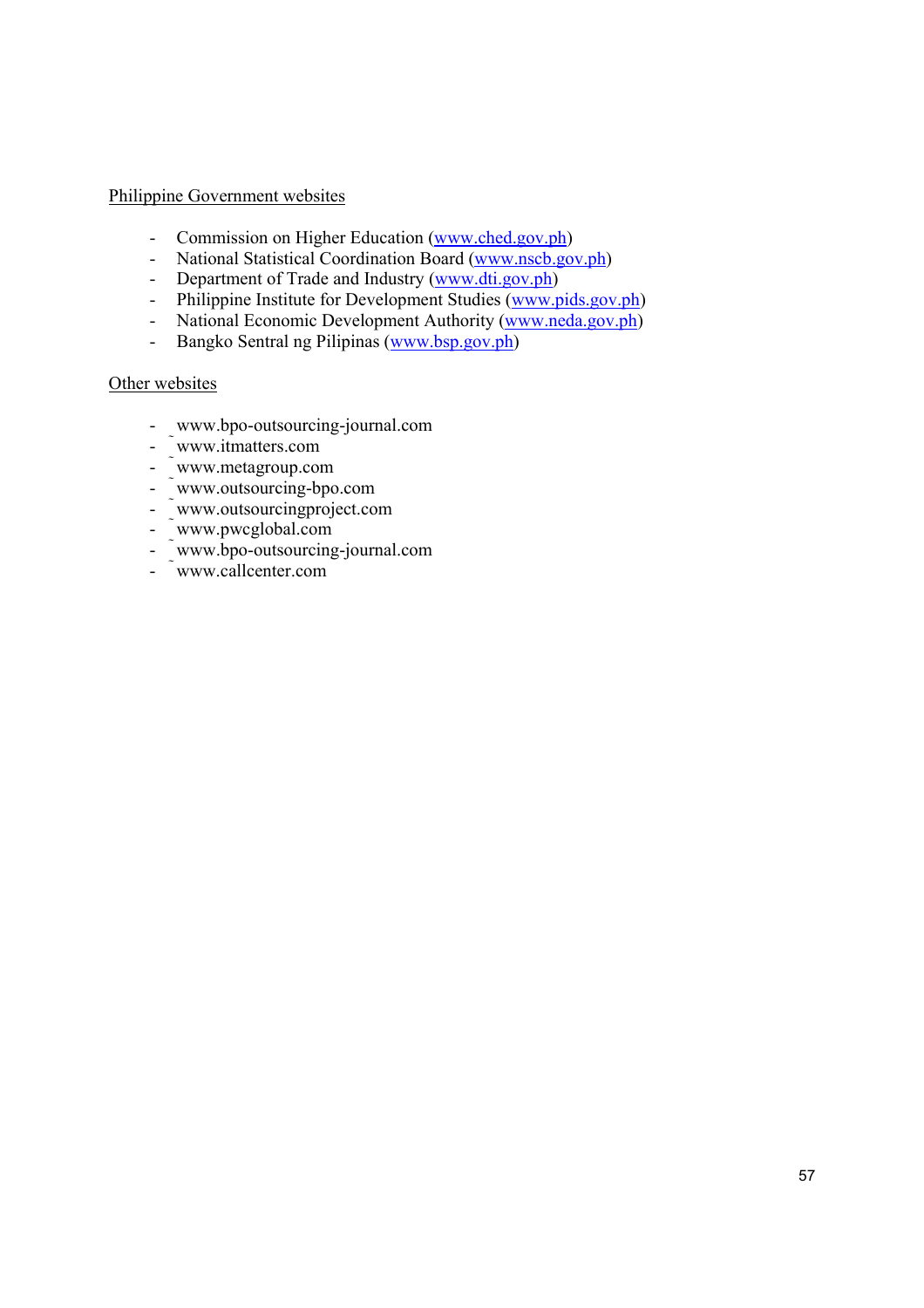Philippine Government websites

- Commission on Higher Education (www.ched.gov.ph)
- National Statistical Coordination Board (www.nscb.gov.ph)
- Department of Trade and Industry (www.dti.gov.ph)
- Philippine Institute for Development Studies (www.pids.gov.ph)
- National Economic Development Authority (www.neda.gov.ph)
- Bangko Sentral ng Pilipinas (www.bsp.gov.ph)

Other websites

- www.bpo-outsourcing-journal.com
- www.itmatters.com
- www.metagroup.com
- www.outsourcing-bpo.com
- www.outsourcingproject.com
- www.pwcglobal.com
- www.bpo-outsourcing-journal.com
- www.callcenter.com